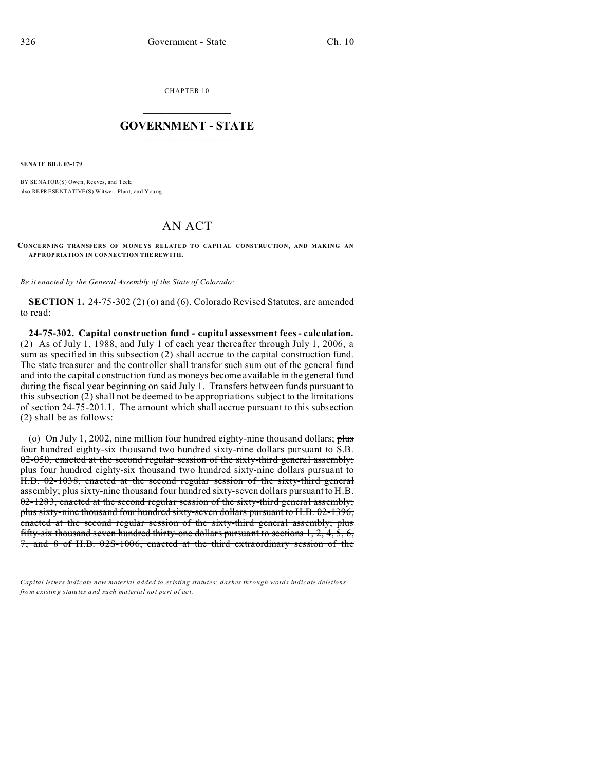CHAPTER 10

# GOVERNMENT - STATE

**SENATE BILL 03-179**

BY SENATOR(S) Owen, Reeves, and Teck;
also REPRESENTATIVE(S) Witwer, Plant, and Young.

# AN ACT

**CONCERNING TRANSFERS OF MONEYS RELATED TO CAPITAL CONSTRUCTION, AND MAKING AN APPROPRIATION IN CONNECTION THEREWITH.**

*Be it enacted by the General Assembly of the State of Colorado:*

**SECTION 1.** 24-75-302 (2) (o) and (6), Colorado Revised Statutes, are amended to read:

**24-75-302. Capital construction fund - capital assessment fees - calculation.** (2) As of July 1, 1988, and July 1 of each year thereafter through July 1, 2006, a sum as specified in this subsection (2) shall accrue to the capital construction fund. The state treasurer and the controller shall transfer such sum out of the general fund and into the capital construction fund as moneys become available in the general fund during the fiscal year beginning on said July 1. Transfers between funds pursuant to this subsection (2) shall not be deemed to be appropriations subject to the limitations of section 24-75-201.1. The amount which shall accrue pursuant to this subsection (2) shall be as follows:

(o) On July 1, 2002, nine million four hundred eighty-nine thousand dollars; ~~plus four hundred eighty-six thousand two hundred sixty-nine dollars pursuant to S.B. 02-050, enacted at the second regular session of the sixty-third general assembly; plus four hundred eighty-six thousand two hundred sixty-nine dollars pursuant to H.B. 02-1038, enacted at the second regular session of the sixty-third general assembly; plus sixty-nine thousand four hundred sixty-seven dollars pursuant to H.B. 02-1283, enacted at the second regular session of the sixty-third general assembly; plus sixty-nine thousand four hundred sixty-seven dollars pursuant to H.B. 02-1396, enacted at the second regular session of the sixty-third general assembly; plus fifty-six thousand seven hundred thirty-one dollars pursuant to sections 1, 2, 4, 5, 6, 7, and 8 of H.B. 02S-1006, enacted at the third extraordinary session of the~~

---

*Capital letters indicate new material added to existing statutes; dashes through words indicate deletions from existing statutes and such material not part of act.*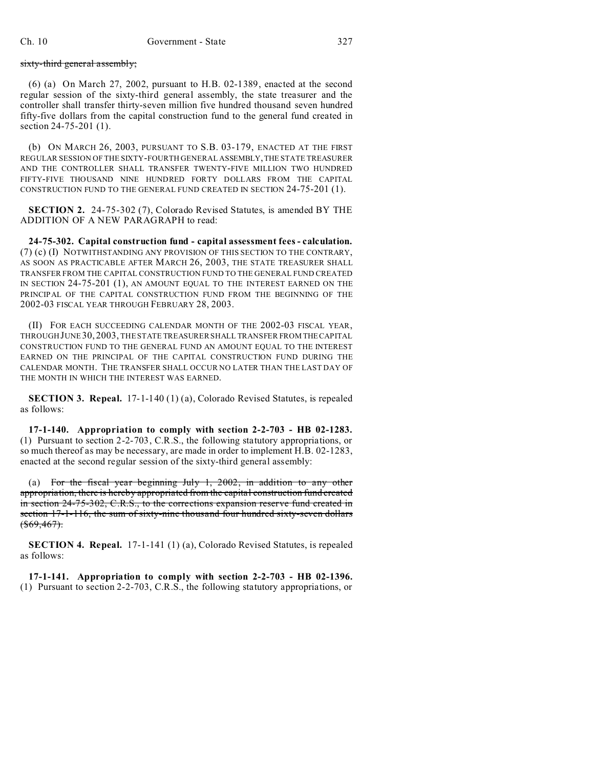~~sixty-third general assembly;~~

(6) (a) On March 27, 2002, pursuant to H.B. 02-1389, enacted at the second regular session of the sixty-third general assembly, the state treasurer and the controller shall transfer thirty-seven million five hundred thousand seven hundred fifty-five dollars from the capital construction fund to the general fund created in section 24-75-201 (1).

(b) ON MARCH 26, 2003, PURSUANT TO S.B. 03-179, ENACTED AT THE FIRST REGULAR SESSION OF THE SIXTY-FOURTH GENERAL ASSEMBLY, THE STATE TREASURER AND THE CONTROLLER SHALL TRANSFER TWENTY-FIVE MILLION TWO HUNDRED FIFTY-FIVE THOUSAND NINE HUNDRED FORTY DOLLARS FROM THE CAPITAL CONSTRUCTION FUND TO THE GENERAL FUND CREATED IN SECTION 24-75-201 (1).

**SECTION 2.** 24-75-302 (7), Colorado Revised Statutes, is amended BY THE ADDITION OF A NEW PARAGRAPH to read:

**24-75-302. Capital construction fund - capital assessment fees - calculation.** (7) (c) (I) NOTWITHSTANDING ANY PROVISION OF THIS SECTION TO THE CONTRARY, AS SOON AS PRACTICABLE AFTER MARCH 26, 2003, THE STATE TREASURER SHALL TRANSFER FROM THE CAPITAL CONSTRUCTION FUND TO THE GENERAL FUND CREATED IN SECTION 24-75-201 (1), AN AMOUNT EQUAL TO THE INTEREST EARNED ON THE PRINCIPAL OF THE CAPITAL CONSTRUCTION FUND FROM THE BEGINNING OF THE 2002-03 FISCAL YEAR THROUGH FEBRUARY 28, 2003.

(II) FOR EACH SUCCEEDING CALENDAR MONTH OF THE 2002-03 FISCAL YEAR, THROUGH JUNE 30, 2003, THE STATE TREASURER SHALL TRANSFER FROM THE CAPITAL CONSTRUCTION FUND TO THE GENERAL FUND AN AMOUNT EQUAL TO THE INTEREST EARNED ON THE PRINCIPAL OF THE CAPITAL CONSTRUCTION FUND DURING THE CALENDAR MONTH. THE TRANSFER SHALL OCCUR NO LATER THAN THE LAST DAY OF THE MONTH IN WHICH THE INTEREST WAS EARNED.

**SECTION 3. Repeal.** 17-1-140 (1) (a), Colorado Revised Statutes, is repealed as follows:

**17-1-140. Appropriation to comply with section 2-2-703 - HB 02-1283.** (1) Pursuant to section 2-2-703, C.R.S., the following statutory appropriations, or so much thereof as may be necessary, are made in order to implement H.B. 02-1283, enacted at the second regular session of the sixty-third general assembly:

(a) ~~For the fiscal year beginning July 1, 2002, in addition to any other appropriation, there is hereby appropriated from the capital construction fund created in section 24-75-302, C.R.S., to the corrections expansion reserve fund created in section 17-1-116, the sum of sixty-nine thousand four hundred sixty-seven dollars ($69,467).~~

**SECTION 4. Repeal.** 17-1-141 (1) (a), Colorado Revised Statutes, is repealed as follows:

**17-1-141. Appropriation to comply with section 2-2-703 - HB 02-1396.** (1) Pursuant to section 2-2-703, C.R.S., the following statutory appropriations, or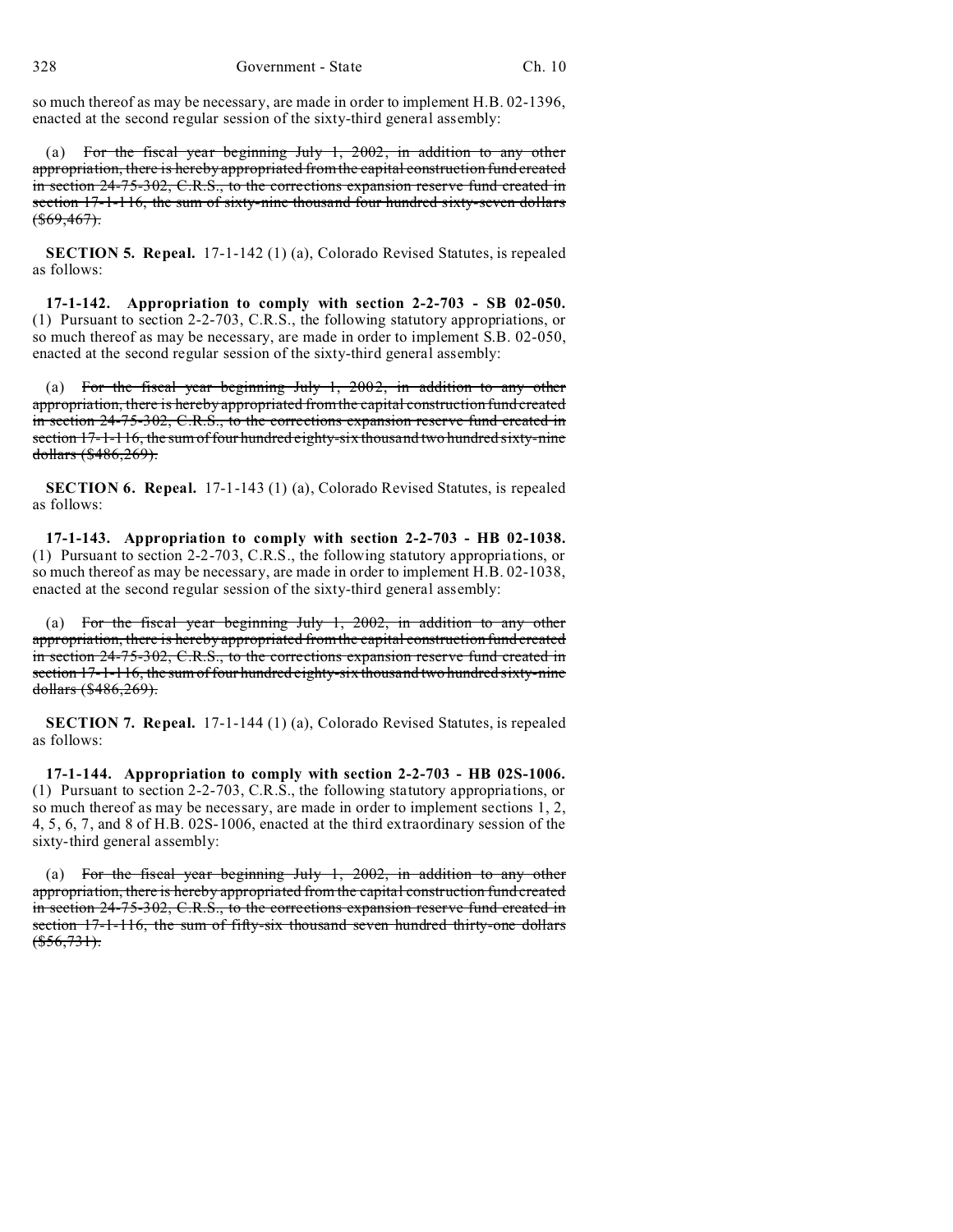so much thereof as may be necessary, are made in order to implement H.B. 02-1396, enacted at the second regular session of the sixty-third general assembly:

(a) ~~For the fiscal year beginning July 1, 2002, in addition to any other appropriation, there is hereby appropriated from the capital construction fund created in section 24-75-302, C.R.S., to the corrections expansion reserve fund created in section 17-1-116, the sum of sixty-nine thousand four hundred sixty-seven dollars ($69,467).~~

**SECTION 5. Repeal.** 17-1-142 (1) (a), Colorado Revised Statutes, is repealed as follows:

**17-1-142. Appropriation to comply with section 2-2-703 - SB 02-050.** (1) Pursuant to section 2-2-703, C.R.S., the following statutory appropriations, or so much thereof as may be necessary, are made in order to implement S.B. 02-050, enacted at the second regular session of the sixty-third general assembly:

(a) ~~For the fiscal year beginning July 1, 2002, in addition to any other appropriation, there is hereby appropriated from the capital construction fund created in section 24-75-302, C.R.S., to the corrections expansion reserve fund created in section 17-1-116, the sum of four hundred eighty-six thousand two hundred sixty-nine dollars ($486,269).~~

**SECTION 6. Repeal.** 17-1-143 (1) (a), Colorado Revised Statutes, is repealed as follows:

**17-1-143. Appropriation to comply with section 2-2-703 - HB 02-1038.** (1) Pursuant to section 2-2-703, C.R.S., the following statutory appropriations, or so much thereof as may be necessary, are made in order to implement H.B. 02-1038, enacted at the second regular session of the sixty-third general assembly:

(a) ~~For the fiscal year beginning July 1, 2002, in addition to any other appropriation, there is hereby appropriated from the capital construction fund created in section 24-75-302, C.R.S., to the corrections expansion reserve fund created in section 17-1-116, the sum of four hundred eighty-six thousand two hundred sixty-nine dollars ($486,269).~~

**SECTION 7. Repeal.** 17-1-144 (1) (a), Colorado Revised Statutes, is repealed as follows:

**17-1-144. Appropriation to comply with section 2-2-703 - HB 02S-1006.** (1) Pursuant to section 2-2-703, C.R.S., the following statutory appropriations, or so much thereof as may be necessary, are made in order to implement sections 1, 2, 4, 5, 6, 7, and 8 of H.B. 02S-1006, enacted at the third extraordinary session of the sixty-third general assembly:

(a) ~~For the fiscal year beginning July 1, 2002, in addition to any other appropriation, there is hereby appropriated from the capital construction fund created in section 24-75-302, C.R.S., to the corrections expansion reserve fund created in section 17-1-116, the sum of fifty-six thousand seven hundred thirty-one dollars ($56,731).~~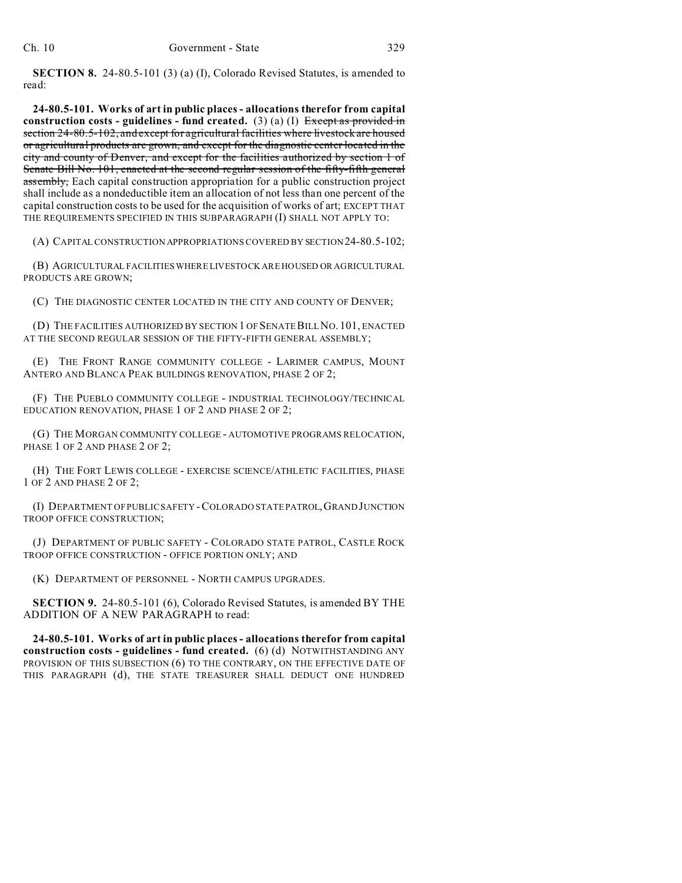**SECTION 8.** 24-80.5-101 (3) (a) (I), Colorado Revised Statutes, is amended to read:

**24-80.5-101. Works of art in public places - allocations therefor from capital construction costs - guidelines - fund created.** (3) (a) (I) ~~Except as provided in section 24-80.5-102, and except for agricultural facilities where livestock are housed or agricultural products are grown, and except for the diagnostic center located in the city and county of Denver, and except for the facilities authorized by section 1 of Senate Bill No. 101, enacted at the second regular session of the fifty-fifth general assembly,~~ Each capital construction appropriation for a public construction project shall include as a nondeductible item an allocation of not less than one percent of the capital construction costs to be used for the acquisition of works of art; EXCEPT THAT THE REQUIREMENTS SPECIFIED IN THIS SUBPARAGRAPH (I) SHALL NOT APPLY TO:

(A) CAPITAL CONSTRUCTION APPROPRIATIONS COVERED BY SECTION 24-80.5-102;

(B) AGRICULTURAL FACILITIES WHERE LIVESTOCK ARE HOUSED OR AGRICULTURAL PRODUCTS ARE GROWN;

(C) THE DIAGNOSTIC CENTER LOCATED IN THE CITY AND COUNTY OF DENVER;

(D) THE FACILITIES AUTHORIZED BY SECTION 1 OF SENATE BILL NO. 101, ENACTED AT THE SECOND REGULAR SESSION OF THE FIFTY-FIFTH GENERAL ASSEMBLY;

(E) THE FRONT RANGE COMMUNITY COLLEGE - LARIMER CAMPUS, MOUNT ANTERO AND BLANCA PEAK BUILDINGS RENOVATION, PHASE 2 OF 2;

(F) THE PUEBLO COMMUNITY COLLEGE - INDUSTRIAL TECHNOLOGY/TECHNICAL EDUCATION RENOVATION, PHASE 1 OF 2 AND PHASE 2 OF 2;

(G) THE MORGAN COMMUNITY COLLEGE - AUTOMOTIVE PROGRAMS RELOCATION, PHASE 1 OF 2 AND PHASE 2 OF 2;

(H) THE FORT LEWIS COLLEGE - EXERCISE SCIENCE/ATHLETIC FACILITIES, PHASE 1 OF 2 AND PHASE 2 OF 2;

(I) DEPARTMENT OF PUBLIC SAFETY - COLORADO STATE PATROL, GRAND JUNCTION TROOP OFFICE CONSTRUCTION;

(J) DEPARTMENT OF PUBLIC SAFETY - COLORADO STATE PATROL, CASTLE ROCK TROOP OFFICE CONSTRUCTION - OFFICE PORTION ONLY; AND

(K) DEPARTMENT OF PERSONNEL - NORTH CAMPUS UPGRADES.

**SECTION 9.** 24-80.5-101 (6), Colorado Revised Statutes, is amended BY THE ADDITION OF A NEW PARAGRAPH to read:

**24-80.5-101. Works of art in public places - allocations therefor from capital construction costs - guidelines - fund created.** (6) (d) NOTWITHSTANDING ANY PROVISION OF THIS SUBSECTION (6) TO THE CONTRARY, ON THE EFFECTIVE DATE OF THIS PARAGRAPH (d), THE STATE TREASURER SHALL DEDUCT ONE HUNDRED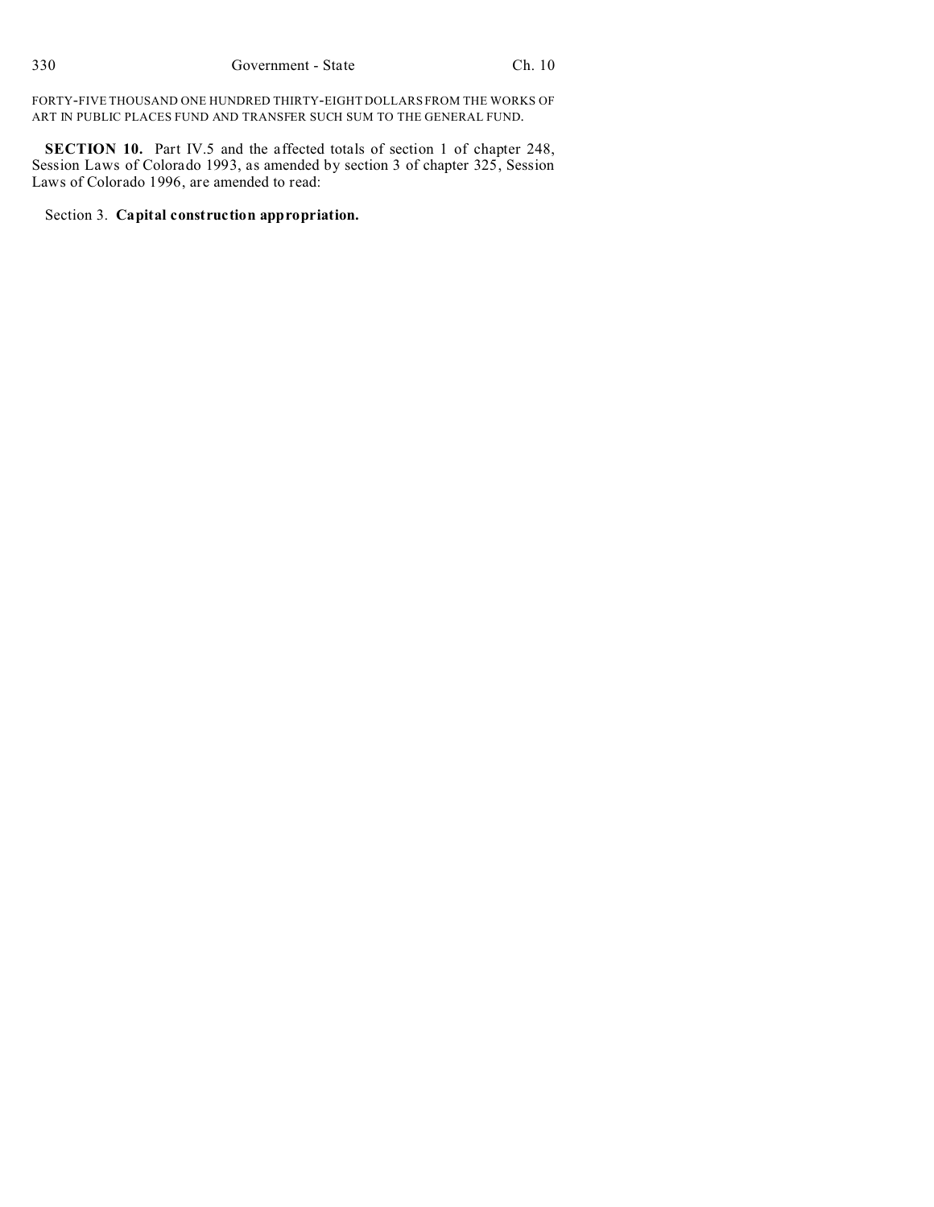FORTY-FIVE THOUSAND ONE HUNDRED THIRTY-EIGHT DOLLARS FROM THE WORKS OF ART IN PUBLIC PLACES FUND AND TRANSFER SUCH SUM TO THE GENERAL FUND.

**SECTION 10.** Part IV.5 and the affected totals of section 1 of chapter 248, Session Laws of Colorado 1993, as amended by section 3 of chapter 325, Session Laws of Colorado 1996, are amended to read:

Section 3. **Capital construction appropriation.**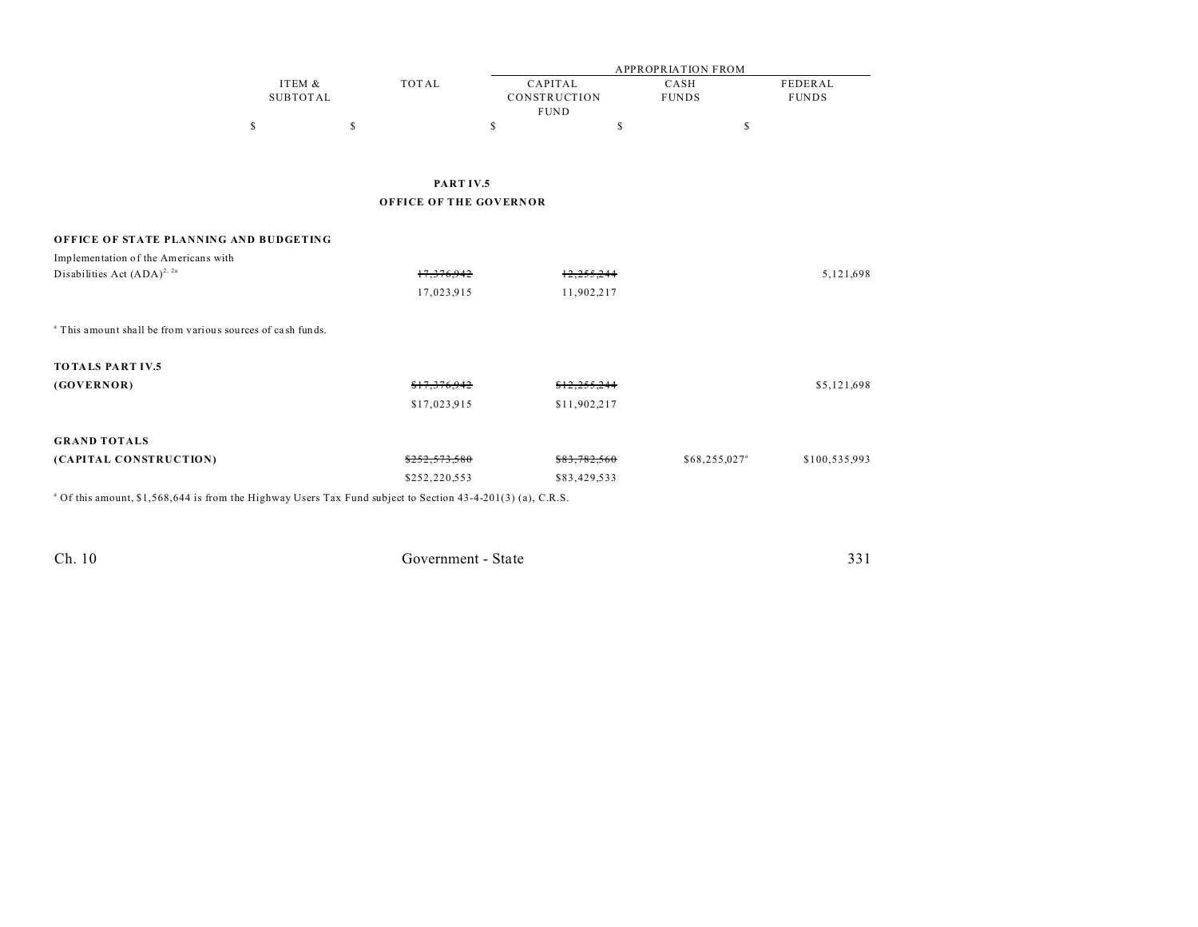| | ITEM & SUBTOTAL | TOTAL | APPROPRIATION FROM | | |
|---|---|---|---|---|---|
| | | | CAPITAL CONSTRUCTION FUND | CASH FUNDS | FEDERAL FUNDS |
| | $ | $ | $ | $ | $ |

## PART IV.5
## OFFICE OF THE GOVERNOR

**OFFICE OF STATE PLANNING AND BUDGETING**

| | ITEM & SUBTOTAL | TOTAL | CAPITAL CONSTRUCTION FUND | CASH FUNDS | FEDERAL FUNDS |
|---|---|---|---|---|---|
| Implementation of the Americans with Disabilities Act (ADA)[2, 2a] | | ~~17,376,942~~ | ~~12,255,244~~ | | 5,121,698 |
| | | 17,023,915 | 11,902,217 | | |

[a] This amount shall be from various sources of cash funds.

| | ITEM & SUBTOTAL | TOTAL | CAPITAL CONSTRUCTION FUND | CASH FUNDS | FEDERAL FUNDS |
|---|---|---|---|---|---|
| **TOTALS PART IV.5 (GOVERNOR)** | | ~~$17,376,942~~ | ~~$12,255,244~~ | | $5,121,698 |
| | | $17,023,915 | $11,902,217 | | |
| **GRAND TOTALS (CAPITAL CONSTRUCTION)** | | ~~$252,573,580~~ | ~~$83,782,560~~ | $68,255,027[a] | $100,535,993 |
| | | $252,220,553 | $83,429,533 | | |

[a] Of this amount, $1,568,644 is from the Highway Users Tax Fund subject to Section 43-4-201(3) (a), C.R.S.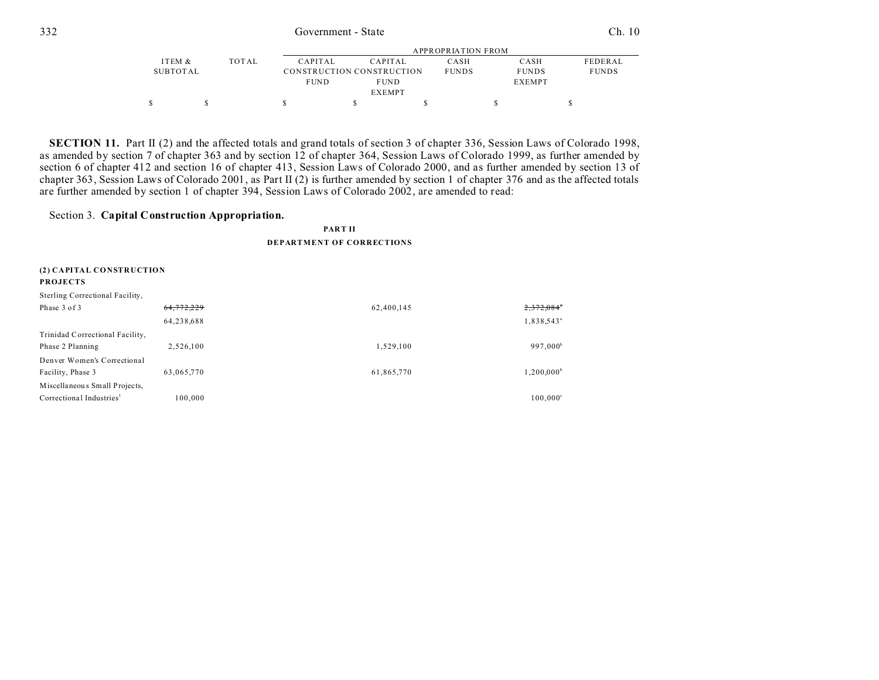| ITEM & SUBTOTAL | TOTAL | APPROPRIATION FROM CAPITAL CONSTRUCTION FUND | CAPITAL CONSTRUCTION FUND EXEMPT | CASH FUNDS | CASH FUNDS EXEMPT | FEDERAL FUNDS |
|---|---|---|---|---|---|---|
| $ | $ | $ | $ | $ | $ | $ |

**SECTION 11.** Part II (2) and the affected totals and grand totals of section 3 of chapter 336, Session Laws of Colorado 1998, as amended by section 7 of chapter 363 and by section 12 of chapter 364, Session Laws of Colorado 1999, as further amended by section 6 of chapter 412 and section 16 of chapter 413, Session Laws of Colorado 2000, and as further amended by section 13 of chapter 363, Session Laws of Colorado 2001, as Part II (2) is further amended by section 1 of chapter 376 and as the affected totals are further amended by section 1 of chapter 394, Session Laws of Colorado 2002, are amended to read:

Section 3. **Capital Construction Appropriation.**

**PART II**

**DEPARTMENT OF CORRECTIONS**

**(2) CAPITAL CONSTRUCTION PROJECTS**

| | ITEM & SUBTOTAL | TOTAL | CAPITAL CONSTRUCTION FUND | CAPITAL CONSTRUCTION FUND EXEMPT | CASH FUNDS | CASH FUNDS EXEMPT | FEDERAL FUNDS |
|---|---|---|---|---|---|---|---|
| Sterling Correctional Facility, Phase 3 of 3 | ~~64,772,229~~ 64,238,688 | | 62,400,145 | | | ~~2,372,084~~[a] 1,838,543[a] | |
| Trinidad Correctional Facility, Phase 2 Planning | 2,526,100 | | 1,529,100 | | | 997,000[b] | |
| Denver Women's Correctional Facility, Phase 3 | 63,065,770 | | 61,865,770 | | | 1,200,000[b] | |
| Miscellaneous Small Projects, Correctional Industries[1] | 100,000 | | | | | 100,000[c] | |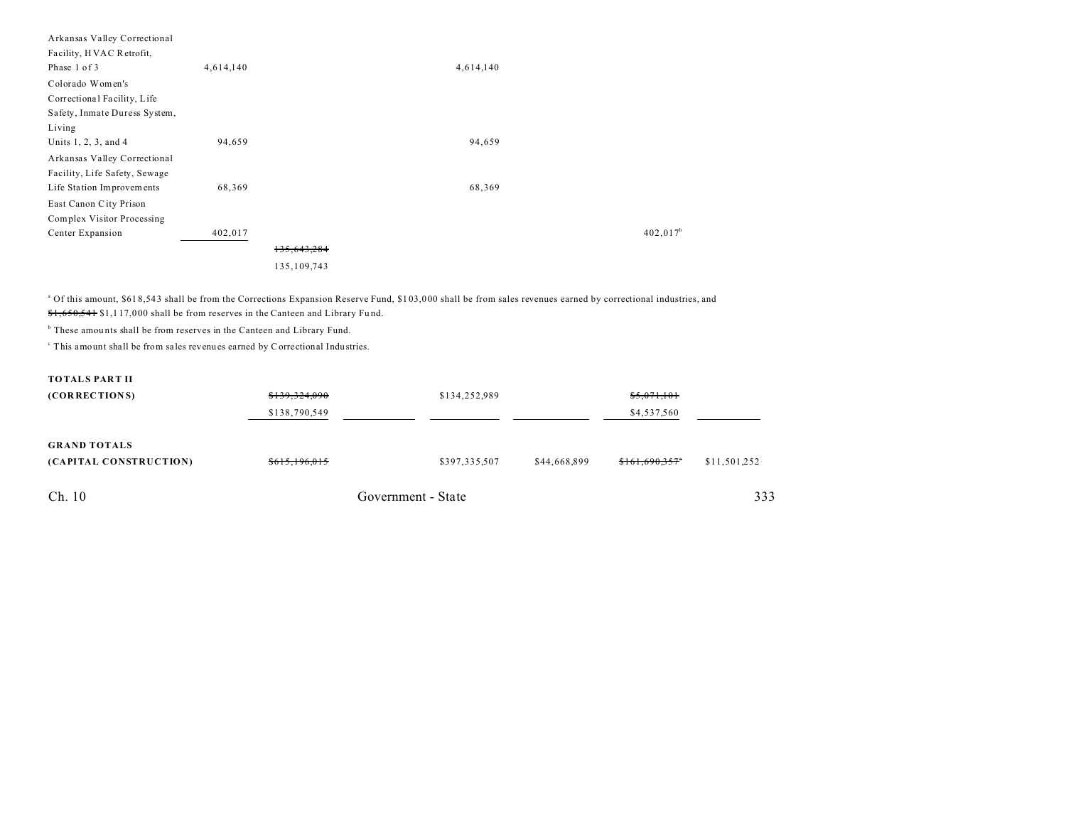| | | | | | | |
|---|---|---|---|---|---|---|
| Arkansas Valley Correctional Facility, HVAC Retrofit, Phase 1 of 3 | 4,614,140 | | 4,614,140 | | | |
| Colorado Women's Correctional Facility, Life Safety, Inmate Duress System, Living Units 1, 2, 3, and 4 | 94,659 | | 94,659 | | | |
| Arkansas Valley Correctional Facility, Life Safety, Sewage Life Station Improvements | 68,369 | | 68,369 | | | |
| East Canon City Prison Complex Visitor Processing Center Expansion | 402,017 | | | | 402,017[b] | |
| | | ~~135,643,284~~ 135,109,743 | | | | |

[a] Of this amount, $618,543 shall be from the Corrections Expansion Reserve Fund, $103,000 shall be from sales revenues earned by correctional industries, and ~~$1,650,541~~ $1,117,000 shall be from reserves in the Canteen and Library Fund.

[b] These amounts shall be from reserves in the Canteen and Library Fund.

[c] This amount shall be from sales revenues earned by Correctional Industries.

| | | | | | | |
|---|---|---|---|---|---|---|
| **TOTALS PART II (CORRECTIONS)** | ~~$139,324,090~~ $138,790,549 | | $134,252,989 | | ~~$5,071,101~~ $4,537,560 | |
| **GRAND TOTALS (CAPITAL CONSTRUCTION)** | ~~$615,196,015~~ | | $397,335,507 | $44,668,899 | ~~$161,690,357~~[a] | $11,501,252 |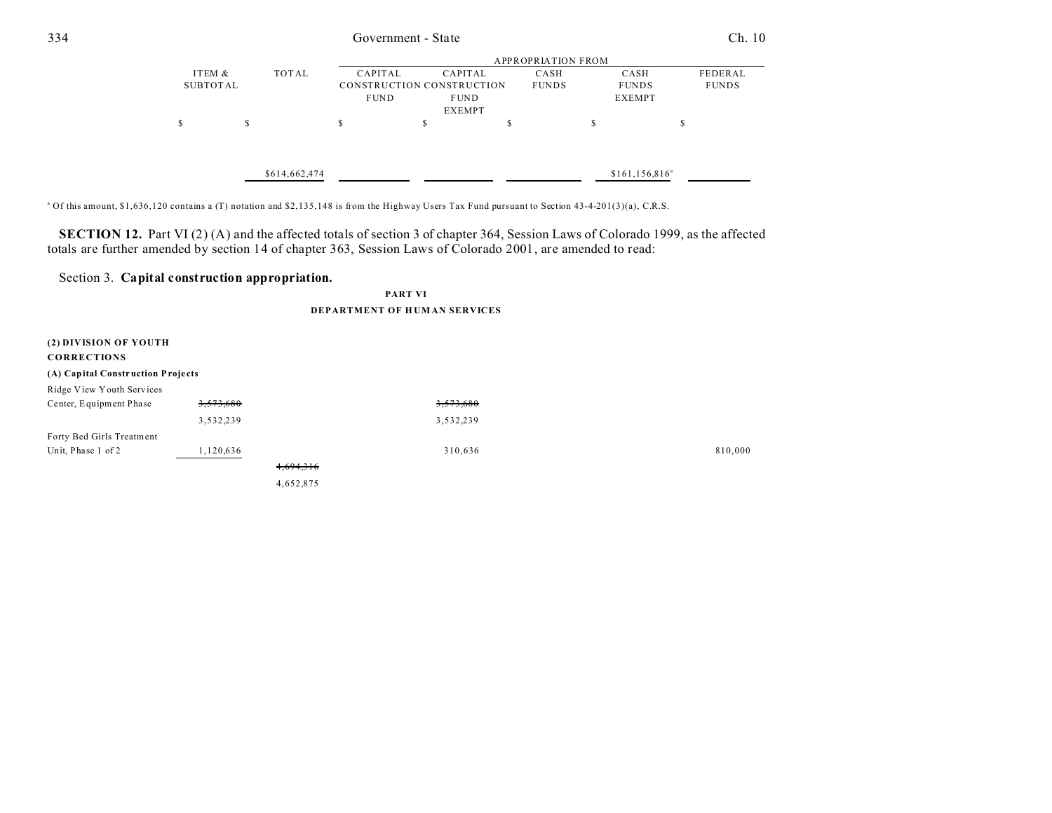| | ITEM & SUBTOTAL | TOTAL | APPROPRIATION FROM CAPITAL CONSTRUCTION FUND | CAPITAL CONSTRUCTION FUND EXEMPT | CASH FUNDS | CASH FUNDS EXEMPT | FEDERAL FUNDS |
|---|---|---|---|---|---|---|---|
| | $ | $ | $ | $ | $ | $ | $ |
| | | $614,662,474 | | | | $161,156,816[a] | |

[a] Of this amount, $1,636,120 contains a (T) notation and $2,135,148 is from the Highway Users Tax Fund pursuant to Section 43-4-201(3)(a), C.R.S.

**SECTION 12.** Part VI (2) (A) and the affected totals of section 3 of chapter 364, Session Laws of Colorado 1999, as the affected totals are further amended by section 14 of chapter 363, Session Laws of Colorado 2001, are amended to read:

Section 3. **Capital construction appropriation.**

**PART VI**

**DEPARTMENT OF HUMAN SERVICES**

| | ITEM & SUBTOTAL | TOTAL | CAPITAL CONSTRUCTION FUND | CAPITAL CONSTRUCTION FUND EXEMPT | CASH FUNDS | CASH FUNDS EXEMPT | FEDERAL FUNDS |
|---|---|---|---|---|---|---|---|
| **(2) DIVISION OF YOUTH CORRECTIONS** | | | | | | | |
| **(A) Capital Construction Projects** | | | | | | | |
| Ridge View Youth Services Center, Equipment Phase | ~~3,573,680~~ 3,532,239 | | | ~~3,573,680~~ 3,532,239 | | | |
| Forty Bed Girls Treatment Unit, Phase 1 of 2 | 1,120,636 | | | 310,636 | | | 810,000 |
| | | ~~4,694,316~~ 4,652,875 | | | | | |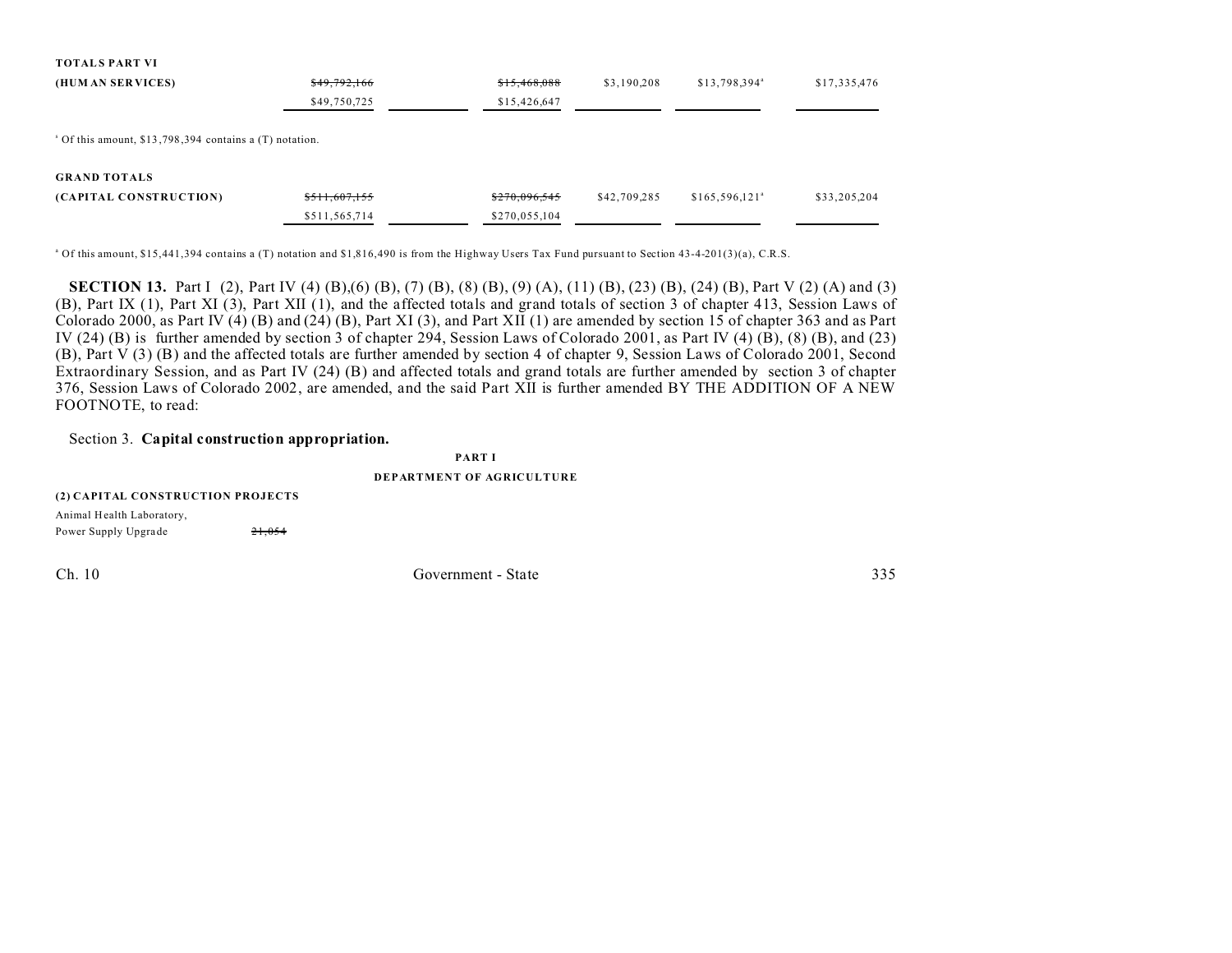| | | | | | | |
|---|---|---|---|---|---|---|
| **TOTALS PART VI** | | | | | | |
| **(HUMAN SERVICES)** | ~~$49,792,166~~ | | ~~$15,468,088~~ | $3,190,208 | $13,798,394[a] | $17,335,476 |
| | $49,750,725 | | $15,426,647 | | | |

[a] Of this amount, $13,798,394 contains a (T) notation.

| | | | | | | |
|---|---|---|---|---|---|---|
| **GRAND TOTALS** | | | | | | |
| **(CAPITAL CONSTRUCTION)** | ~~$511,607,155~~ | | ~~$270,096,545~~ | $42,709,285 | $165,596,121[a] | $33,205,204 |
| | $511,565,714 | | $270,055,104 | | | |

[a] Of this amount, $15,441,394 contains a (T) notation and $1,816,490 is from the Highway Users Tax Fund pursuant to Section 43-4-201(3)(a), C.R.S.

**SECTION 13.** Part I (2), Part IV (4) (B),(6) (B), (7) (B), (8) (B), (9) (A), (11) (B), (23) (B), (24) (B), Part V (2) (A) and (3) (B), Part IX (1), Part XI (3), Part XII (1), and the affected totals and grand totals of section 3 of chapter 413, Session Laws of Colorado 2000, as Part IV (4) (B) and (24) (B), Part XI (3), and Part XII (1) are amended by section 15 of chapter 363 and as Part IV (24) (B) is further amended by section 3 of chapter 294, Session Laws of Colorado 2001, as Part IV (4) (B), (8) (B), and (23) (B), Part V (3) (B) and the affected totals are further amended by section 4 of chapter 9, Session Laws of Colorado 2001, Second Extraordinary Session, and as Part IV (24) (B) and affected totals and grand totals are further amended by section 3 of chapter 376, Session Laws of Colorado 2002, are amended, and the said Part XII is further amended BY THE ADDITION OF A NEW FOOTNOTE, to read:

Section 3. **Capital construction appropriation.**

**PART I**

**DEPARTMENT OF AGRICULTURE**

**(2) CAPITAL CONSTRUCTION PROJECTS**

Animal Health Laboratory,
Power Supply Upgrade ~~21,054~~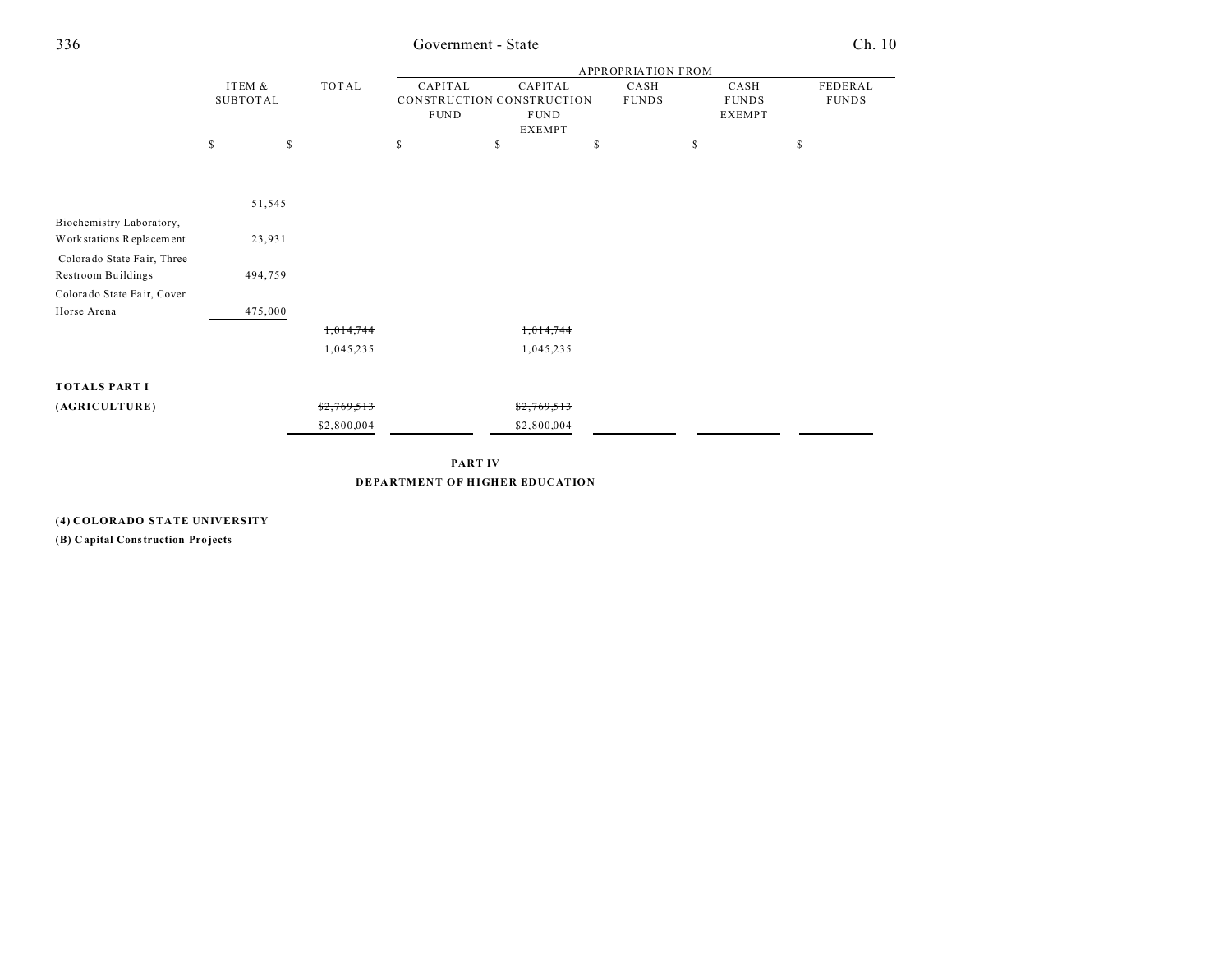| | ITEM & SUBTOTAL | TOTAL | APPROPRIATION FROM | | | | |
|---|---|---|---|---|---|---|---|
| | | | CAPITAL CONSTRUCTION FUND | CAPITAL CONSTRUCTION FUND EXEMPT | CASH FUNDS | CASH FUNDS EXEMPT | FEDERAL FUNDS |
| | $ | $ | $ | $ | $ | $ | $ |
| | 51,545 | | | | | | |
| Biochemistry Laboratory, Workstations Replacement | 23,931 | | | | | | |
| Colorado State Fair, Three Restroom Buildings | 494,759 | | | | | | |
| Colorado State Fair, Cover Horse Arena | 475,000 | | | | | | |
| | | ~~1,014,744~~ | | ~~1,014,744~~ | | | |
| | | 1,045,235 | | 1,045,235 | | | |
| **TOTALS PART I (AGRICULTURE)** | | ~~$2,769,513~~ | | ~~$2,769,513~~ | | | |
| | | $2,800,004 | | $2,800,004 | | | |

**PART IV**

**DEPARTMENT OF HIGHER EDUCATION**

**(4) COLORADO STATE UNIVERSITY**

**(B) Capital Construction Projects**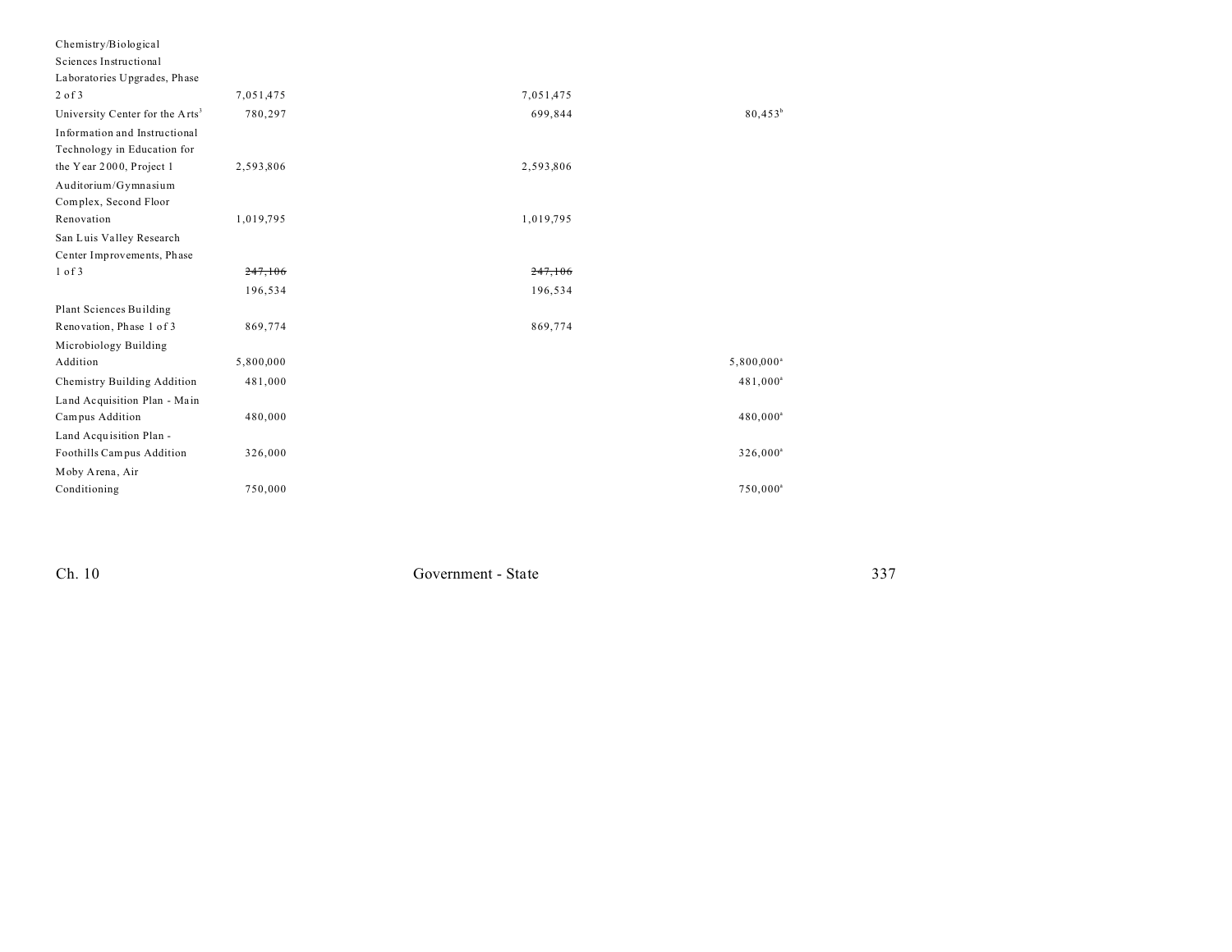| | | | |
|---|---|---|---|
| Chemistry/Biological Sciences Instructional Laboratories Upgrades, Phase 2 of 3 | 7,051,475 | 7,051,475 | |
| University Center for the Arts[3] | 780,297 | 699,844 | 80,453[b] |
| Information and Instructional Technology in Education for the Year 2000, Project 1 | 2,593,806 | 2,593,806 | |
| Auditorium/Gymnasium Complex, Second Floor Renovation | 1,019,795 | 1,019,795 | |
| San Luis Valley Research Center Improvements, Phase 1 of 3 | ~~247,106~~ | ~~247,106~~ | |
| | 196,534 | 196,534 | |
| Plant Sciences Building Renovation, Phase 1 of 3 | 869,774 | 869,774 | |
| Microbiology Building Addition | 5,800,000 | | 5,800,000[a] |
| Chemistry Building Addition | 481,000 | | 481,000[a] |
| Land Acquisition Plan - Main Campus Addition | 480,000 | | 480,000[a] |
| Land Acquisition Plan - Foothills Campus Addition | 326,000 | | 326,000[a] |
| Moby Arena, Air Conditioning | 750,000 | | 750,000[a] |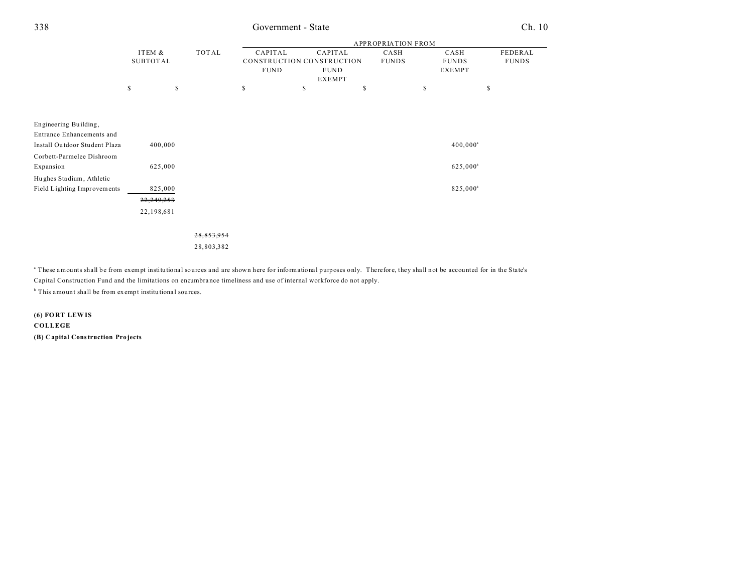| | ITEM & SUBTOTAL | TOTAL | APPROPRIATION FROM | | | | |
|---|---|---|---|---|---|---|---|
| | | | CAPITAL CONSTRUCTION FUND | CAPITAL CONSTRUCTION FUND EXEMPT | CASH FUNDS | CASH FUNDS EXEMPT | FEDERAL FUNDS |
| | $ | $ | $ | $ | $ | $ | $ |
| Engineering Building, Entrance Enhancements and Install Outdoor Student Plaza | 400,000 | | | | | 400,000[a] | |
| Corbett-Parmelee Dishroom Expansion | 625,000 | | | | | 625,000[a] | |
| Hughes Stadium, Athletic Field Lighting Improvements | 825,000 | | | | | 825,000[a] | |
| | ~~22,249,253~~ 22,198,681 | | | | | | |
| | | ~~28,853,954~~ 28,803,382 | | | | | |

[a] These amounts shall be from exempt institutional sources and are shown here for informational purposes only. Therefore, they shall not be accounted for in the State's Capital Construction Fund and the limitations on encumbrance timeliness and use of internal workforce do not apply.

[b] This amount shall be from exempt institutional sources.

**(6) FORT LEWIS COLLEGE**

**(B) Capital Construction Projects**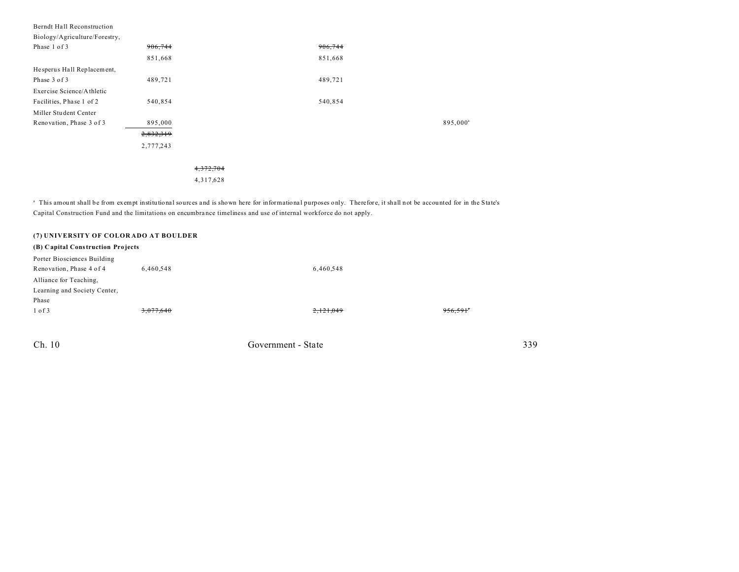| | | | | | | |
|---|---|---|---|---|---|---|
| Berndt Hall Reconstruction Biology/Agriculture/Forestry, Phase 1 of 3 | ~~906,744~~ 851,668 | | | ~~906,744~~ 851,668 | | |
| Hesperus Hall Replacement, Phase 3 of 3 | 489,721 | | | 489,721 | | |
| Exercise Science/Athletic Facilities, Phase 1 of 2 | 540,854 | | | 540,854 | | |
| Miller Student Center Renovation, Phase 3 of 3 | 895,000 | | | | | 895,000[a] |
| | ~~2,832,319~~ 2,777,243 | | | | | |
| | | ~~4,372,704~~ 4,317,628 | | | | |

[a] This amount shall be from exempt institutional sources and is shown here for informational purposes only. Therefore, it shall not be accounted for in the State's Capital Construction Fund and the limitations on encumbrance timeliness and use of internal workforce do not apply.

**(7) UNIVERSITY OF COLORADO AT BOULDER**

**(B) Capital Construction Projects**

| | | | | | | |
|---|---|---|---|---|---|---|
| Porter Biosciences Building Renovation, Phase 4 of 4 | 6,460,548 | | | 6,460,548 | | |
| Alliance for Teaching, Learning and Society Center, Phase 1 of 3 | ~~3,077,640~~ | | | ~~2,121,049~~ | | ~~956,591~~[a] |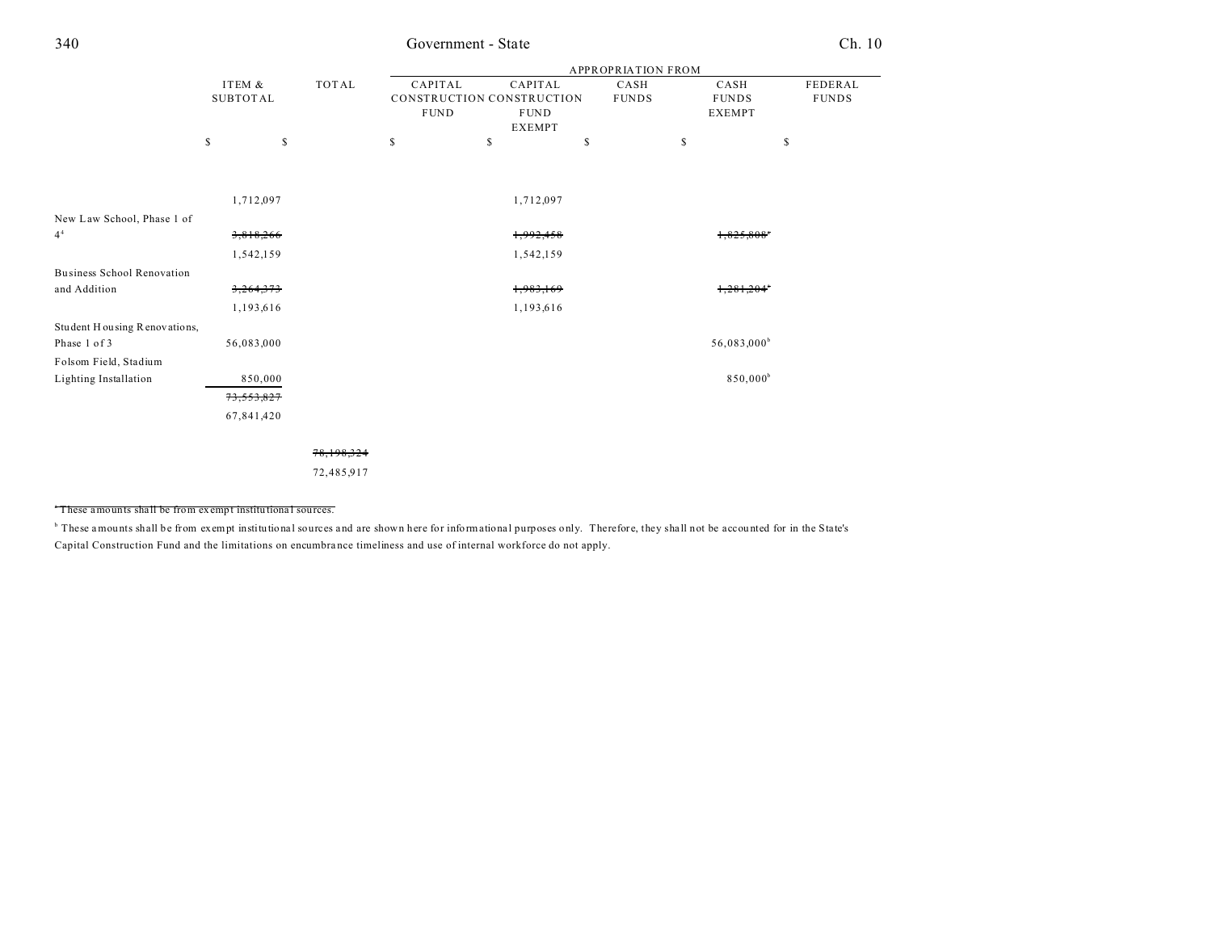| | ITEM & SUBTOTAL | TOTAL | APPROPRIATION FROM CAPITAL CONSTRUCTION FUND | CAPITAL CONSTRUCTION FUND EXEMPT | CASH FUNDS | CASH FUNDS EXEMPT | FEDERAL FUNDS |
|---|---|---|---|---|---|---|---|
| | $ | $ | $ | $ | $ | $ | $ |
| | 1,712,097 | | | 1,712,097 | | | |
| New Law School, Phase 1 of 4[4] | ~~3,818,266~~ | | | ~~1,992,458~~ | | ~~1,825,808~~[a] | |
| | 1,542,159 | | | 1,542,159 | | | |
| Business School Renovation and Addition | ~~3,264,373~~ | | | ~~1,983,169~~ | | ~~1,281,204~~[a] | |
| | 1,193,616 | | | 1,193,616 | | | |
| Student Housing Renovations, Phase 1 of 3 | 56,083,000 | | | | | 56,083,000[b] | |
| Folsom Field, Stadium Lighting Installation | 850,000 | | | | | 850,000[b] | |
| | ~~73,553,827~~ | | | | | | |
| | 67,841,420 | | | | | | |
| | | ~~78,198,324~~ | | | | | |
| | | 72,485,917 | | | | | |

~~[a] These amounts shall be from exempt institutional sources.~~

[b] These amounts shall be from exempt institutional sources and are shown here for informational purposes only. Therefore, they shall not be accounted for in the State's Capital Construction Fund and the limitations on encumbrance timeliness and use of internal workforce do not apply.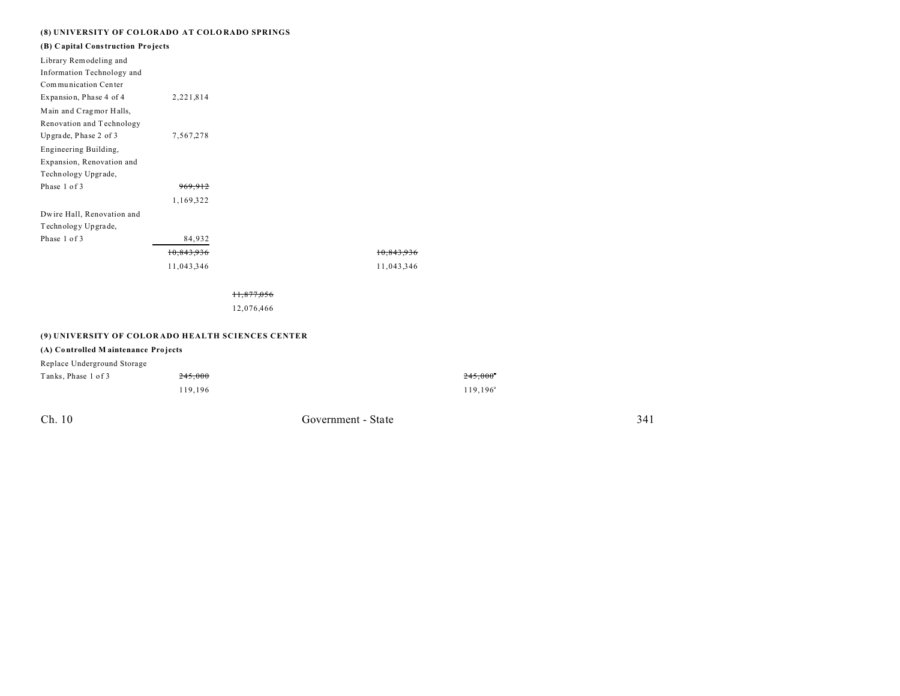**(8) UNIVERSITY OF COLORADO AT COLORADO SPRINGS**

**(B) Capital Construction Projects**

| | | | | |
|---|---|---|---|---|
| Library Remodeling and Information Technology and Communication Center Expansion, Phase 4 of 4 | 2,221,814 | | | |
| Main and Cragmor Halls, Renovation and Technology Upgrade, Phase 2 of 3 | 7,567,278 | | | |
| Engineering Building, Expansion, Renovation and Technology Upgrade, Phase 1 of 3 | ~~969,912~~ 1,169,322 | | | |
| Dwire Hall, Renovation and Technology Upgrade, Phase 1 of 3 | 84,932 | | | |
| | ~~10,843,936~~ 11,043,346 | | ~~10,843,936~~ 11,043,346 | |
| | | ~~11,877,056~~ 12,076,466 | | |

**(9) UNIVERSITY OF COLORADO HEALTH SCIENCES CENTER**

**(A) Controlled Maintenance Projects**

| | | | | |
|---|---|---|---|---|
| Replace Underground Storage Tanks, Phase 1 of 3 | ~~245,000~~ 119,196 | | | ~~245,000~~[a] 119,196[a] |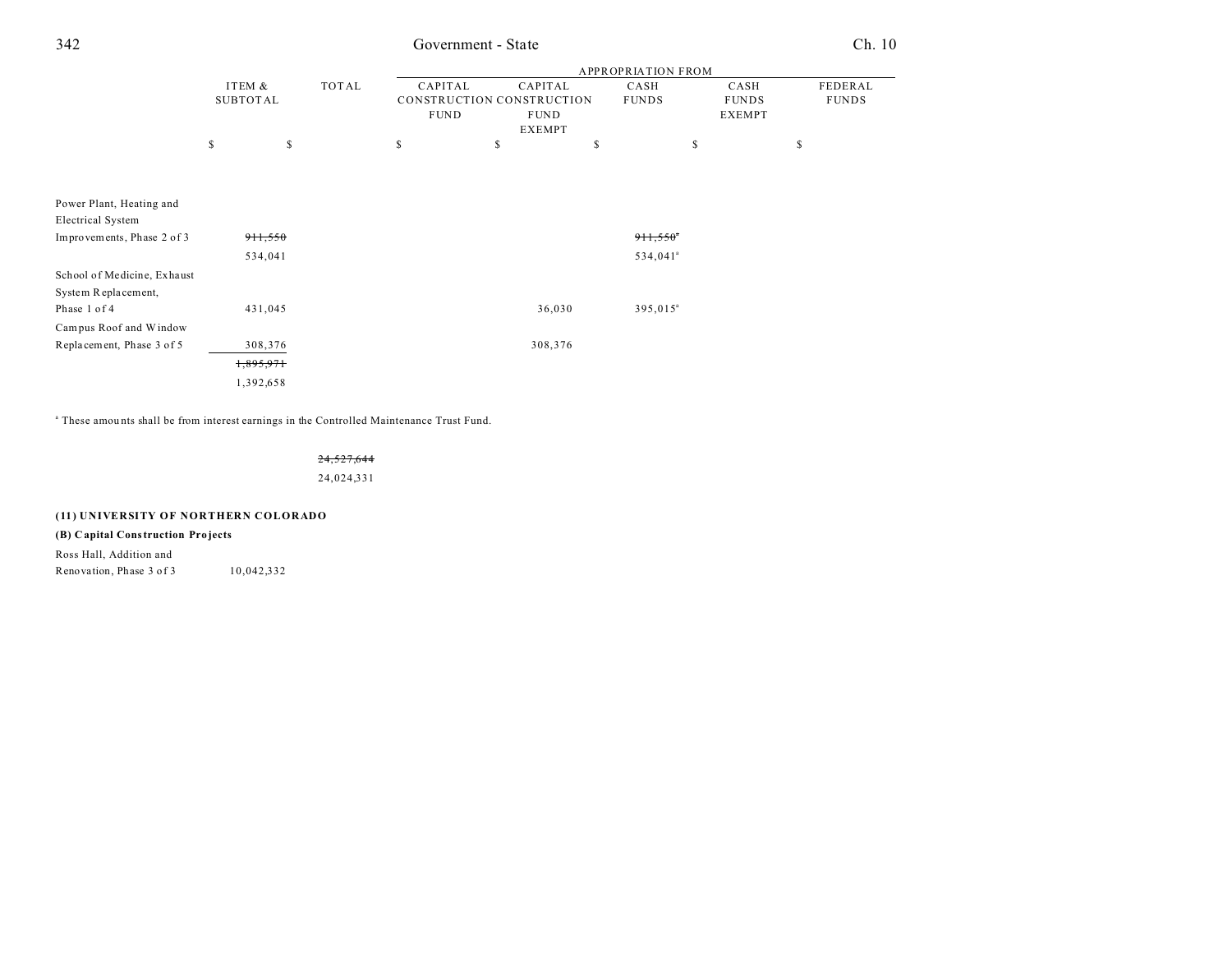| | ITEM & SUBTOTAL | TOTAL | APPROPRIATION FROM | | | | |
|---|---|---|---|---|---|---|---|
| | | | CAPITAL CONSTRUCTION FUND | CAPITAL CONSTRUCTION FUND EXEMPT | CASH FUNDS | CASH FUNDS EXEMPT | FEDERAL FUNDS |
| | $ | $ | $ | $ | $ | $ | $ |
| Power Plant, Heating and Electrical System Improvements, Phase 2 of 3 | ~~911,550~~ | | | | ~~911,550~~[a] | | |
| | 534,041 | | | | 534,041[a] | | |
| School of Medicine, Exhaust System Replacement, Phase 1 of 4 | 431,045 | | | 36,030 | 395,015[a] | | |
| Campus Roof and Window Replacement, Phase 3 of 5 | 308,376 | | | 308,376 | | | |
| | ~~1,895,971~~ | | | | | | |
| | 1,392,658 | | | | | | |

[a] These amounts shall be from interest earnings in the Controlled Maintenance Trust Fund.

| | | |
|---|---|---|
| | | ~~24,527,644~~ |
| | | 24,024,331 |

**(11) UNIVERSITY OF NORTHERN COLORADO**

**(B) Capital Construction Projects**

| | ITEM & SUBTOTAL |
|---|---|
| Ross Hall, Addition and Renovation, Phase 3 of 3 | 10,042,332 |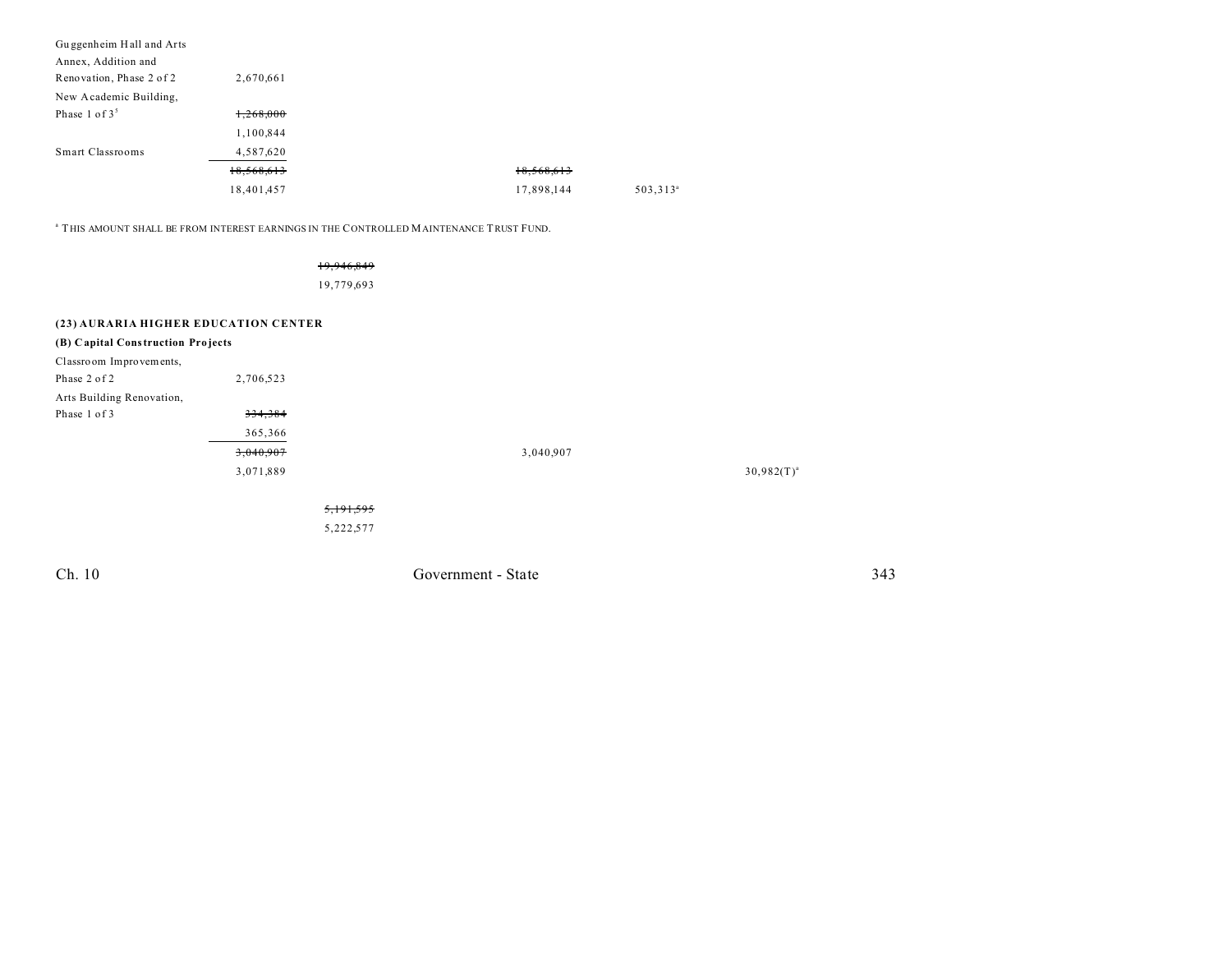| | | | | | |
|---|---|---|---|---|---|
| Guggenheim Hall and Arts Annex, Addition and Renovation, Phase 2 of 2 | 2,670,661 | | | | |
| New Academic Building, Phase 1 of 3[5] | ~~1,268,000~~ | | | | |
| | 1,100,844 | | | | |
| Smart Classrooms | 4,587,620 | | | | |
| | ~~18,568,613~~ | | ~~18,568,613~~ | | |
| | 18,401,457 | | 17,898,144 | 503,313[a] | |

[a] THIS AMOUNT SHALL BE FROM INTEREST EARNINGS IN THE CONTROLLED MAINTENANCE TRUST FUND.

| | | | | | |
|---|---|---|---|---|---|
| | | ~~19,946,849~~ | | | |
| | | 19,779,693 | | | |

**(23) AURARIA HIGHER EDUCATION CENTER**

**(B) Capital Construction Projects**

| | | | | | |
|---|---|---|---|---|---|
| Classroom Improvements, Phase 2 of 2 | 2,706,523 | | | | |
| Arts Building Renovation, Phase 1 of 3 | ~~334,384~~ | | | | |
| | 365,366 | | | | |
| | ~~3,040,907~~ | | 3,040,907 | | |
| | 3,071,889 | | | | 30,982(T)[a] |
| | | ~~5,191,595~~ | | | |
| | | 5,222,577 | | | |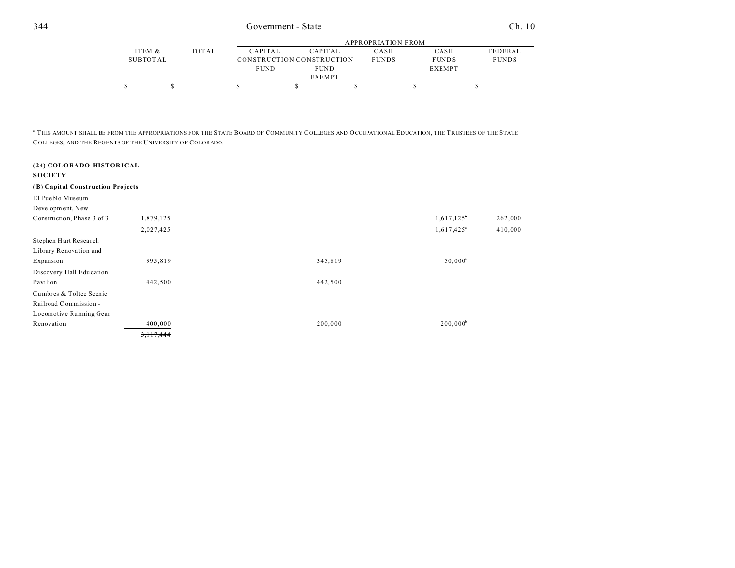| ITEM & SUBTOTAL | TOTAL | APPROPRIATION FROM CAPITAL CONSTRUCTION FUND | CAPITAL CONSTRUCTION FUND EXEMPT | CASH FUNDS | CASH FUNDS EXEMPT | FEDERAL FUNDS |
|---|---|---|---|---|---|---|
| $ | $ | $ | $ | $ | $ | $ |

[a] THIS AMOUNT SHALL BE FROM THE APPROPRIATIONS FOR THE STATE BOARD OF COMMUNITY COLLEGES AND OCCUPATIONAL EDUCATION, THE TRUSTEES OF THE STATE COLLEGES, AND THE REGENTS OF THE UNIVERSITY OF COLORADO.

**(24) COLORADO HISTORICAL SOCIETY**

**(B) Capital Construction Projects**

| | ITEM & SUBTOTAL | TOTAL | CAPITAL CONSTRUCTION FUND | CAPITAL CONSTRUCTION FUND EXEMPT | CASH FUNDS | CASH FUNDS EXEMPT | FEDERAL FUNDS |
|---|---|---|---|---|---|---|---|
| El Pueblo Museum Development, New Construction, Phase 3 of 3 | ~~1,879,125~~ | | | | | ~~1,617,125~~[a] | ~~262,000~~ |
| | 2,027,425 | | | | | 1,617,425[a] | 410,000 |
| Stephen Hart Research Library Renovation and Expansion | 395,819 | | | 345,819 | | 50,000[a] | |
| Discovery Hall Education Pavilion | 442,500 | | | 442,500 | | | |
| Cumbres & Toltec Scenic Railroad Commission - Locomotive Running Gear Renovation | 400,000 | | | 200,000 | | 200,000[b] | |
| | ~~3,117,444~~ | | | | | | |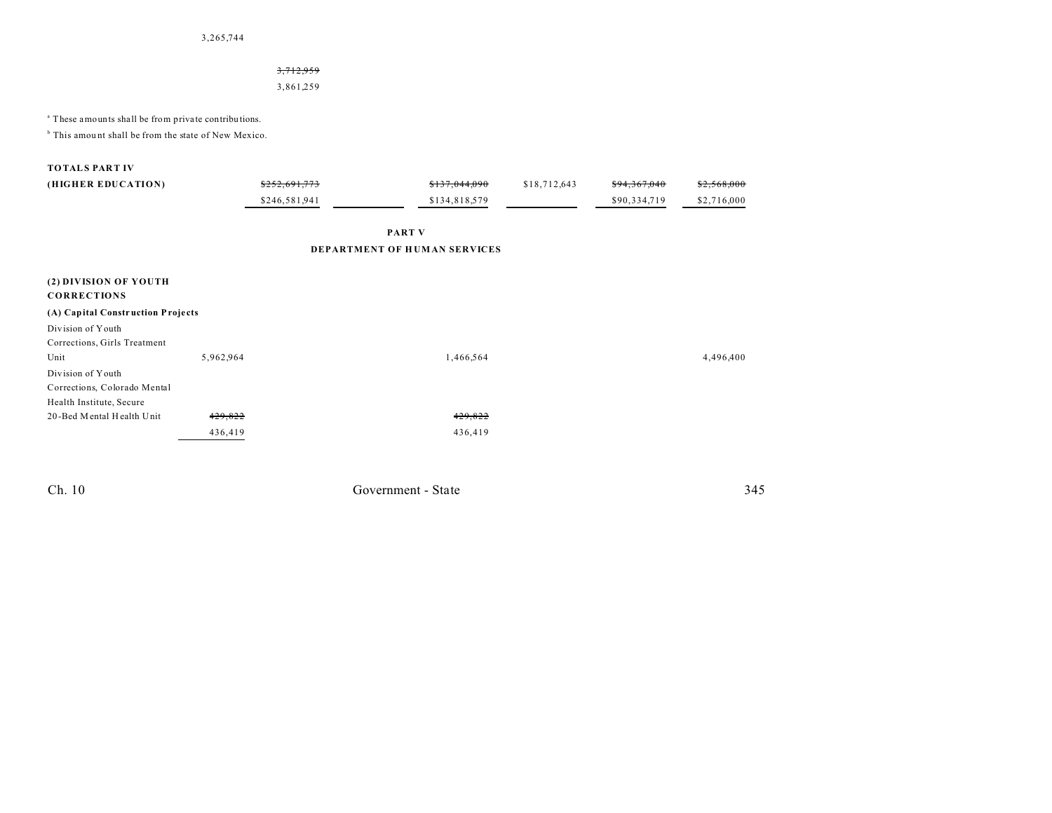| | | | | | | |
|---|---|---|---|---|---|---|
| | 3,265,744 | | | | | |
| | | ~~3,712,959~~<br>3,861,259 | | | | |

[a] These amounts shall be from private contributions.

[b] This amount shall be from the state of New Mexico.

| | | | | | | |
|---|---|---|---|---|---|---|
| **TOTALS PART IV** | | | | | | |
| **(HIGHER EDUCATION)** | | ~~$252,691,773~~<br>$246,581,941 | ~~$137,044,090~~<br>$134,818,579 | $18,712,643 | ~~$94,367,040~~<br>$90,334,719 | ~~$2,568,000~~<br>$2,716,000 |

## PART V
## DEPARTMENT OF HUMAN SERVICES

**(2) DIVISION OF YOUTH CORRECTIONS**

**(A) Capital Construction Projects**

| | | | | | | |
|---|---|---|---|---|---|---|
| Division of Youth Corrections, Girls Treatment Unit | 5,962,964 | | 1,466,564 | | | 4,496,400 |
| Division of Youth Corrections, Colorado Mental Health Institute, Secure 20-Bed Mental Health Unit | ~~429,822~~<br>436,419 | | ~~429,822~~<br>436,419 | | | |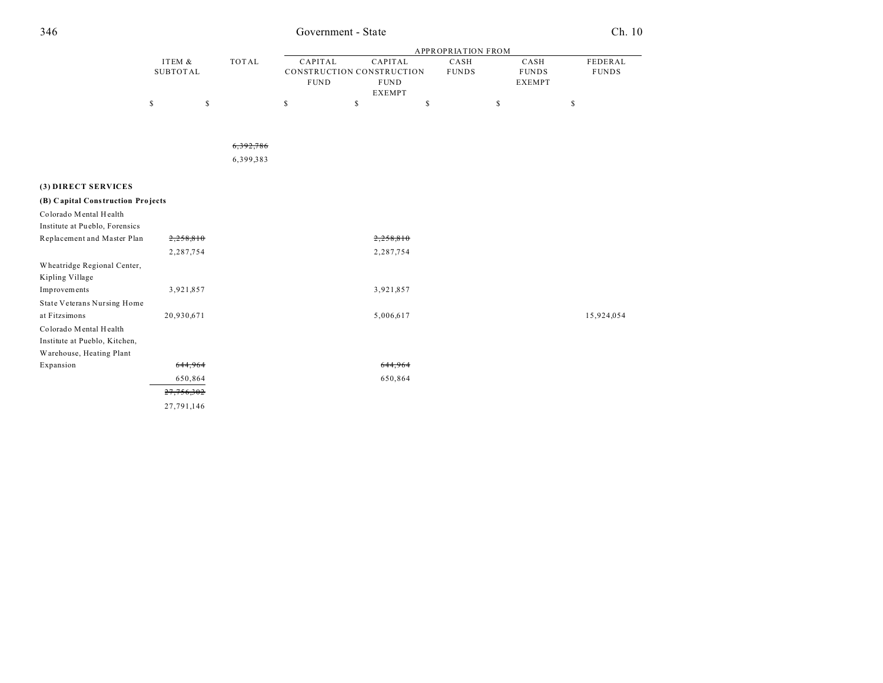| | ITEM & SUBTOTAL | TOTAL | APPROPRIATION FROM CAPITAL CONSTRUCTION FUND | CAPITAL CONSTRUCTION FUND EXEMPT | CASH FUNDS | CASH FUNDS EXEMPT | FEDERAL FUNDS |
|---|---|---|---|---|---|---|---|
| | $ | $ | $ | $ | $ | $ | $ |
| | | ~~6,392,786~~ | | | | | |
| | | 6,399,383 | | | | | |
| **(3) DIRECT SERVICES** | | | | | | | |
| **(B) Capital Construction Projects** | | | | | | | |
| Colorado Mental Health Institute at Pueblo, Forensics Replacement and Master Plan | ~~2,258,810~~ | | | ~~2,258,810~~ | | | |
| | 2,287,754 | | | 2,287,754 | | | |
| Wheatridge Regional Center, Kipling Village Improvements | 3,921,857 | | | 3,921,857 | | | |
| State Veterans Nursing Home at Fitzsimons | 20,930,671 | | | 5,006,617 | | | 15,924,054 |
| Colorado Mental Health Institute at Pueblo, Kitchen, Warehouse, Heating Plant Expansion | ~~644,964~~ | | | ~~644,964~~ | | | |
| | 650,864 | | | 650,864 | | | |
| | ~~27,756,302~~ | | | | | | |
| | 27,791,146 | | | | | | |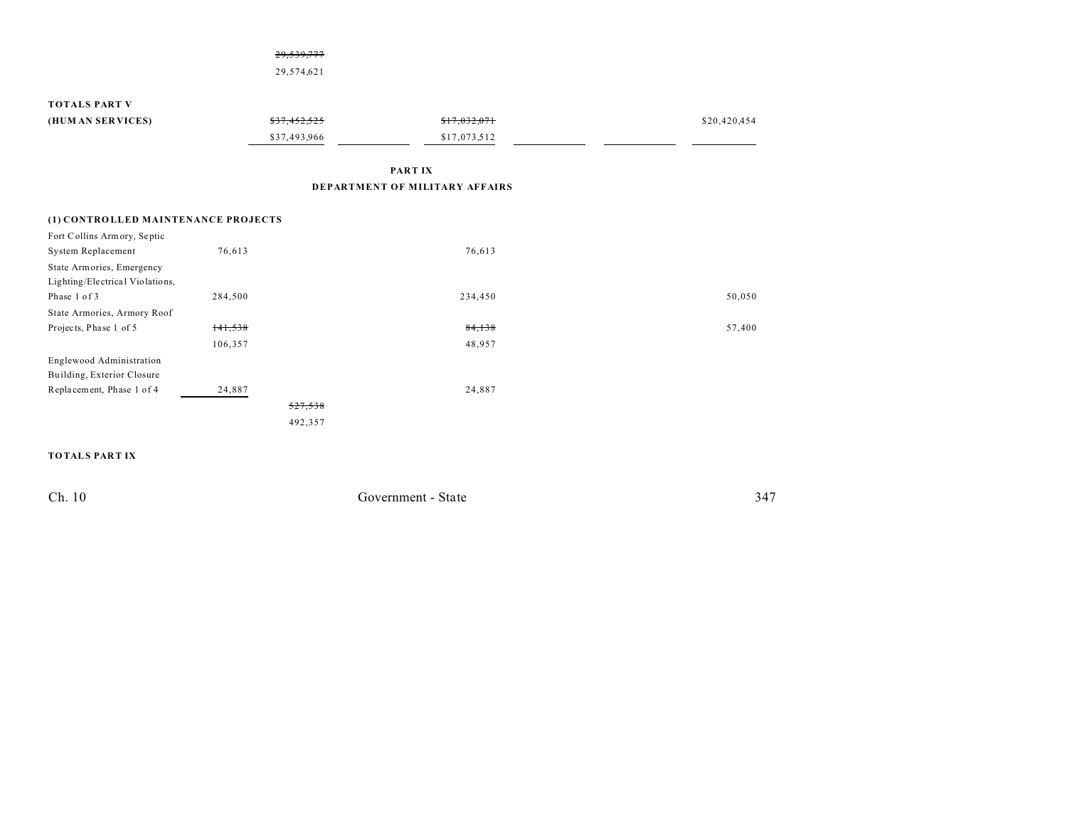| | | | | | | | |
|---|---|---|---|---|---|---|---|
| | | ~~29,539,777~~ | | | | | |
| | | 29,574,621 | | | | | |
| **TOTALS PART V** | | | | | | | |
| **(HUMAN SERVICES)** | | ~~$37,452,525~~ | | ~~$17,032,071~~ | | | $20,420,454 |
| | | $37,493,966 | | $17,073,512 | | | |

**PART IX**

**DEPARTMENT OF MILITARY AFFAIRS**

**(1) CONTROLLED MAINTENANCE PROJECTS**

| | | | | | | | |
|---|---|---|---|---|---|---|---|
| Fort Collins Armory, Septic System Replacement | 76,613 | | | 76,613 | | | |
| State Armories, Emergency Lighting/Electrical Violations, Phase 1 of 3 | 284,500 | | | 234,450 | | | 50,050 |
| State Armories, Armory Roof Projects, Phase 1 of 5 | ~~141,538~~ | | | ~~84,138~~ | | | 57,400 |
| | 106,357 | | | 48,957 | | | |
| Englewood Administration Building, Exterior Closure Replacement, Phase 1 of 4 | 24,887 | | | 24,887 | | | |
| | | ~~527,538~~ | | | | | |
| | | 492,357 | | | | | |

**TOTALS PART IX**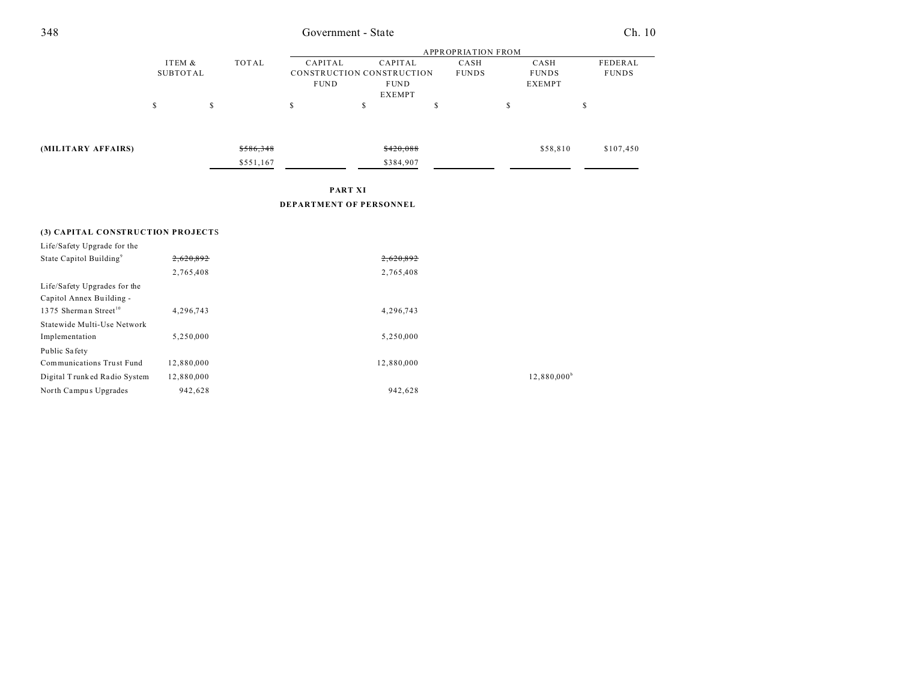| | ITEM & SUBTOTAL | TOTAL | APPROPRIATION FROM CAPITAL CONSTRUCTION FUND | CAPITAL CONSTRUCTION FUND EXEMPT | CASH FUNDS | CASH FUNDS EXEMPT | FEDERAL FUNDS |
|---|---|---|---|---|---|---|---|
| | $ | $ | $ | $ | $ | $ | $ |
| **(MILITARY AFFAIRS)** | | ~~$586,348~~ | | ~~$420,088~~ | | $58,810 | $107,450 |
| | | $551,167 | | $384,907 | | | |

**PART XI**

**DEPARTMENT OF PERSONNEL**

| | ITEM & SUBTOTAL | TOTAL | CAPITAL CONSTRUCTION FUND | CAPITAL CONSTRUCTION FUND EXEMPT | CASH FUNDS | CASH FUNDS EXEMPT | FEDERAL FUNDS |
|---|---|---|---|---|---|---|---|
| **(3) CAPITAL CONSTRUCTION PROJECTS** | | | | | | | |
| Life/Safety Upgrade for the State Capitol Building[9] | ~~2,620,892~~ | | | ~~2,620,892~~ | | | |
| | 2,765,408 | | | 2,765,408 | | | |
| Life/Safety Upgrades for the Capitol Annex Building - 1375 Sherman Street[10] | 4,296,743 | | | 4,296,743 | | | |
| Statewide Multi-Use Network Implementation | 5,250,000 | | | 5,250,000 | | | |
| Public Safety Communications Trust Fund | 12,880,000 | | | 12,880,000 | | | |
| Digital Trunked Radio System | 12,880,000 | | | | | 12,880,000[b] | |
| North Campus Upgrades | 942,628 | | | 942,628 | | | |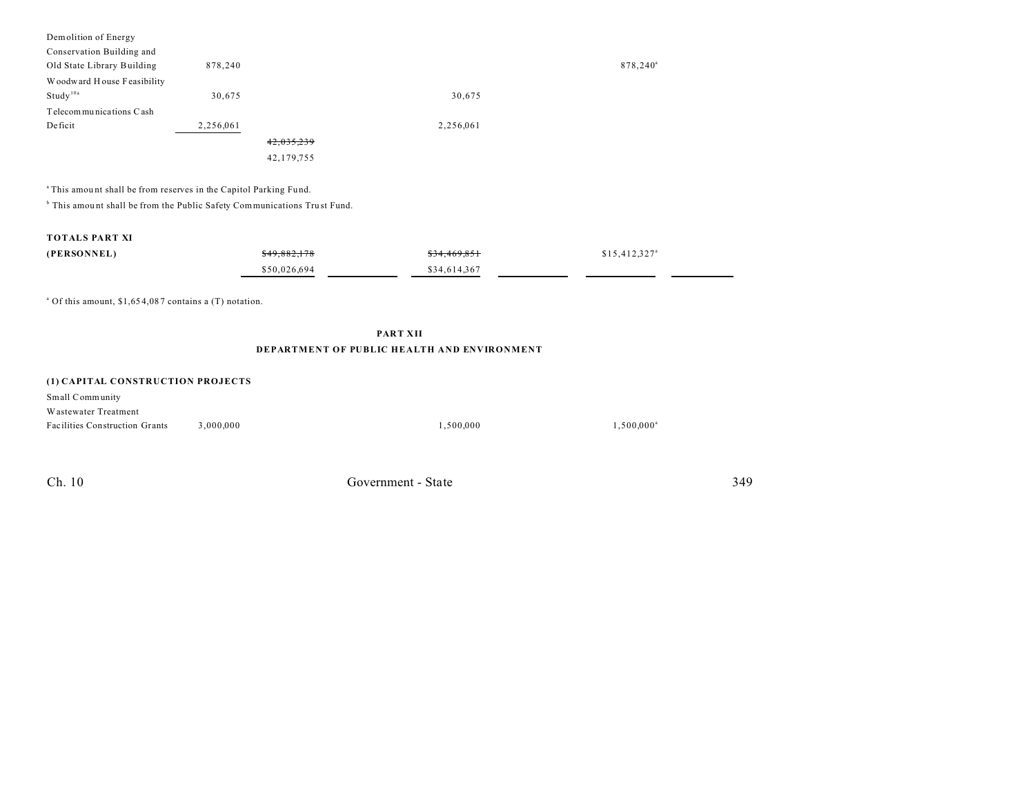| | | | | | | | |
|---|---|---|---|---|---|---|---|
| Demolition of Energy Conservation Building and Old State Library Building | 878,240 | | | | | 878,240[a] | |
| Woodward House Feasibility Study[10a] | 30,675 | | | 30,675 | | | |
| Telecommunications Cash Deficit | 2,256,061 | | | 2,256,061 | | | |
| | | ~~42,035,239~~ 42,179,755 | | | | | |

[a] This amount shall be from reserves in the Capitol Parking Fund.

[b] This amount shall be from the Public Safety Communications Trust Fund.

| | | | | | | |
|---|---|---|---|---|---|---|
| **TOTALS PART XI (PERSONNEL)** | ~~$49,882,178~~ $50,026,694 | | ~~$34,469,851~~ $34,614,367 | | $15,412,327[a] | |

[a] Of this amount, $1,654,087 contains a (T) notation.

**PART XII**

**DEPARTMENT OF PUBLIC HEALTH AND ENVIRONMENT**

**(1) CAPITAL CONSTRUCTION PROJECTS**

| | | | | | | |
|---|---|---|---|---|---|---|
| Small Community Wastewater Treatment Facilities Construction Grants | 3,000,000 | | | 1,500,000 | | 1,500,000[a] |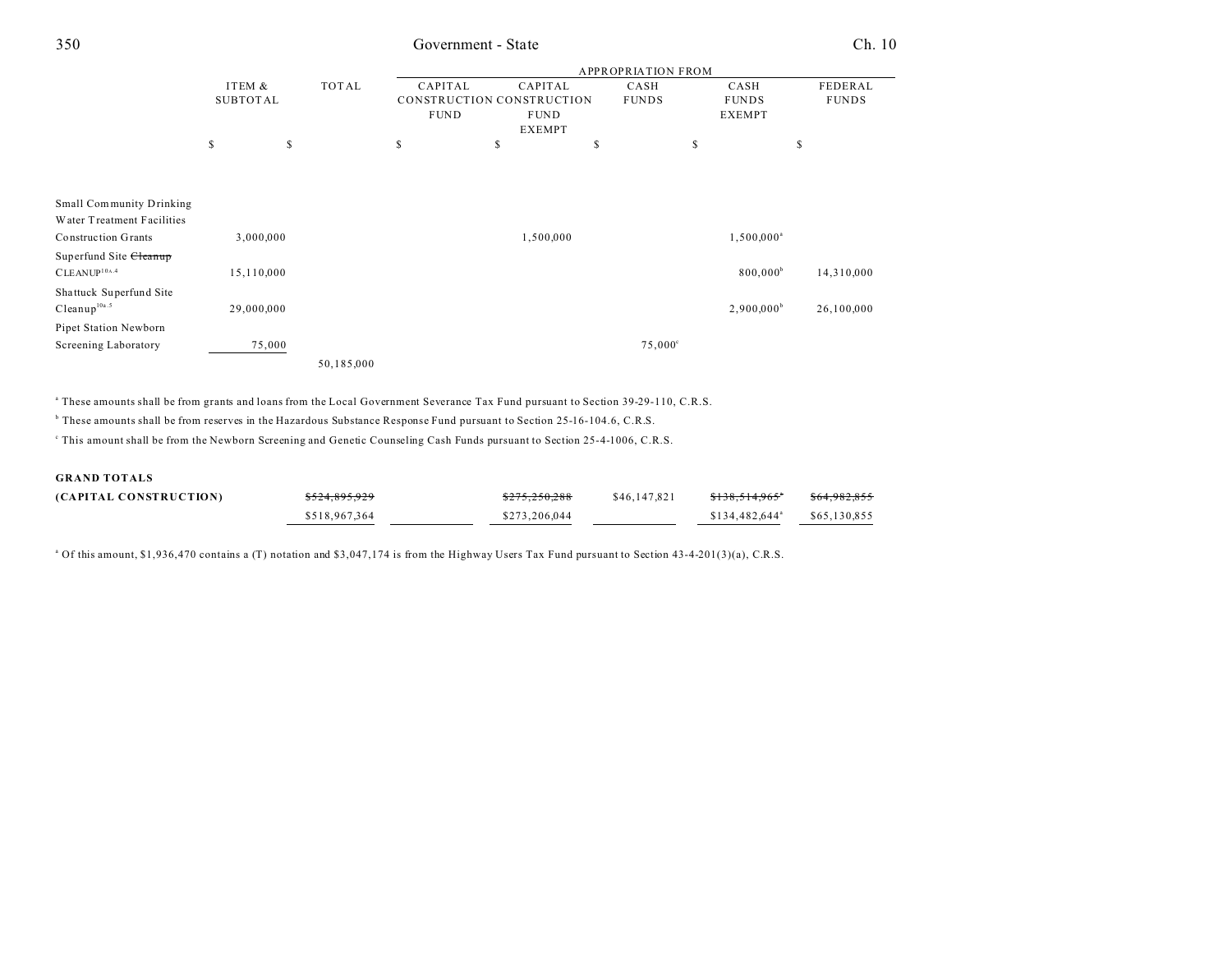| | ITEM & SUBTOTAL | TOTAL | APPROPRIATION FROM | | | | |
|---|---|---|---|---|---|---|---|
| | | | CAPITAL CONSTRUCTION FUND | CAPITAL CONSTRUCTION FUND EXEMPT | CASH FUNDS | CASH FUNDS EXEMPT | FEDERAL FUNDS |
| | $ | $ | $ | $ | $ | $ | $ |
| Small Community Drinking Water Treatment Facilities Construction Grants | 3,000,000 | | | 1,500,000 | | 1,500,000[a] | |
| Superfund Site ~~Cleanup~~ CLEANUP[10A.4] | 15,110,000 | | | | | 800,000[b] | 14,310,000 |
| Shattuck Superfund Site Cleanup[10a.5] | 29,000,000 | | | | | 2,900,000[b] | 26,100,000 |
| Pipet Station Newborn Screening Laboratory | 75,000 | | | | 75,000[c] | | |
| | | 50,185,000 | | | | | |

[a] These amounts shall be from grants and loans from the Local Government Severance Tax Fund pursuant to Section 39-29-110, C.R.S.

[b] These amounts shall be from reserves in the Hazardous Substance Response Fund pursuant to Section 25-16-104.6, C.R.S.

[c] This amount shall be from the Newborn Screening and Genetic Counseling Cash Funds pursuant to Section 25-4-1006, C.R.S.

| | TOTAL | CAPITAL CONSTRUCTION FUND | CAPITAL CONSTRUCTION FUND EXEMPT | CASH FUNDS | CASH FUNDS EXEMPT | FEDERAL FUNDS |
|---|---|---|---|---|---|---|
| **GRAND TOTALS (CAPITAL CONSTRUCTION)** | ~~$524,895,929~~ | | ~~$275,250,288~~ | $46,147,821 | ~~$138,514,965~~[a] | ~~$64,982,855~~ |
| | $518,967,364 | | $273,206,044 | | $134,482,644[a] | $65,130,855 |

[a] Of this amount, $1,936,470 contains a (T) notation and $3,047,174 is from the Highway Users Tax Fund pursuant to Section 43-4-201(3)(a), C.R.S.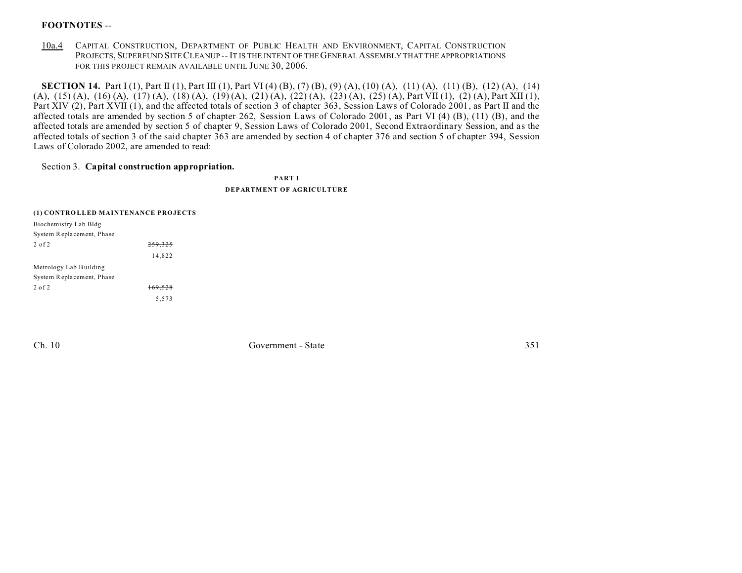**FOOTNOTES** --

10a.4 CAPITAL CONSTRUCTION, DEPARTMENT OF PUBLIC HEALTH AND ENVIRONMENT, CAPITAL CONSTRUCTION PROJECTS, SUPERFUND SITE CLEANUP -- IT IS THE INTENT OF THE GENERAL ASSEMBLY THAT THE APPROPRIATIONS FOR THIS PROJECT REMAIN AVAILABLE UNTIL JUNE 30, 2006.

**SECTION 14.** Part I (1), Part II (1), Part III (1), Part VI (4) (B), (7) (B), (9) (A), (10) (A), (11) (A), (11) (B), (12) (A), (14) (A), (15) (A), (16) (A), (17) (A), (18) (A), (19) (A), (21) (A), (22) (A), (23) (A), (25) (A), Part VII (1), (2) (A), Part XII (1), Part XIV (2), Part XVII (1), and the affected totals of section 3 of chapter 363, Session Laws of Colorado 2001, as Part II and the affected totals are amended by section 5 of chapter 262, Session Laws of Colorado 2001, as Part VI (4) (B), (11) (B), and the affected totals are amended by section 5 of chapter 9, Session Laws of Colorado 2001, Second Extraordinary Session, and as the affected totals of section 3 of the said chapter 363 are amended by section 4 of chapter 376 and section 5 of chapter 394, Session Laws of Colorado 2002, are amended to read:

Section 3. **Capital construction appropriation.**

**PART I**
**DEPARTMENT OF AGRICULTURE**

**(1) CONTROLLED MAINTENANCE PROJECTS**

| | |
|---|---|
| Biochemistry Lab Bldg System Replacement, Phase 2 of 2 | ~~259,325~~ |
| | 14,822 |
| Metrology Lab Building System Replacement, Phase 2 of 2 | ~~169,528~~ |
| | 5,573 |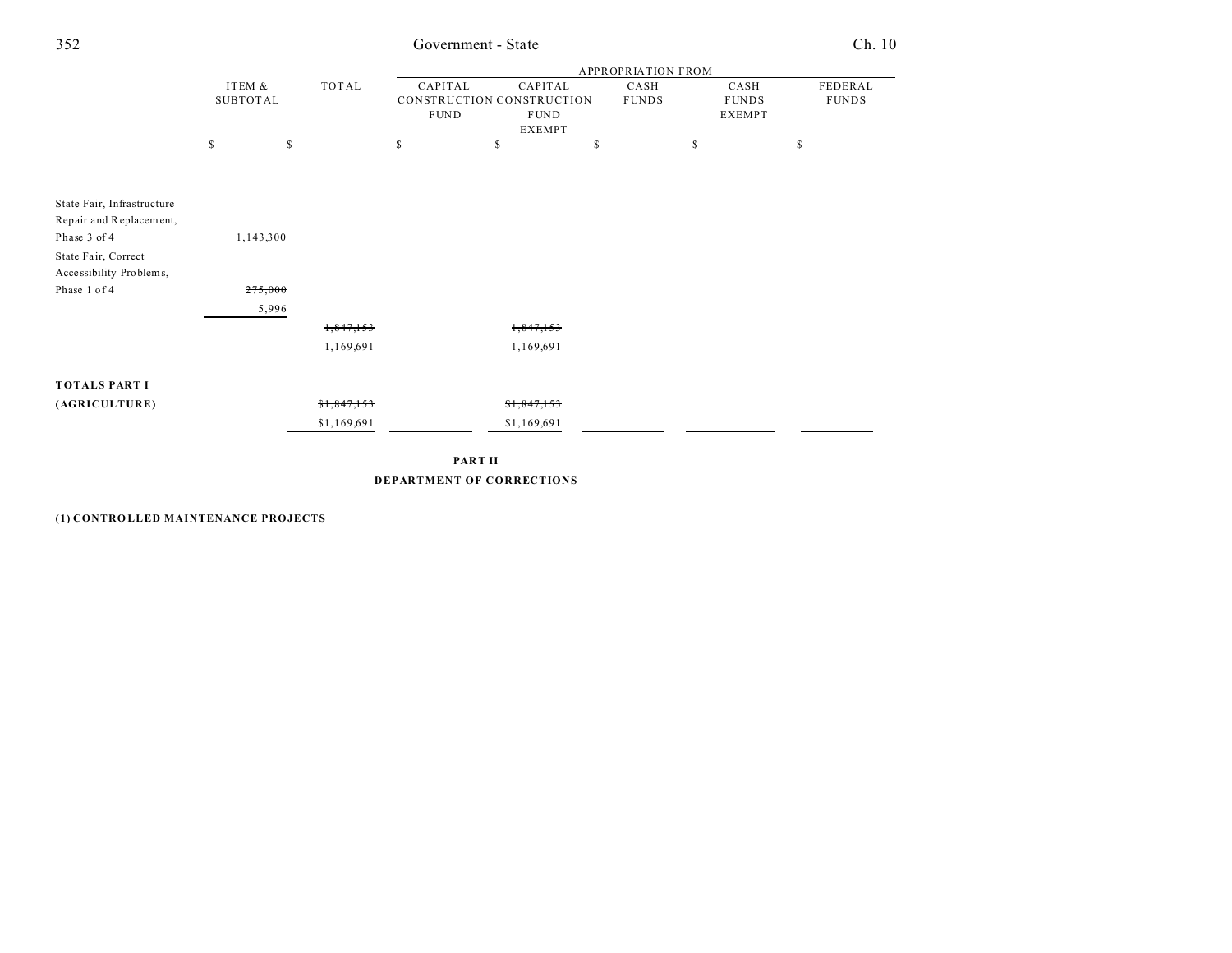| | ITEM & SUBTOTAL | TOTAL | APPROPRIATION FROM | | | | |
|---|---|---|---|---|---|---|---|
| | | | CAPITAL CONSTRUCTION FUND | CAPITAL CONSTRUCTION FUND EXEMPT | CASH FUNDS | CASH FUNDS EXEMPT | FEDERAL FUNDS |
| | $ | $ | $ | $ | $ | $ | $ |
| State Fair, Infrastructure Repair and Replacement, Phase 3 of 4 | 1,143,300 | | | | | | |
| State Fair, Correct Accessibility Problems, Phase 1 of 4 | ~~275,000~~ 5,996 | | | | | | |
| | | ~~1,847,153~~ 1,169,691 | | ~~1,847,153~~ 1,169,691 | | | |
| **TOTALS PART I (AGRICULTURE)** | | ~~$1,847,153~~ $1,169,691 | | ~~$1,847,153~~ $1,169,691 | | | |

## PART II
## DEPARTMENT OF CORRECTIONS

**(1) CONTROLLED MAINTENANCE PROJECTS**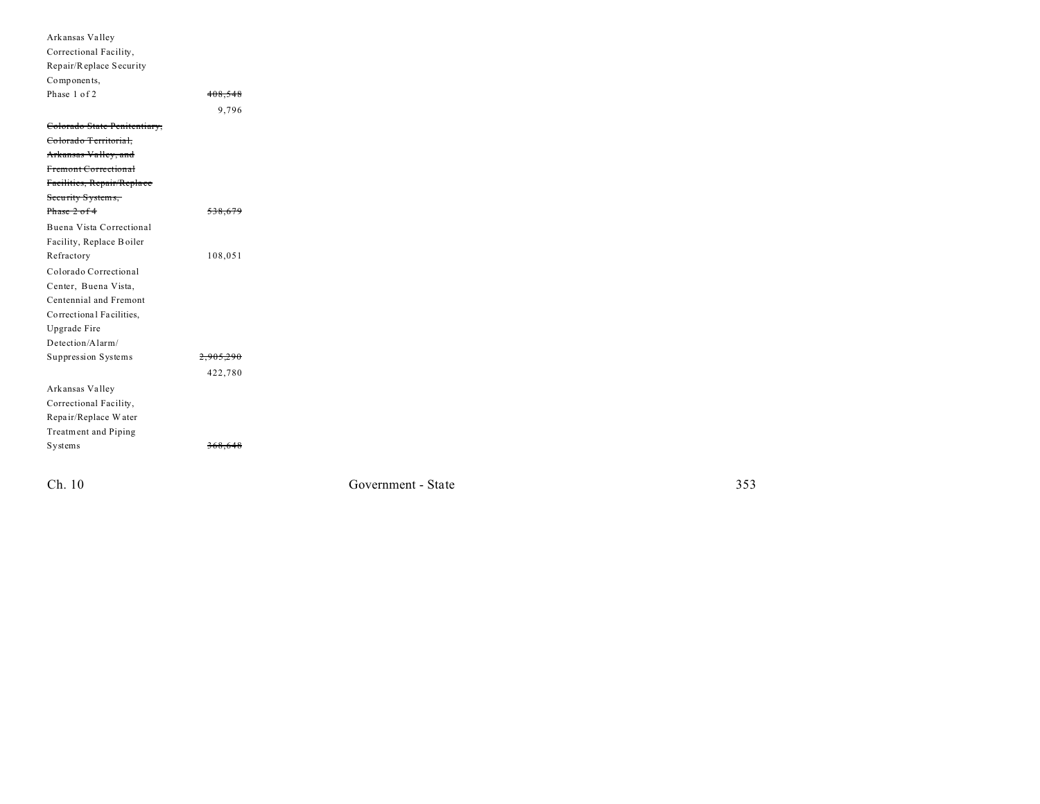| | |
|---|---|
| Arkansas Valley Correctional Facility, Repair/Replace Security Components, Phase 1 of 2 | ~~408,548~~ |
| | 9,796 |
| ~~Colorado State Penitentiary, Colorado Territorial, Arkansas Valley, and Fremont Correctional Facilities, Repair/Replace Security Systems, Phase 2 of 4~~ | ~~538,679~~ |
| Buena Vista Correctional Facility, Replace Boiler Refractory | 108,051 |
| Colorado Correctional Center, Buena Vista, Centennial and Fremont Correctional Facilities, Upgrade Fire Detection/Alarm/ Suppression Systems | ~~2,905,290~~ |
| | 422,780 |
| Arkansas Valley Correctional Facility, Repair/Replace Water Treatment and Piping Systems | ~~368,648~~ |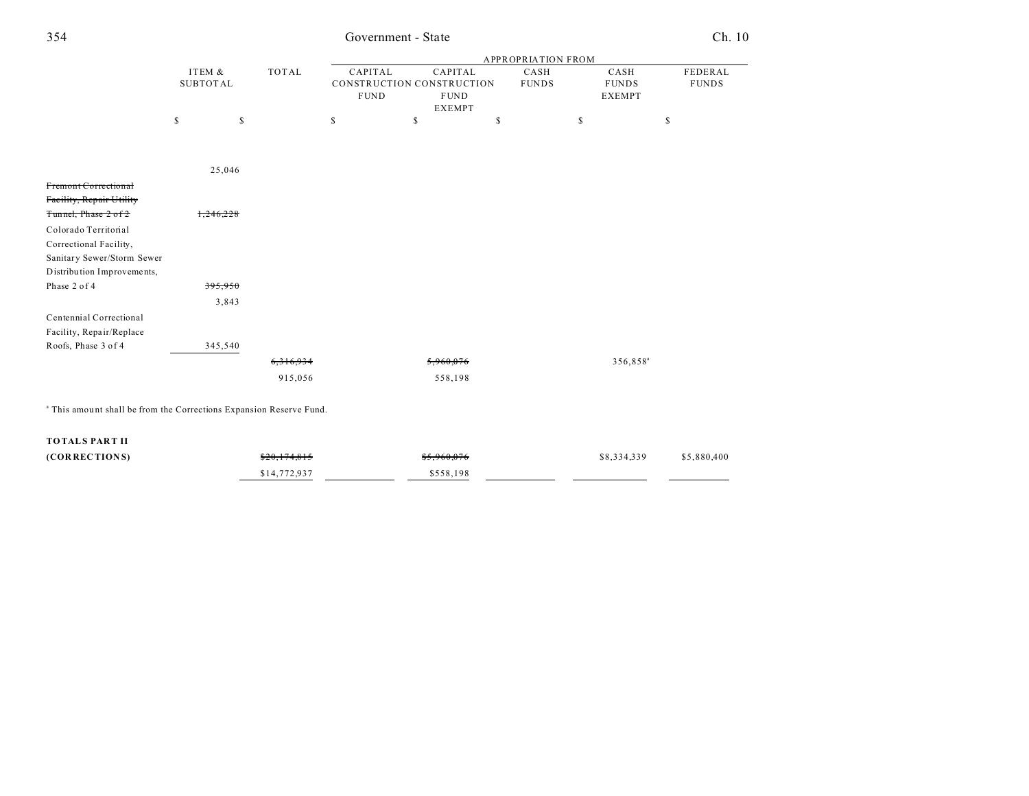| | ITEM & SUBTOTAL | TOTAL | APPROPRIATION FROM CAPITAL CONSTRUCTION FUND | CAPITAL CONSTRUCTION FUND EXEMPT | CASH FUNDS | CASH FUNDS EXEMPT | FEDERAL FUNDS |
|---|---|---|---|---|---|---|---|
| | $ | $ | $ | $ | $ | $ | $ |
| | 25,046 | | | | | | |
| ~~Fremont Correctional Facility, Repair Utility Tunnel, Phase 2 of 2~~ | ~~1,246,228~~ | | | | | | |
| Colorado Territorial Correctional Facility, Sanitary Sewer/Storm Sewer Distribution Improvements, Phase 2 of 4 | ~~395,950~~ 3,843 | | | | | | |
| Centennial Correctional Facility, Repair/Replace Roofs, Phase 3 of 4 | 345,540 | | | | | | |
| | | ~~6,316,934~~ 915,056 | | ~~5,960,076~~ 558,198 | | 356,858[a] | |

[a] This amount shall be from the Corrections Expansion Reserve Fund.

| | ITEM & SUBTOTAL | TOTAL | CAPITAL CONSTRUCTION FUND | CAPITAL CONSTRUCTION FUND EXEMPT | CASH FUNDS | CASH FUNDS EXEMPT | FEDERAL FUNDS |
|---|---|---|---|---|---|---|---|
| **TOTALS PART II (CORRECTIONS)** | | ~~$20,174,815~~ $14,772,937 | | ~~$5,960,076~~ $558,198 | | $8,334,339 | $5,880,400 |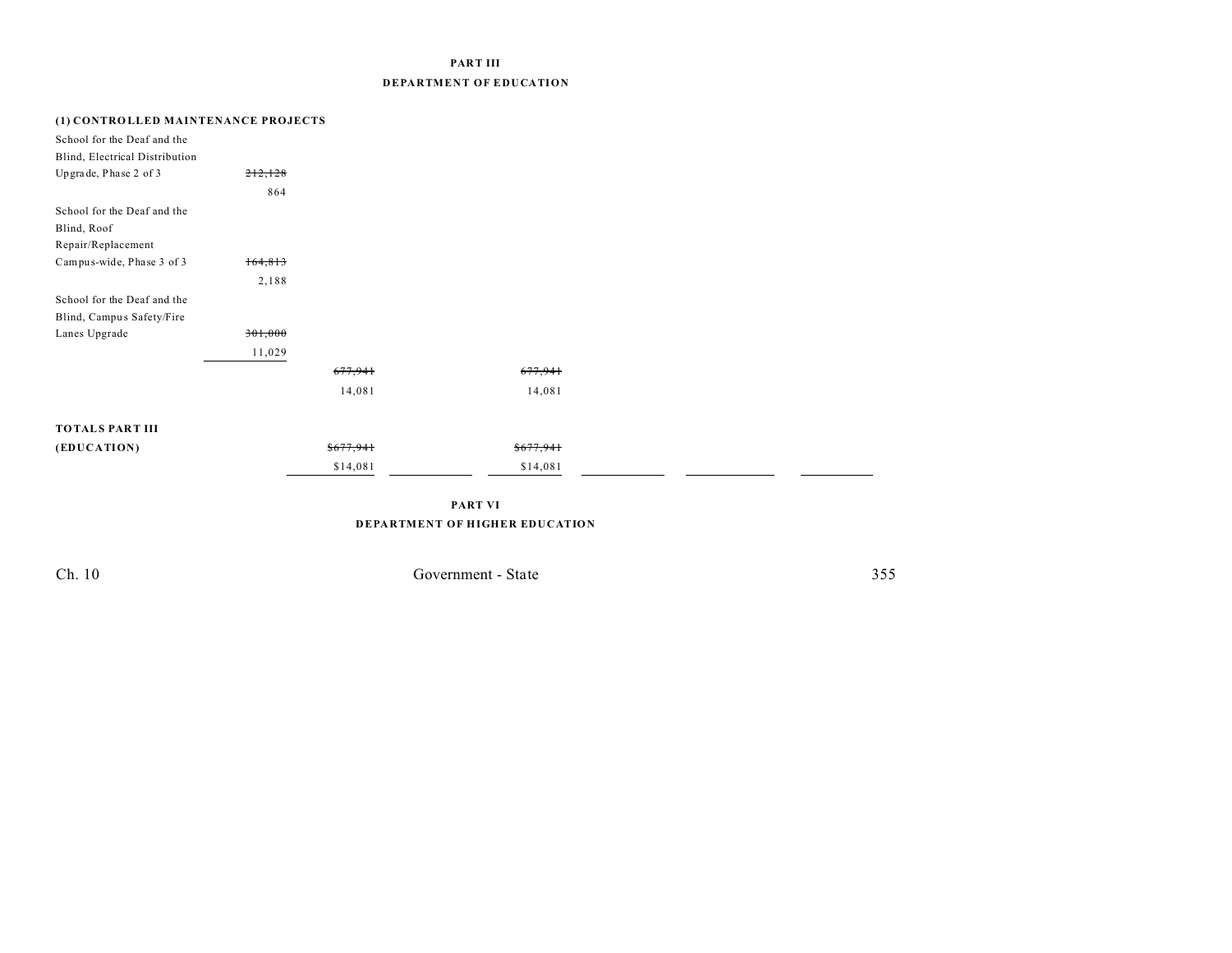**PART III**

**DEPARTMENT OF EDUCATION**

**(1) CONTROLLED MAINTENANCE PROJECTS**

| | | | | | | | | |
|---|---|---|---|---|---|---|---|---|
| School for the Deaf and the Blind, Electrical Distribution Upgrade, Phase 2 of 3 | ~~212,128~~ 864 | | | | | | | |
| School for the Deaf and the Blind, Roof Repair/Replacement Campus-wide, Phase 3 of 3 | ~~164,813~~ 2,188 | | | | | | | |
| School for the Deaf and the Blind, Campus Safety/Fire Lanes Upgrade | ~~301,000~~ 11,029 | | | | | | | |
| | | ~~677,941~~ 14,081 | | ~~677,941~~ 14,081 | | | | |
| **TOTALS PART III (EDUCATION)** | | ~~$677,941~~ $14,081 | | ~~$677,941~~ $14,081 | | | | |

**PART VI**

**DEPARTMENT OF HIGHER EDUCATION**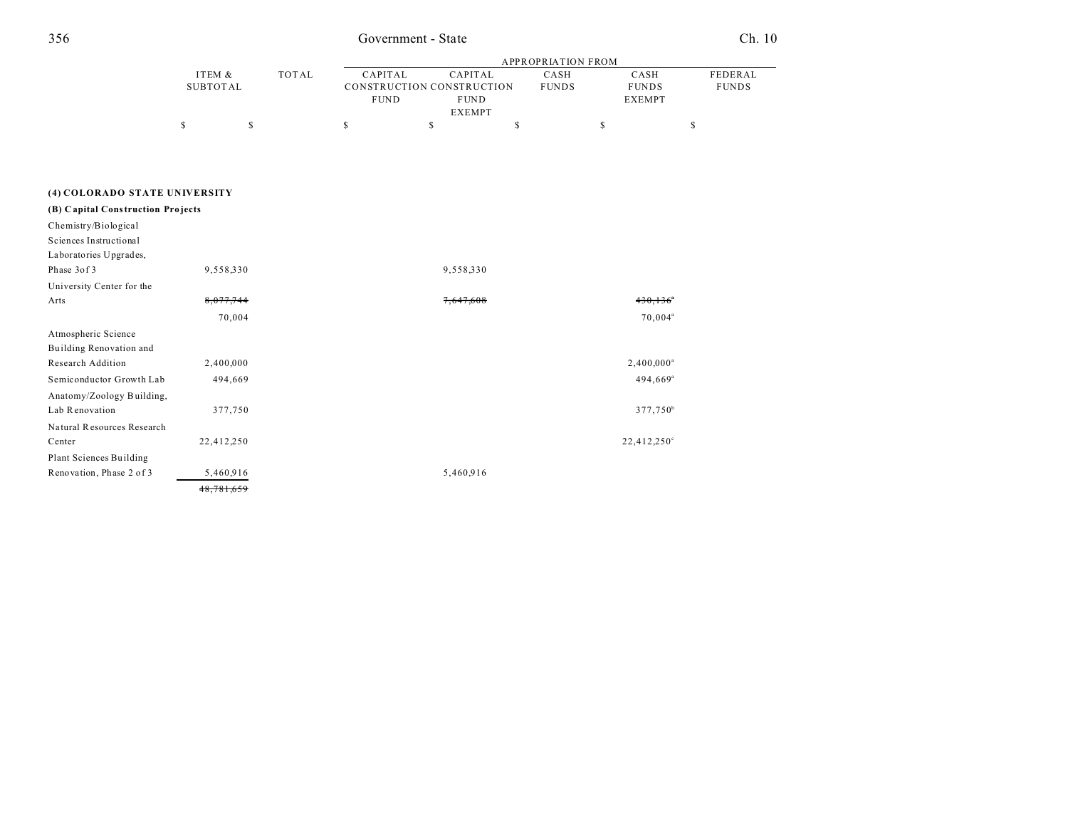| | ITEM & SUBTOTAL | TOTAL | APPROPRIATION FROM CAPITAL CONSTRUCTION FUND | CAPITAL CONSTRUCTION FUND EXEMPT | CASH FUNDS | CASH FUNDS EXEMPT | FEDERAL FUNDS |
|---|---|---|---|---|---|---|---|
| | $ | $ | $ | $ | $ | $ | $ |
| **(4) COLORADO STATE UNIVERSITY** | | | | | | | |
| **(B) Capital Construction Projects** | | | | | | | |
| Chemistry/Biological Sciences Instructional Laboratories Upgrades, Phase 3of 3 | 9,558,330 | | | 9,558,330 | | | |
| University Center for the Arts | ~~8,077,744~~ | | | ~~7,647,608~~ | | ~~430,136~~[a] | |
| | 70,004 | | | | | 70,004[a] | |
| Atmospheric Science Building Renovation and Research Addition | 2,400,000 | | | | | 2,400,000[a] | |
| Semiconductor Growth Lab | 494,669 | | | | | 494,669[a] | |
| Anatomy/Zoology Building, Lab Renovation | 377,750 | | | | | 377,750[b] | |
| Natural Resources Research Center | 22,412,250 | | | | | 22,412,250[c] | |
| Plant Sciences Building Renovation, Phase 2 of 3 | 5,460,916 | | | 5,460,916 | | | |
| | ~~48,781,659~~ | | | | | | |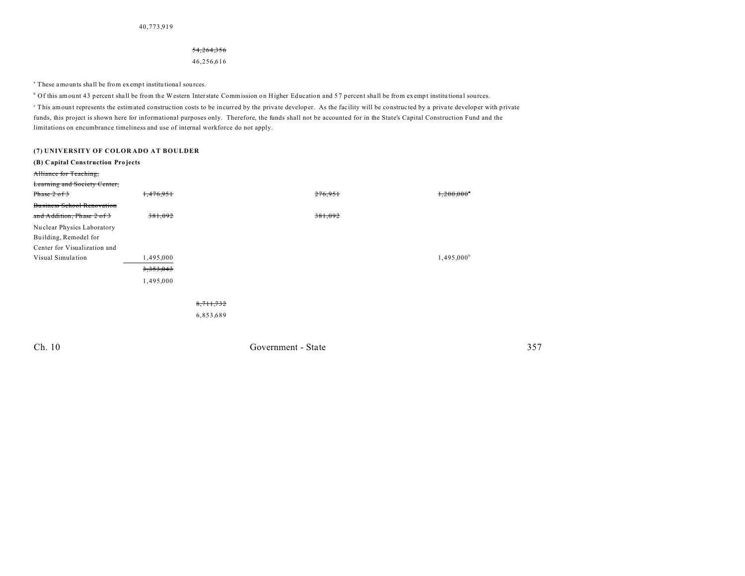40,773,919

~~54,264,356~~
46,256,616

[a] These amounts shall be from exempt institutional sources.

[b] Of this amount 43 percent shall be from the Western Interstate Commission on Higher Education and 57 percent shall be from exempt institutional sources.

[c] This amount represents the estimated construction costs to be incurred by the private developer. As the facility will be constructed by a private developer with private funds, this project is shown here for informational purposes only. Therefore, the funds shall not be accounted for in the State's Capital Construction Fund and the limitations on encumbrance timeliness and use of internal workforce do not apply.

**(7) UNIVERSITY OF COLORADO AT BOULDER**

**(B) Capital Construction Projects**

| | | | | |
|---|---|---|---|---|
| ~~Alliance for Teaching, Learning and Society Center, Phase 2 of 3~~ | ~~1,476,951~~ | | ~~276,951~~ | ~~1,200,000~~[a] |
| ~~Business School Renovation and Addition, Phase 2 of 3~~ | ~~381,092~~ | | ~~381,092~~ | |
| Nuclear Physics Laboratory Building, Remodel for Center for Visualization and Visual Simulation | 1,495,000 | | | 1,495,000[b] |
| | ~~3,353,043~~ | | | |
| | 1,495,000 | | | |
| | | ~~8,711,732~~ | | |
| | | 6,853,689 | | |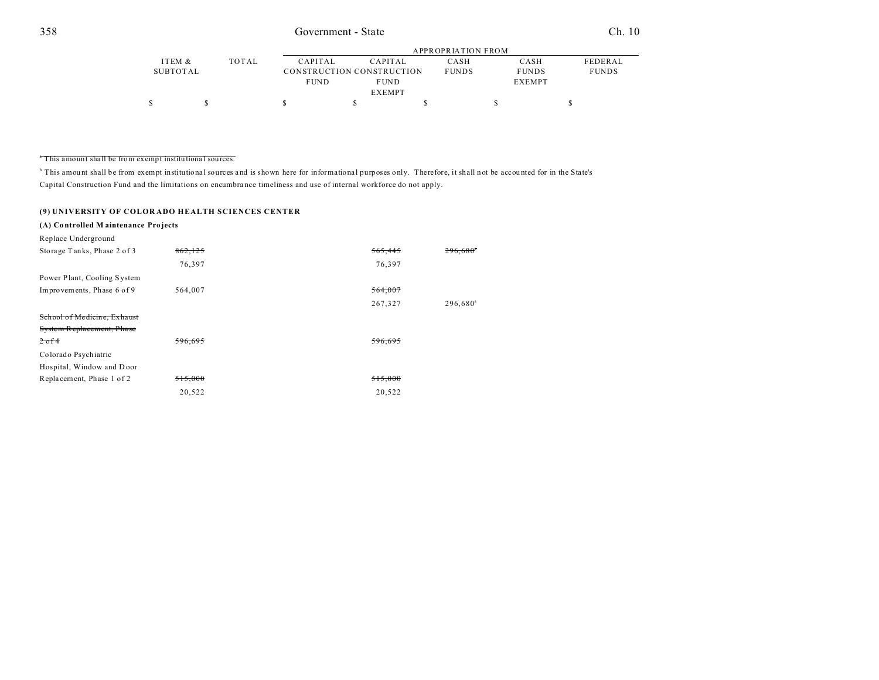| | ITEM & SUBTOTAL | TOTAL | APPROPRIATION FROM | | | | |
|---|---|---|---|---|---|---|---|
| | | | CAPITAL CONSTRUCTION FUND | CAPITAL CONSTRUCTION FUND EXEMPT | CASH FUNDS | CASH FUNDS EXEMPT | FEDERAL FUNDS |
| | $ | $ | $ | $ | $ | $ | $ |

~~[a] This amount shall be from exempt institutional sources.~~

[b] This amount shall be from exempt institutional sources and is shown here for informational purposes only. Therefore, it shall not be accounted for in the State's Capital Construction Fund and the limitations on encumbrance timeliness and use of internal workforce do not apply.

**(9) UNIVERSITY OF COLORADO HEALTH SCIENCES CENTER**

**(A) Controlled Maintenance Projects**

| | ITEM & SUBTOTAL | TOTAL | CAPITAL CONSTRUCTION FUND | CAPITAL CONSTRUCTION FUND EXEMPT | CASH FUNDS | CASH FUNDS EXEMPT | FEDERAL FUNDS |
|---|---|---|---|---|---|---|---|
| Replace Underground Storage Tanks, Phase 2 of 3 | ~~862,125~~ | | ~~565,445~~ | ~~296,680~~[a] | | | |
| | 76,397 | | 76,397 | | | | |
| Power Plant, Cooling System Improvements, Phase 6 of 9 | 564,007 | | ~~564,007~~ | | | | |
| | | | 267,327 | 296,680[a] | | | |
| ~~School of Medicine, Exhaust System Replacement, Phase 2 of 4~~ | ~~596,695~~ | | ~~596,695~~ | | | | |
| Colorado Psychiatric Hospital, Window and Door Replacement, Phase 1 of 2 | ~~515,000~~ | | ~~515,000~~ | | | | |
| | 20,522 | | 20,522 | | | | |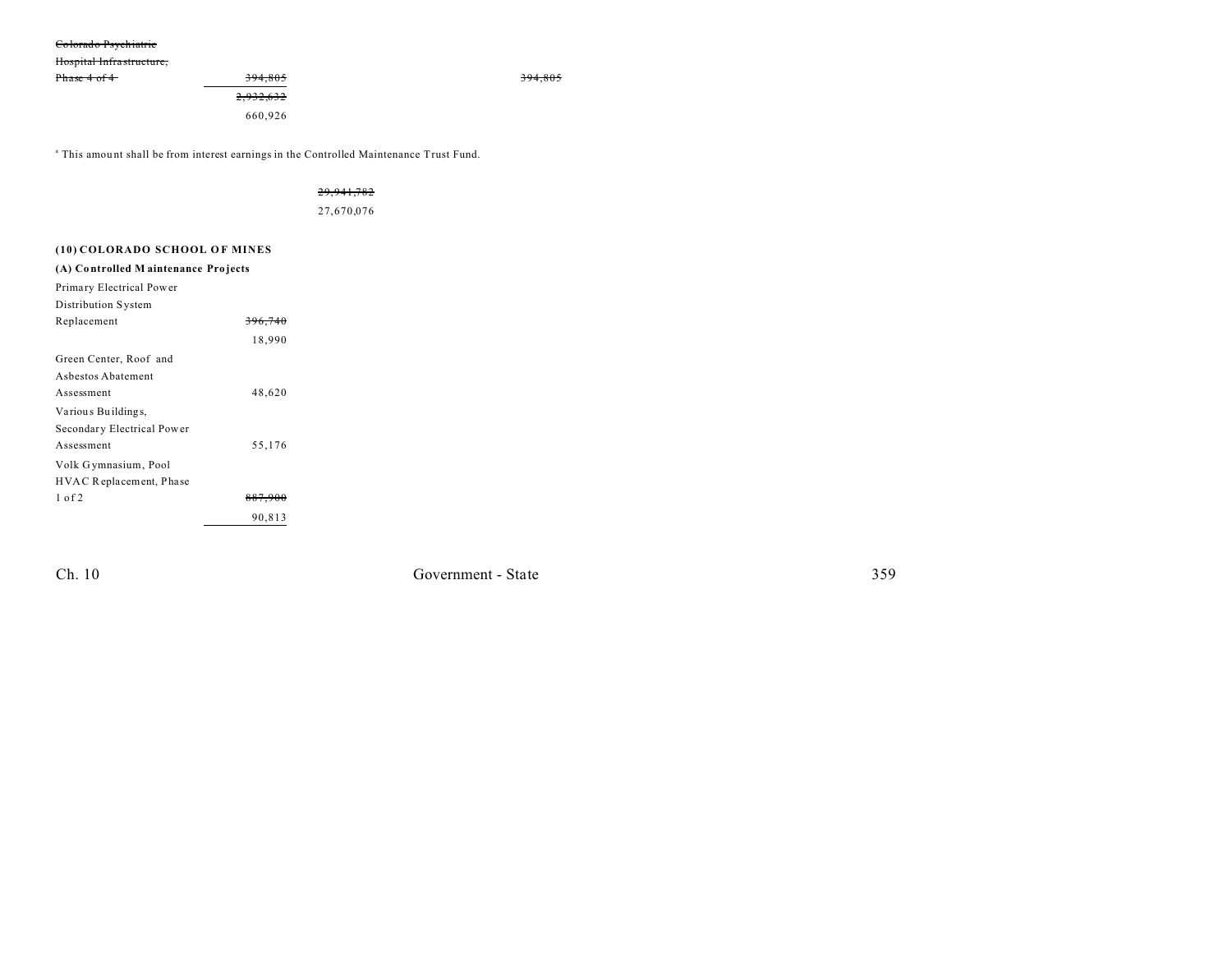| | | | |
|---|---|---|---|
| ~~Colorado Psychiatric Hospital Infrastructure, Phase 4 of 4~~ | ~~394,805~~ | | ~~394,805~~ |
| | ~~2,932,632~~ | | |
| | 660,926 | | |

[a] This amount shall be from interest earnings in the Controlled Maintenance Trust Fund.

| | | |
|---|---|---|
| | | ~~29,941,782~~ |
| | | 27,670,076 |

**(10) COLORADO SCHOOL OF MINES**

**(A) Controlled Maintenance Projects**

| | |
|---|---|
| Primary Electrical Power Distribution System Replacement | ~~396,740~~ |
| | 18,990 |
| Green Center, Roof and Asbestos Abatement Assessment | 48,620 |
| Various Buildings, Secondary Electrical Power Assessment | 55,176 |
| Volk Gymnasium, Pool HVAC Replacement, Phase 1 of 2 | ~~887,900~~ |
| | 90,813 |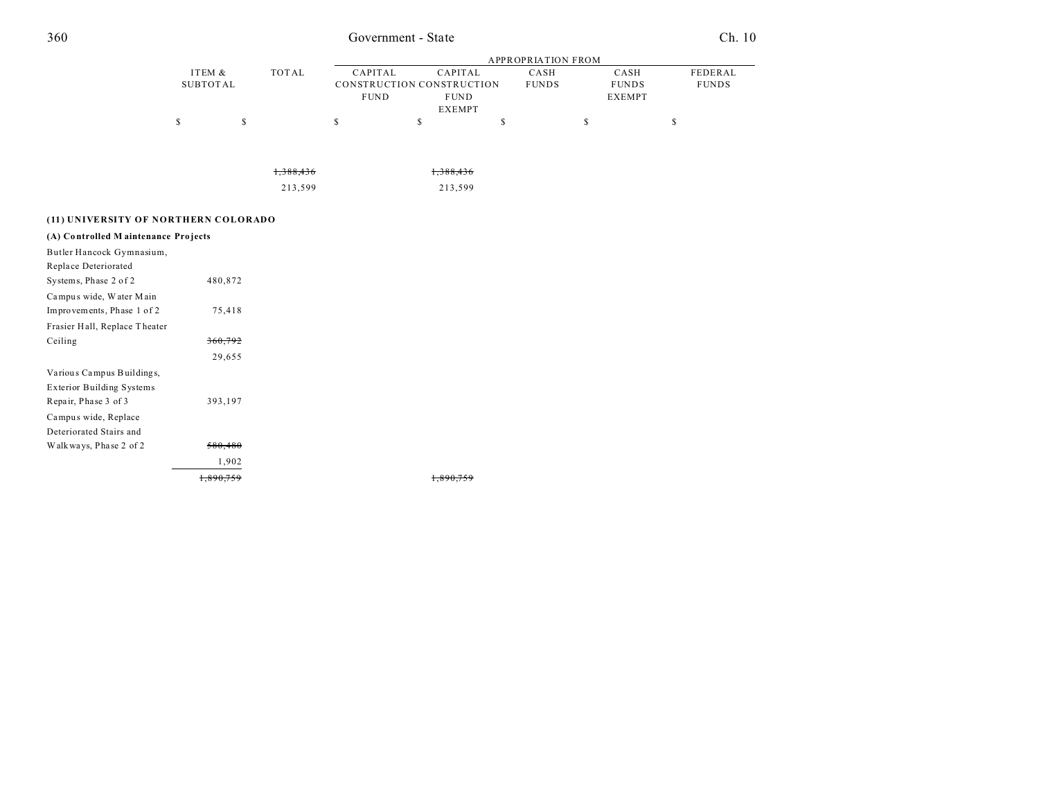| | ITEM & SUBTOTAL | TOTAL | APPROPRIATION FROM CAPITAL CONSTRUCTION FUND | CAPITAL CONSTRUCTION FUND EXEMPT | CASH FUNDS | CASH FUNDS EXEMPT | FEDERAL FUNDS |
|---|---|---|---|---|---|---|---|
| | $ | $ | $ | $ | $ | $ | $ |
| | | ~~1,388,436~~ | | ~~1,388,436~~ | | | |
| | | 213,599 | | 213,599 | | | |
| **(11) UNIVERSITY OF NORTHERN COLORADO** | | | | | | | |
| **(A) Controlled Maintenance Projects** | | | | | | | |
| Butler Hancock Gymnasium, Replace Deteriorated Systems, Phase 2 of 2 | 480,872 | | | | | | |
| Campus wide, Water Main Improvements, Phase 1 of 2 | 75,418 | | | | | | |
| Frasier Hall, Replace Theater Ceiling | ~~360,792~~ | | | | | | |
| | 29,655 | | | | | | |
| Various Campus Buildings, Exterior Building Systems Repair, Phase 3 of 3 | 393,197 | | | | | | |
| Campus wide, Replace Deteriorated Stairs and Walkways, Phase 2 of 2 | ~~580,480~~ | | | | | | |
| | 1,902 | | | | | | |
| | ~~1,890,759~~ | | | ~~1,890,759~~ | | | |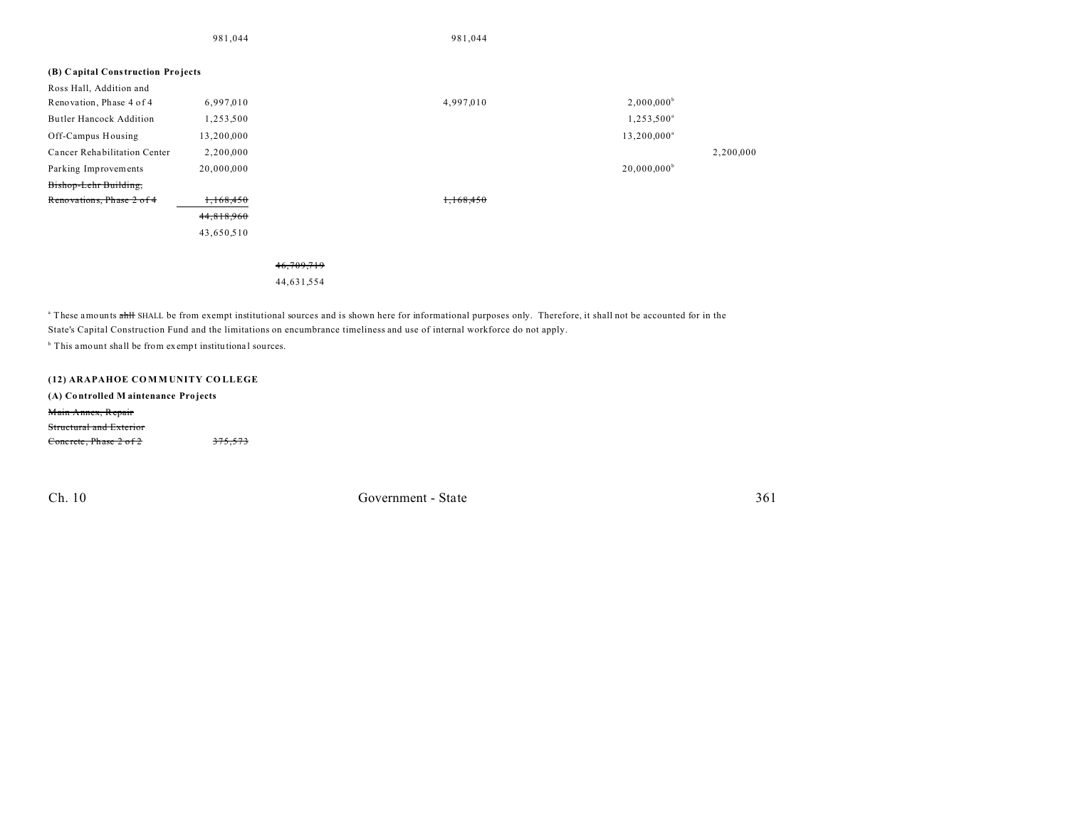| | | | | | | |
|---|---|---|---|---|---|---|
| | 981,044 | | 981,044 | | | |
| **(B) Capital Construction Projects** | | | | | | |
| Ross Hall, Addition and Renovation, Phase 4 of 4 | 6,997,010 | | 4,997,010 | | 2,000,000[b] | |
| Butler Hancock Addition | 1,253,500 | | | | 1,253,500[a] | |
| Off-Campus Housing | 13,200,000 | | | | 13,200,000[a] | |
| Cancer Rehabilitation Center | 2,200,000 | | | | | 2,200,000 |
| Parking Improvements | 20,000,000 | | | | 20,000,000[b] | |
| ~~Bishop-Lehr Building, Renovations, Phase 2 of 4~~ | ~~1,168,450~~ | | ~~1,168,450~~ | | | |
| | ~~44,818,960~~ | | | | | |
| | 43,650,510 | | | | | |
| | | ~~46,709,719~~ | | | | |
| | | 44,631,554 | | | | |

[a] These amounts ~~shll~~ SHALL be from exempt institutional sources and is shown here for informational purposes only. Therefore, it shall not be accounted for in the State's Capital Construction Fund and the limitations on encumbrance timeliness and use of internal workforce do not apply.

[b] This amount shall be from exempt institutional sources.

**(12) ARAPAHOE COMMUNITY COLLEGE**

**(A) Controlled Maintenance Projects**

| | |
|---|---|
| ~~Main Annex, Repair Structural and Exterior Concrete, Phase 2 of 2~~ | ~~375,573~~ |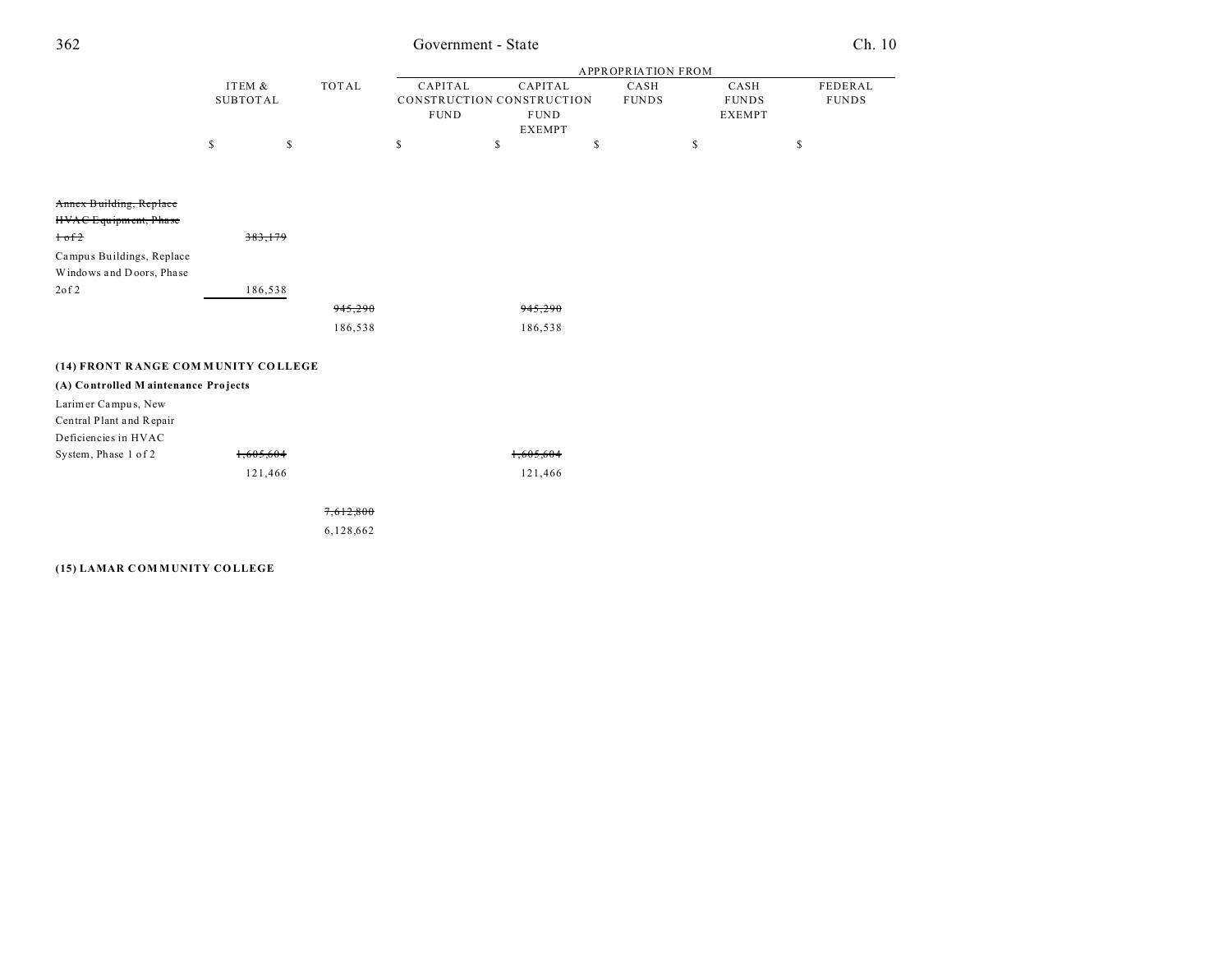| | ITEM & SUBTOTAL | TOTAL | APPROPRIATION FROM CAPITAL CONSTRUCTION FUND | CAPITAL CONSTRUCTION FUND EXEMPT | CASH FUNDS | CASH FUNDS EXEMPT | FEDERAL FUNDS |
|---|---|---|---|---|---|---|---|
| | $ | $ | $ | $ | $ | $ | $ |
| ~~Annex Building, Replace HVAC Equipment, Phase 1 of 2~~ | ~~383,179~~ | | | | | | |
| Campus Buildings, Replace Windows and Doors, Phase 2of 2 | 186,538 | | | | | | |
| | | ~~945,290~~ | | ~~945,290~~ | | | |
| | | 186,538 | | 186,538 | | | |
| **(14) FRONT RANGE COMMUNITY COLLEGE** | | | | | | | |
| **(A) Controlled Maintenance Projects** | | | | | | | |
| Larimer Campus, New Central Plant and Repair Deficiencies in HVAC System, Phase 1 of 2 | ~~1,605,604~~ | | | ~~1,605,604~~ | | | |
| | 121,466 | | | 121,466 | | | |
| | | ~~7,612,800~~ | | | | | |
| | | 6,128,662 | | | | | |
| **(15) LAMAR COMMUNITY COLLEGE** | | | | | | | |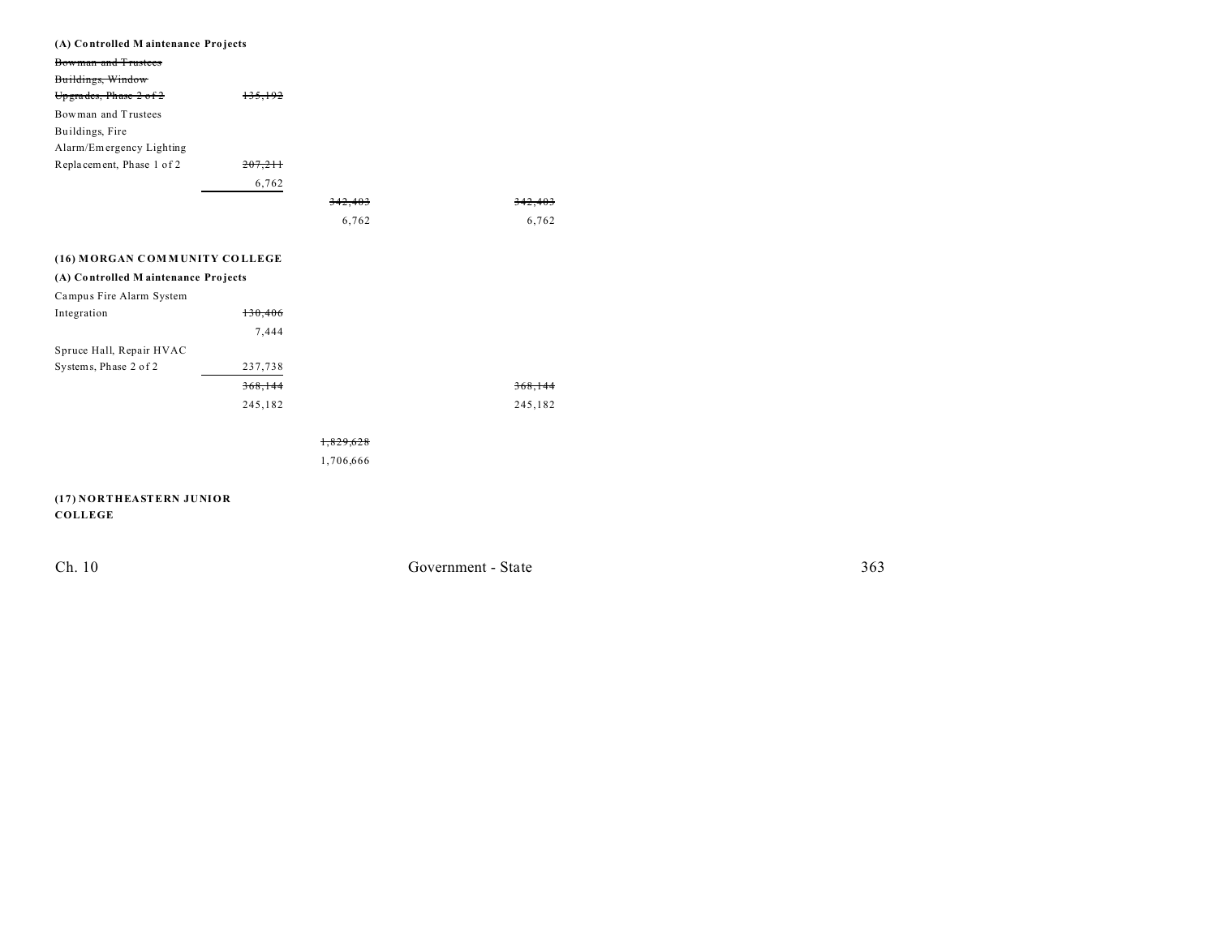(A) Controlled Maintenance Projects

| | | | |
|---|---|---|---|
| ~~Bowman and Trustees Buildings, Window Upgrades, Phase 2 of 2~~ | ~~135,192~~ | | |
| Bowman and Trustees Buildings, Fire Alarm/Emergency Lighting Replacement, Phase 1 of 2 | ~~207,211~~ 6,762 | | |
| | | ~~342,403~~ 6,762 | ~~342,403~~ 6,762 |

**(16) MORGAN COMMUNITY COLLEGE**

**(A) Controlled Maintenance Projects**

| | | | |
|---|---|---|---|
| Campus Fire Alarm System Integration | ~~130,406~~ 7,444 | | |
| Spruce Hall, Repair HVAC Systems, Phase 2 of 2 | 237,738 | | |
| | ~~368,144~~ 245,182 | | ~~368,144~~ 245,182 |
| | | ~~1,829,628~~ 1,706,666 | |

**(17) NORTHEASTERN JUNIOR COLLEGE**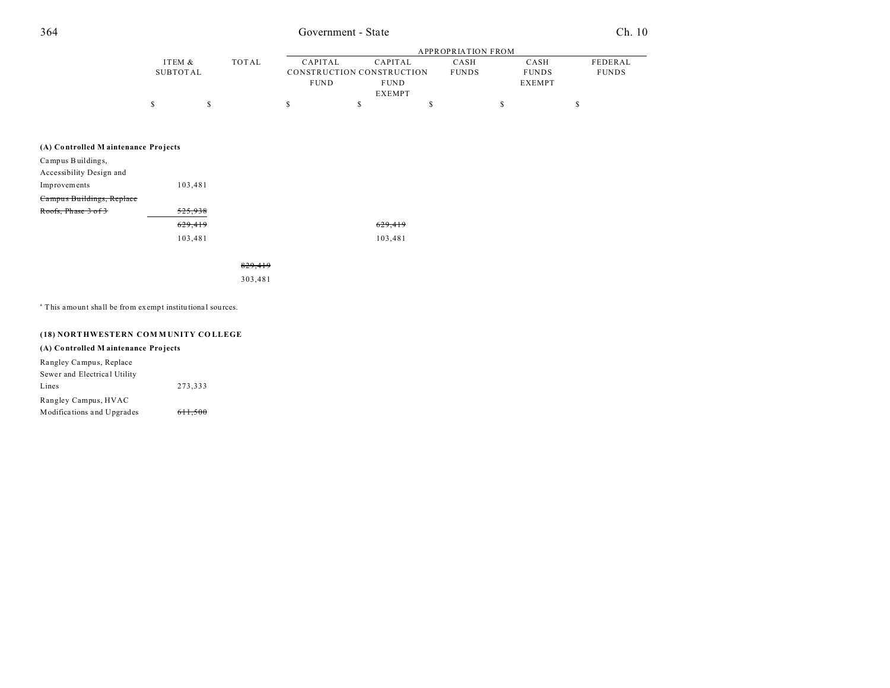| | ITEM & SUBTOTAL | TOTAL | APPROPRIATION FROM | | | | |
|---|---|---|---|---|---|---|---|
| | | | CAPITAL CONSTRUCTION FUND | CAPITAL CONSTRUCTION FUND EXEMPT | CASH FUNDS | CASH FUNDS EXEMPT | FEDERAL FUNDS |
| | $ | $ | $ | $ | $ | $ | $ |
| **(A) Controlled Maintenance Projects** | | | | | | | |
| Campus Buildings, Accessibility Design and Improvements | 103,481 | | | | | | |
| ~~Campus Buildings, Replace Roofs, Phase 3 of 3~~ | ~~525,938~~ | | | | | | |
| | ~~629,419~~ | | | ~~629,419~~ | | | |
| | 103,481 | | | 103,481 | | | |
| | | ~~829,419~~ | | | | | |
| | | 303,481 | | | | | |

[a] This amount shall be from exempt institutional sources.

**(18) NORTHWESTERN COMMUNITY COLLEGE**

| | ITEM & SUBTOTAL | TOTAL | CAPITAL CONSTRUCTION FUND | CAPITAL CONSTRUCTION FUND EXEMPT | CASH FUNDS | CASH FUNDS EXEMPT | FEDERAL FUNDS |
|---|---|---|---|---|---|---|---|
| **(A) Controlled Maintenance Projects** | | | | | | | |
| Rangley Campus, Replace Sewer and Electrical Utility Lines | 273,333 | | | | | | |
| Rangley Campus, HVAC Modifications and Upgrades | ~~611,500~~ | | | | | | |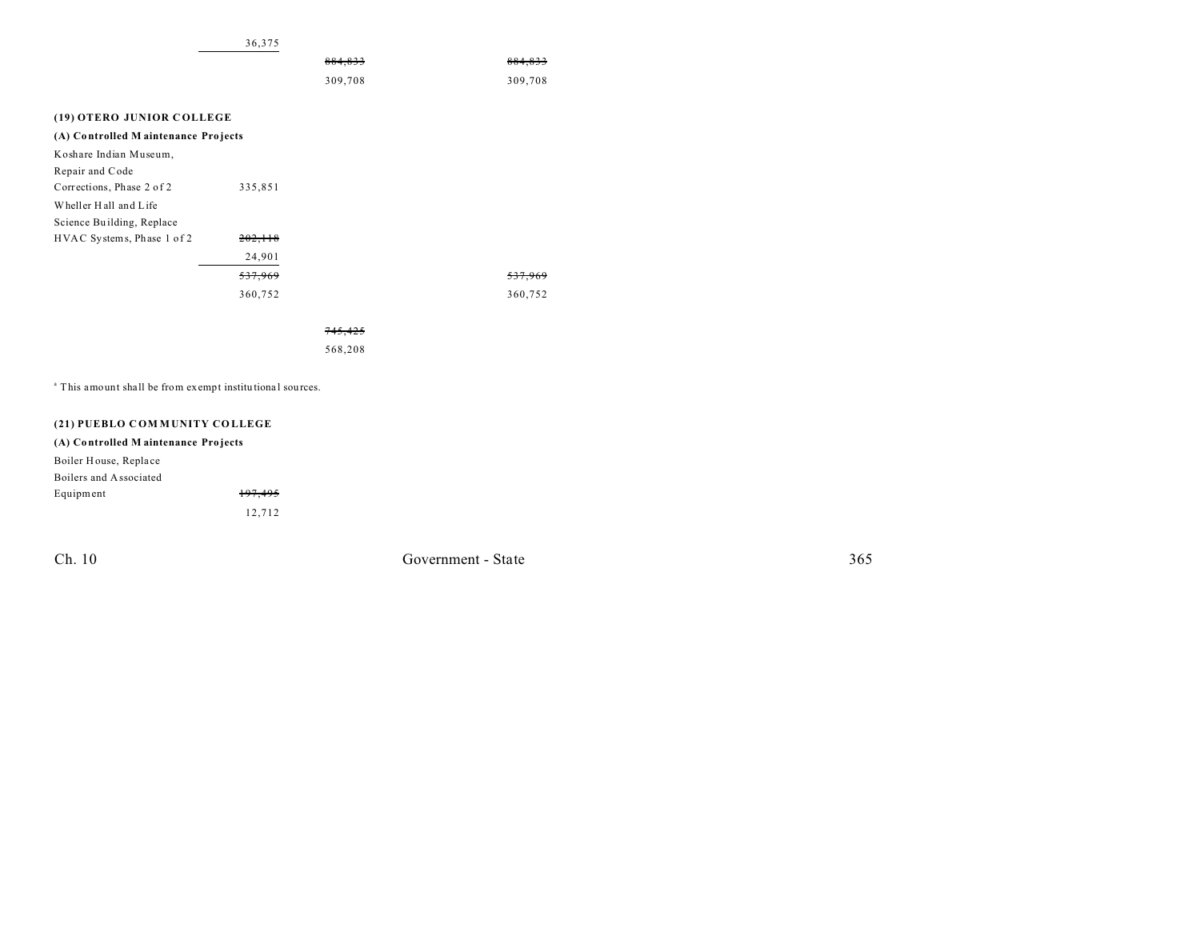| | | | |
|---|---|---|---|
| | 36,375 | | |
| | | ~~884,833~~ | ~~884,833~~ |
| | | 309,708 | 309,708 |

**(19) OTERO JUNIOR COLLEGE**

**(A) Controlled Maintenance Projects**

| | | | |
|---|---|---|---|
| Koshare Indian Museum, Repair and Code Corrections, Phase 2 of 2 | 335,851 | | |
| Wheller Hall and Life Science Building, Replace HVAC Systems, Phase 1 of 2 | ~~202,118~~ | | |
| | 24,901 | | |
| | ~~537,969~~ | | ~~537,969~~ |
| | 360,752 | | 360,752 |
| | | ~~745,425~~ | |
| | | 568,208 | |

[a] This amount shall be from exempt institutional sources.

**(21) PUEBLO COMMUNITY COLLEGE**

**(A) Controlled Maintenance Projects**

| | |
|---|---|
| Boiler House, Replace Boilers and Associated Equipment | ~~197,495~~ |
| | 12,712 |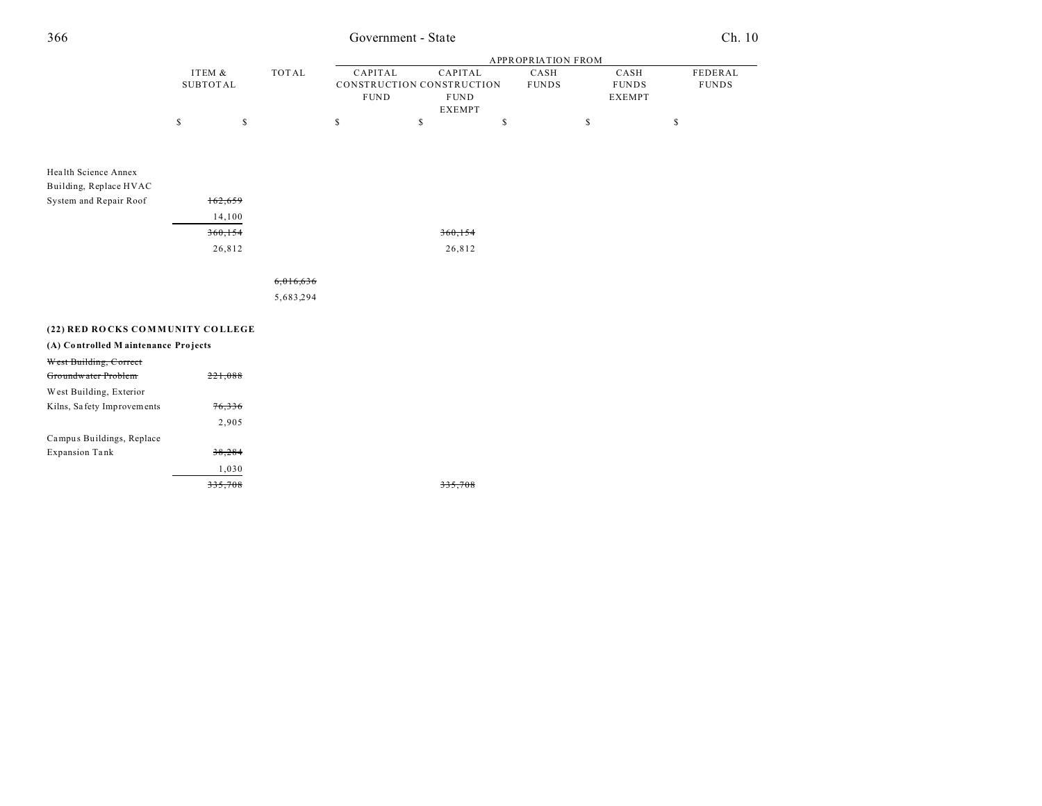| | ITEM & SUBTOTAL | TOTAL | APPROPRIATION FROM | | | | |
|---|---|---|---|---|---|---|---|
| | | | CAPITAL CONSTRUCTION FUND | CAPITAL CONSTRUCTION FUND EXEMPT | CASH FUNDS | CASH FUNDS EXEMPT | FEDERAL FUNDS |
| | $ | $ | $ | $ | $ | $ | $ |
| Health Science Annex Building, Replace HVAC System and Repair Roof | ~~162,659~~ 14,100 | | | | | | |
| | ~~360,154~~ 26,812 | | | ~~360,154~~ 26,812 | | | |
| | | ~~6,016,636~~ 5,683,294 | | | | | |
| **(22) RED ROCKS COMMUNITY COLLEGE** | | | | | | | |
| **(A) Controlled Maintenance Projects** | | | | | | | |
| ~~West Building, Correct Groundwater Problem~~ | ~~221,088~~ | | | | | | |
| West Building, Exterior Kilns, Safety Improvements | ~~76,336~~ 2,905 | | | | | | |
| Campus Buildings, Replace Expansion Tank | ~~38,284~~ 1,030 | | | | | | |
| | ~~335,708~~ | | | ~~335,708~~ | | | |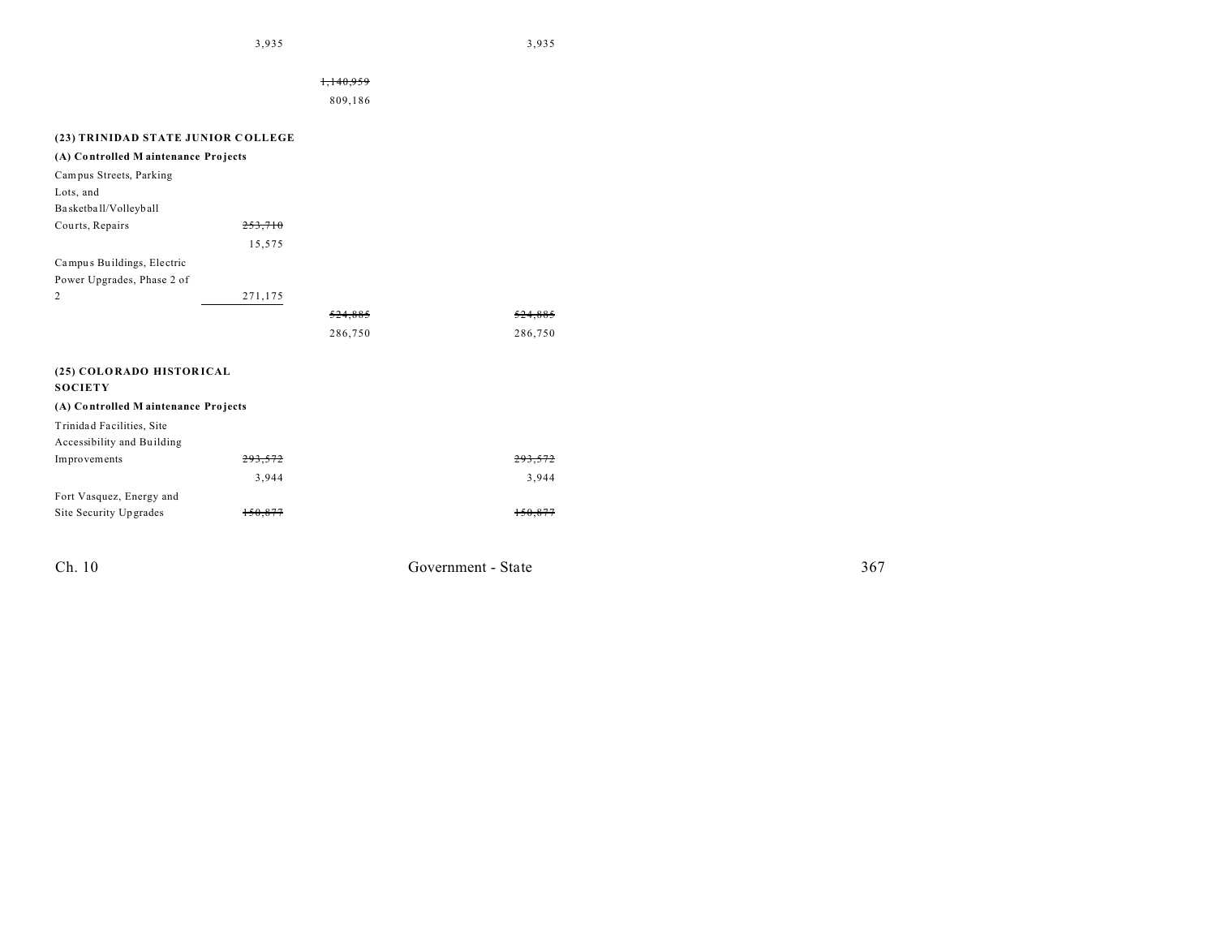| | | | |
|---|---|---|---|
| | 3,935 | | 3,935 |
| | | ~~1,140,959~~ | |
| | | 809,186 | |
| **(23) TRINIDAD STATE JUNIOR COLLEGE** | | | |
| **(A) Controlled Maintenance Projects** | | | |
| Campus Streets, Parking Lots, and Basketball/Volleyball Courts, Repairs | ~~253,710~~ | | |
| | 15,575 | | |
| Campus Buildings, Electric Power Upgrades, Phase 2 of 2 | 271,175 | | |
| | | ~~524,885~~ | ~~524,885~~ |
| | | 286,750 | 286,750 |
| **(25) COLORADO HISTORICAL SOCIETY** | | | |
| **(A) Controlled Maintenance Projects** | | | |
| Trinidad Facilities, Site Accessibility and Building Improvements | ~~293,572~~ | | ~~293,572~~ |
| | 3,944 | | 3,944 |
| Fort Vasquez, Energy and Site Security Upgrades | ~~150,877~~ | | ~~150,877~~ |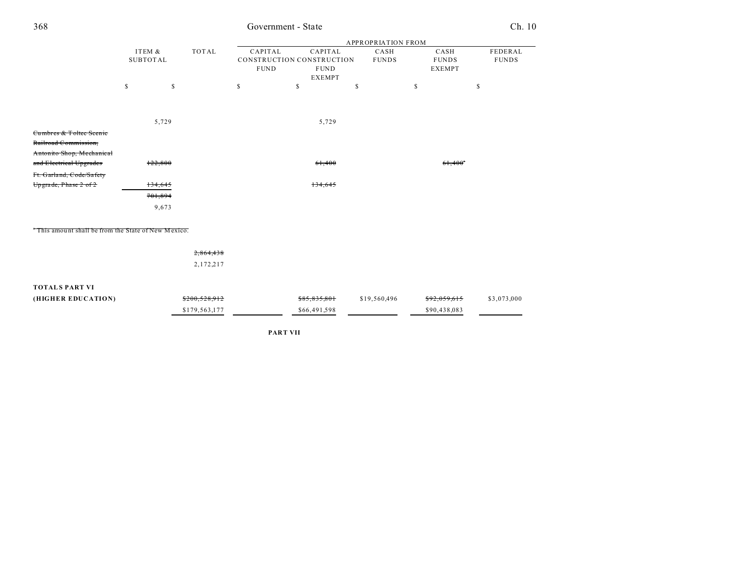| | ITEM & SUBTOTAL | TOTAL | APPROPRIATION FROM | | | | |
|---|---|---|---|---|---|---|---|
| | | | CAPITAL CONSTRUCTION FUND | CAPITAL CONSTRUCTION FUND EXEMPT | CASH FUNDS | CASH FUNDS EXEMPT | FEDERAL FUNDS |
| | $ | $ | $ | $ | $ | $ | $ |
| | 5,729 | | | 5,729 | | | |
| ~~Cumbres & Toltec Scenic Railroad Commission, Antonito Shop, Mechanical and Electrical Upgrades~~ | ~~122,800~~ | | | ~~61,400~~ | | ~~61,400~~[a] | |
| ~~Ft. Garland, Code/Safety Upgrade, Phase 2 of 2~~ | ~~134,645~~ | | | ~~134,645~~ | | | |
| | ~~701,894~~ | | | | | | |
| | 9,673 | | | | | | |

~~[a] This amount shall be from the State of New Mexico.~~

| | | TOTAL | CAPITAL CONSTRUCTION FUND | CAPITAL CONSTRUCTION FUND EXEMPT | CASH FUNDS | CASH FUNDS EXEMPT | FEDERAL FUNDS |
|---|---|---|---|---|---|---|---|
| | | ~~2,864,438~~ | | | | | |
| | | 2,172,217 | | | | | |
| **TOTALS PART VI (HIGHER EDUCATION)** | | ~~$200,528,912~~ | | ~~$85,835,801~~ | $19,560,496 | ~~$92,059,615~~ | $3,073,000 |
| | | $179,563,177 | | $66,491,598 | | $90,438,083 | |

**PART VII**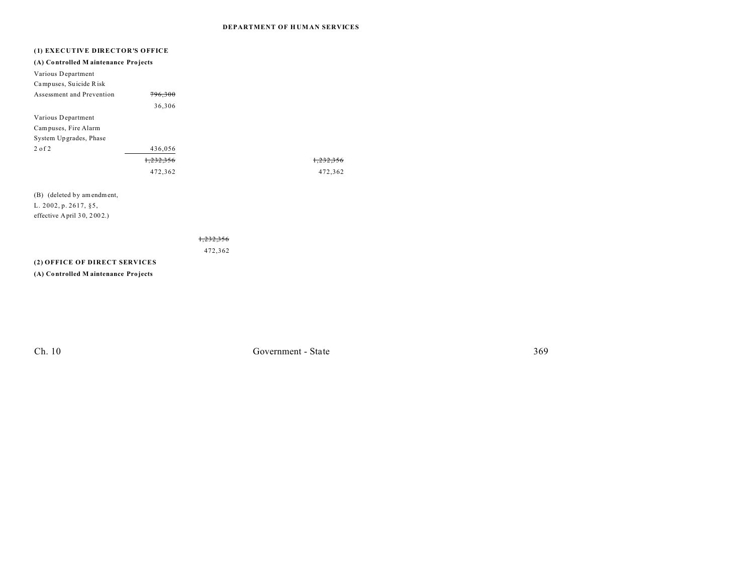**DEPARTMENT OF HUMAN SERVICES**

**(1) EXECUTIVE DIRECTOR'S OFFICE**

**(A) Controlled Maintenance Projects**

| | | | |
|---|---|---|---|
| Various Department Campuses, Suicide Risk Assessment and Prevention | ~~796,300~~ 36,306 | | |
| Various Department Campuses, Fire Alarm System Upgrades, Phase 2 of 2 | 436,056 | | |
| | ~~1,232,356~~ 472,362 | | ~~1,232,356~~ 472,362 |

(B) (deleted by amendment, L. 2002, p. 2617, §5, effective April 30, 2002.)

| | |
|---|---|
| | ~~1,232,356~~ 472,362 |

**(2) OFFICE OF DIRECT SERVICES**

**(A) Controlled Maintenance Projects**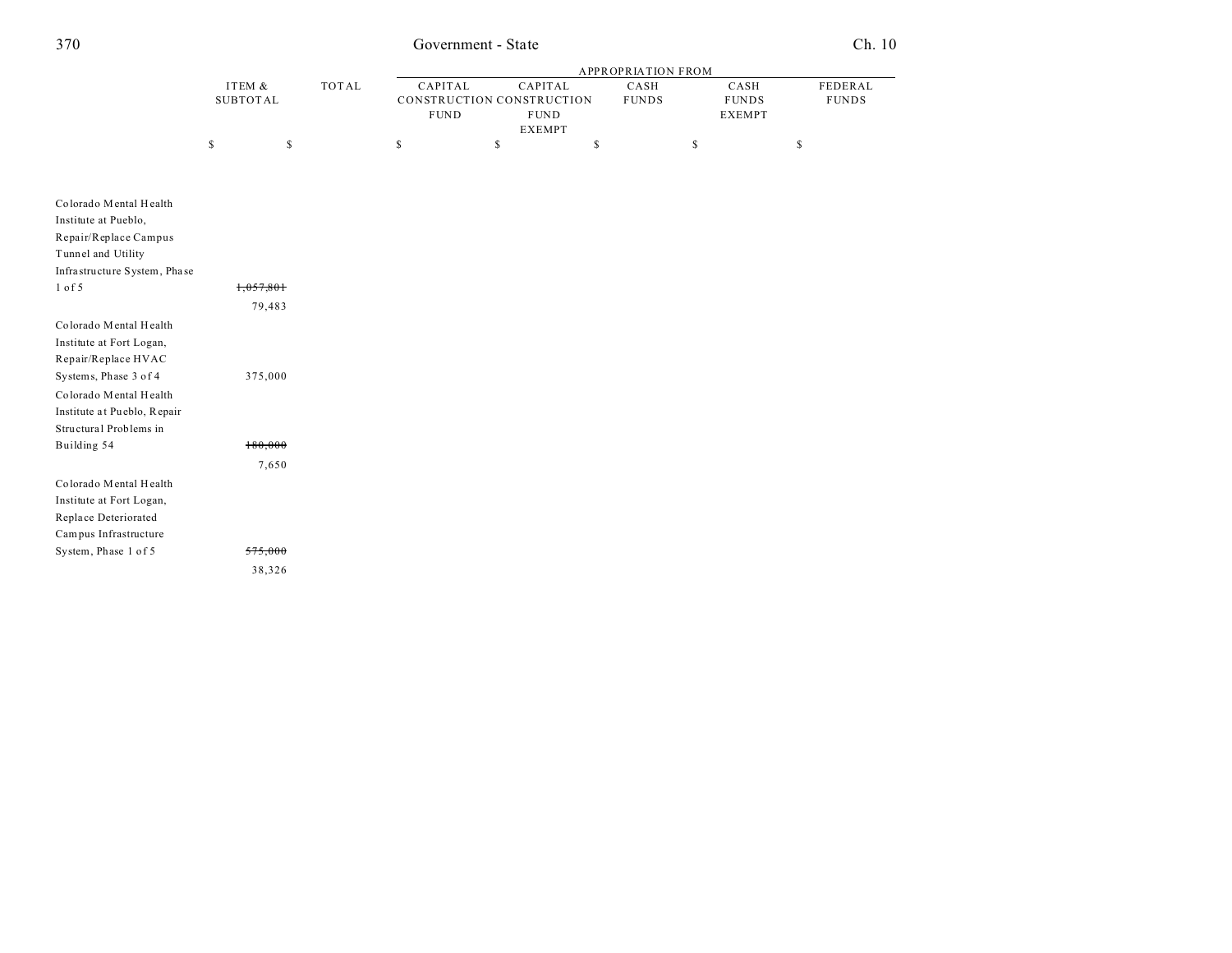| | ITEM & SUBTOTAL | TOTAL | APPROPRIATION FROM | | | | |
|---|---|---|---|---|---|---|---|
| | | | CAPITAL CONSTRUCTION FUND | CAPITAL CONSTRUCTION FUND EXEMPT | CASH FUNDS | CASH FUNDS EXEMPT | FEDERAL FUNDS |
| | $ | $ | $ | $ | $ | $ | $ |
| Colorado Mental Health Institute at Pueblo, Repair/Replace Campus Tunnel and Utility Infrastructure System, Phase 1 of 5 | ~~1,057,801~~ 79,483 | | | | | | |
| Colorado Mental Health Institute at Fort Logan, Repair/Replace HVAC Systems, Phase 3 of 4 | 375,000 | | | | | | |
| Colorado Mental Health Institute at Pueblo, Repair Structural Problems in Building 54 | ~~180,000~~ 7,650 | | | | | | |
| Colorado Mental Health Institute at Fort Logan, Replace Deteriorated Campus Infrastructure System, Phase 1 of 5 | ~~575,000~~ 38,326 | | | | | | |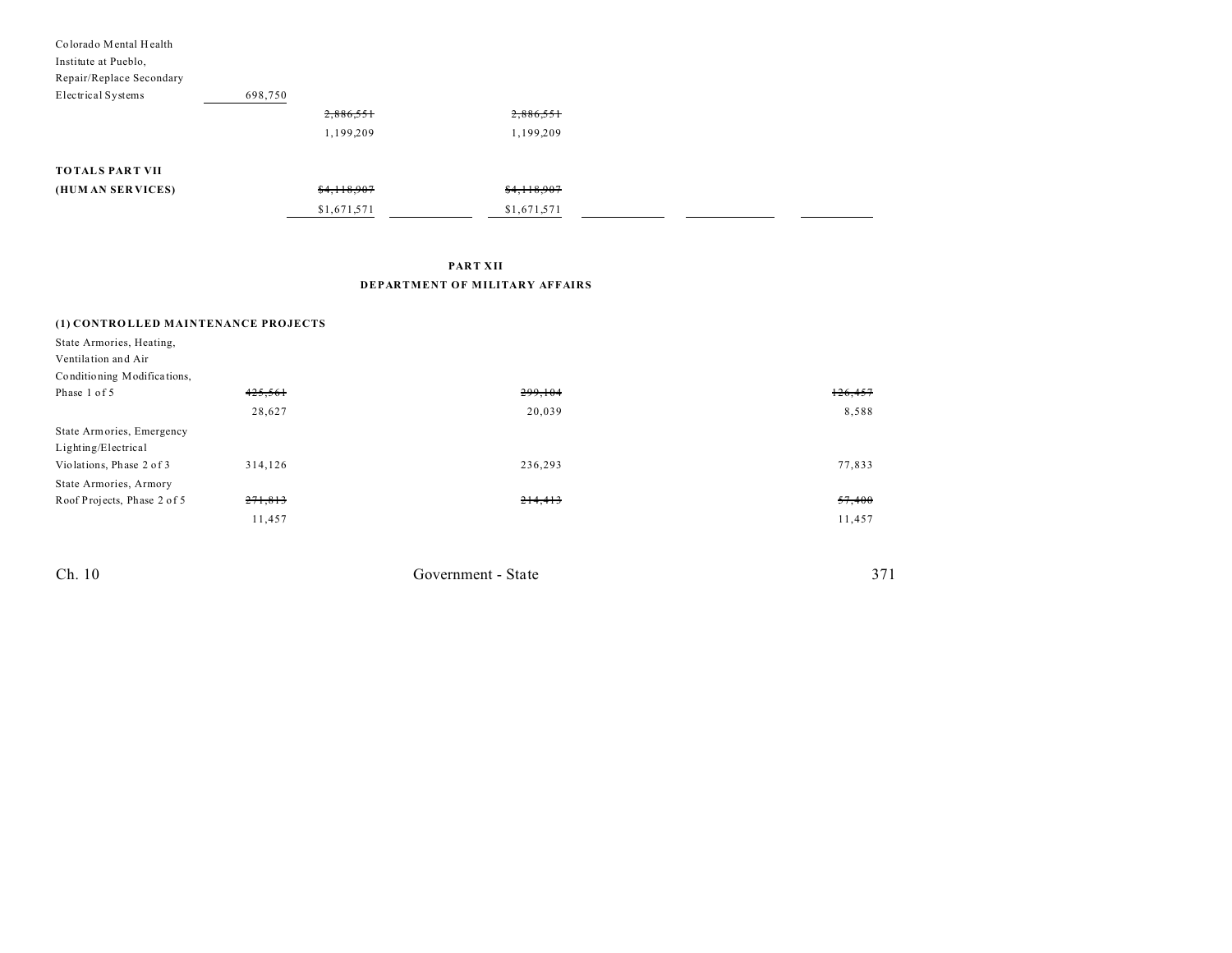| | | | | | | | |
|---|---|---|---|---|---|---|---|
| Colorado Mental Health Institute at Pueblo, Repair/Replace Secondary Electrical Systems | 698,750 | | | | | | |
| | | ~~2,886,551~~ | | ~~2,886,551~~ | | | |
| | | 1,199,209 | | 1,199,209 | | | |
| **TOTALS PART VII (HUMAN SERVICES)** | | ~~$4,118,907~~ | | ~~$4,118,907~~ | | | |
| | | $1,671,571 | | $1,671,571 | | | |

**PART XII**
**DEPARTMENT OF MILITARY AFFAIRS**

**(1) CONTROLLED MAINTENANCE PROJECTS**

| | | | | | | | |
|---|---|---|---|---|---|---|---|
| State Armories, Heating, Ventilation and Air Conditioning Modifications, Phase 1 of 5 | ~~425,561~~ | | | ~~299,104~~ | | | ~~126,457~~ |
| | 28,627 | | | 20,039 | | | 8,588 |
| State Armories, Emergency Lighting/Electrical Violations, Phase 2 of 3 | 314,126 | | | 236,293 | | | 77,833 |
| State Armories, Armory Roof Projects, Phase 2 of 5 | ~~271,813~~ | | | ~~214,413~~ | | | ~~57,400~~ |
| | 11,457 | | | | | | 11,457 |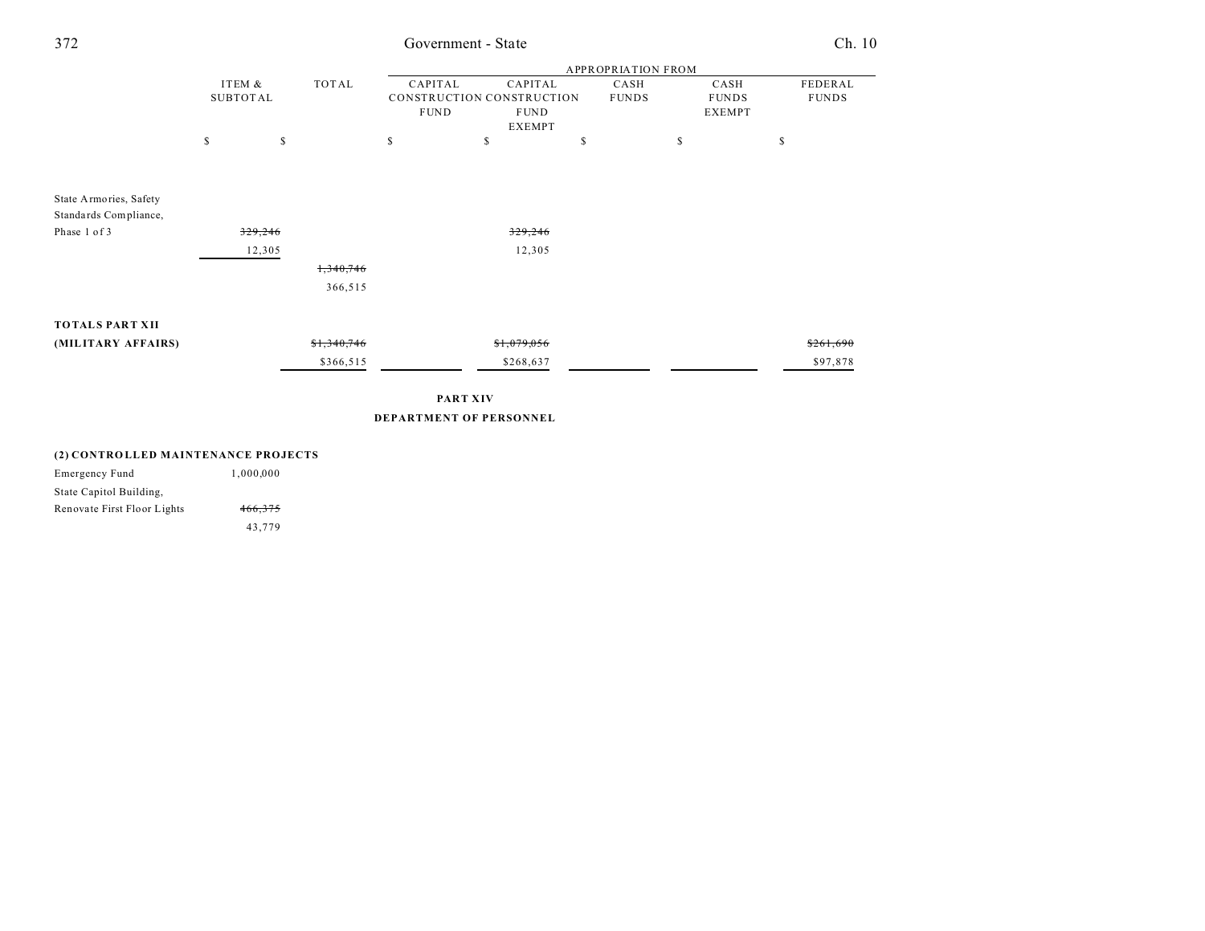| | ITEM & SUBTOTAL | TOTAL | APPROPRIATION FROM CAPITAL CONSTRUCTION FUND | CAPITAL CONSTRUCTION FUND EXEMPT | CASH FUNDS | CASH FUNDS EXEMPT | FEDERAL FUNDS |
|---|---|---|---|---|---|---|---|
| | $ | $ | $ | $ | $ | $ | $ |
| State Armories, Safety Standards Compliance, Phase 1 of 3 | ~~329,246~~ 12,305 | | | ~~329,246~~ 12,305 | | | |
| | | ~~1,340,746~~ 366,515 | | | | | |
| **TOTALS PART XII (MILITARY AFFAIRS)** | | ~~$1,340,746~~ $366,515 | | ~~$1,079,056~~ $268,637 | | | ~~$261,690~~ $97,878 |

**PART XIV**

**DEPARTMENT OF PERSONNEL**

| | ITEM & SUBTOTAL | TOTAL | CAPITAL CONSTRUCTION FUND | CAPITAL CONSTRUCTION FUND EXEMPT | CASH FUNDS | CASH FUNDS EXEMPT | FEDERAL FUNDS |
|---|---|---|---|---|---|---|---|
| **(2) CONTROLLED MAINTENANCE PROJECTS** | | | | | | | |
| Emergency Fund | 1,000,000 | | | | | | |
| State Capitol Building, Renovate First Floor Lights | ~~466,375~~ 43,779 | | | | | | |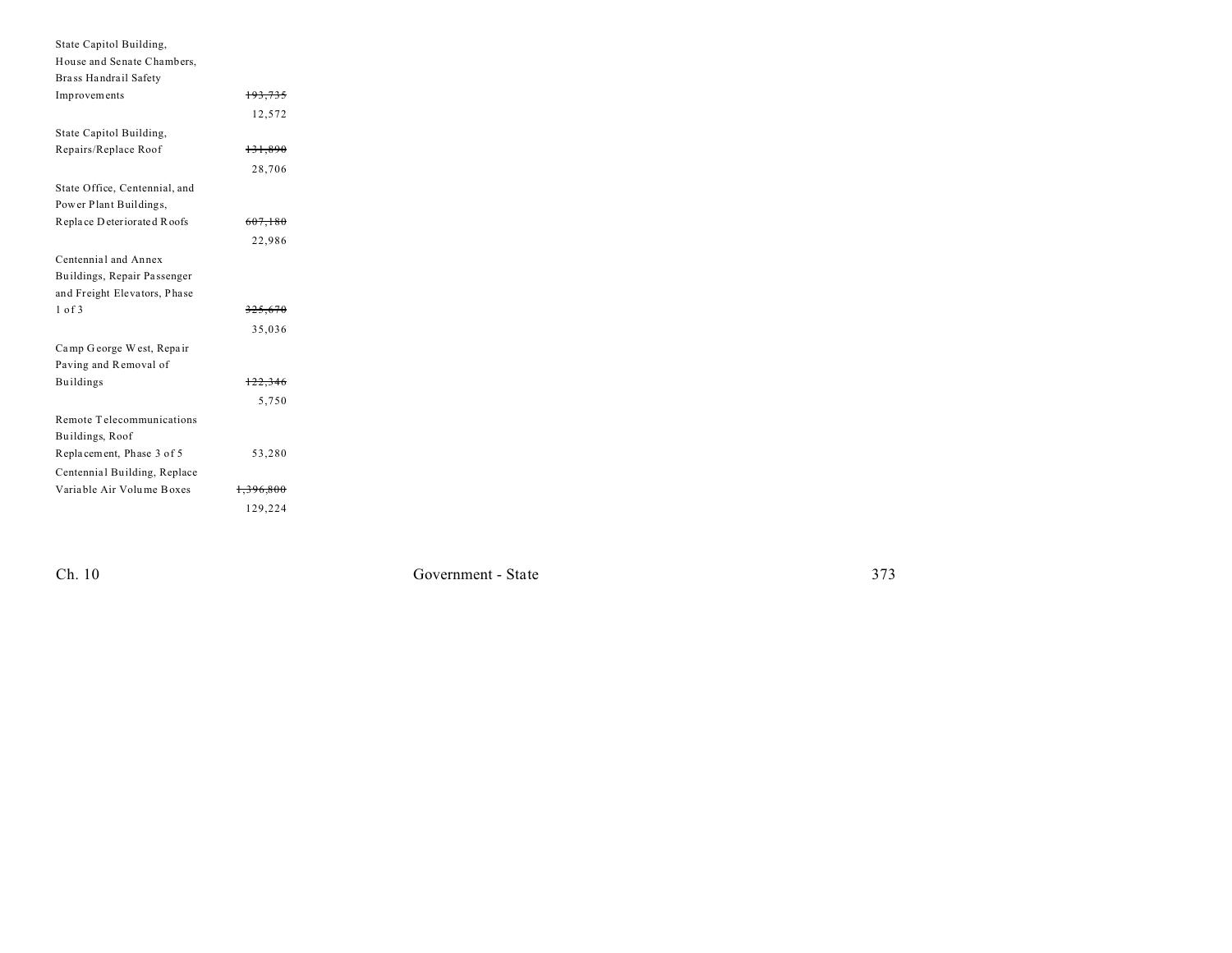| | |
|---|---|
| State Capitol Building, House and Senate Chambers, Brass Handrail Safety Improvements | ~~193,735~~ |
| | 12,572 |
| State Capitol Building, Repairs/Replace Roof | ~~131,890~~ |
| | 28,706 |
| State Office, Centennial, and Power Plant Buildings, Replace Deteriorated Roofs | ~~607,180~~ |
| | 22,986 |
| Centennial and Annex Buildings, Repair Passenger and Freight Elevators, Phase 1 of 3 | ~~325,670~~ |
| | 35,036 |
| Camp George West, Repair Paving and Removal of Buildings | ~~122,346~~ |
| | 5,750 |
| Remote Telecommunications Buildings, Roof Replacement, Phase 3 of 5 | 53,280 |
| Centennial Building, Replace Variable Air Volume Boxes | ~~1,396,800~~ |
| | 129,224 |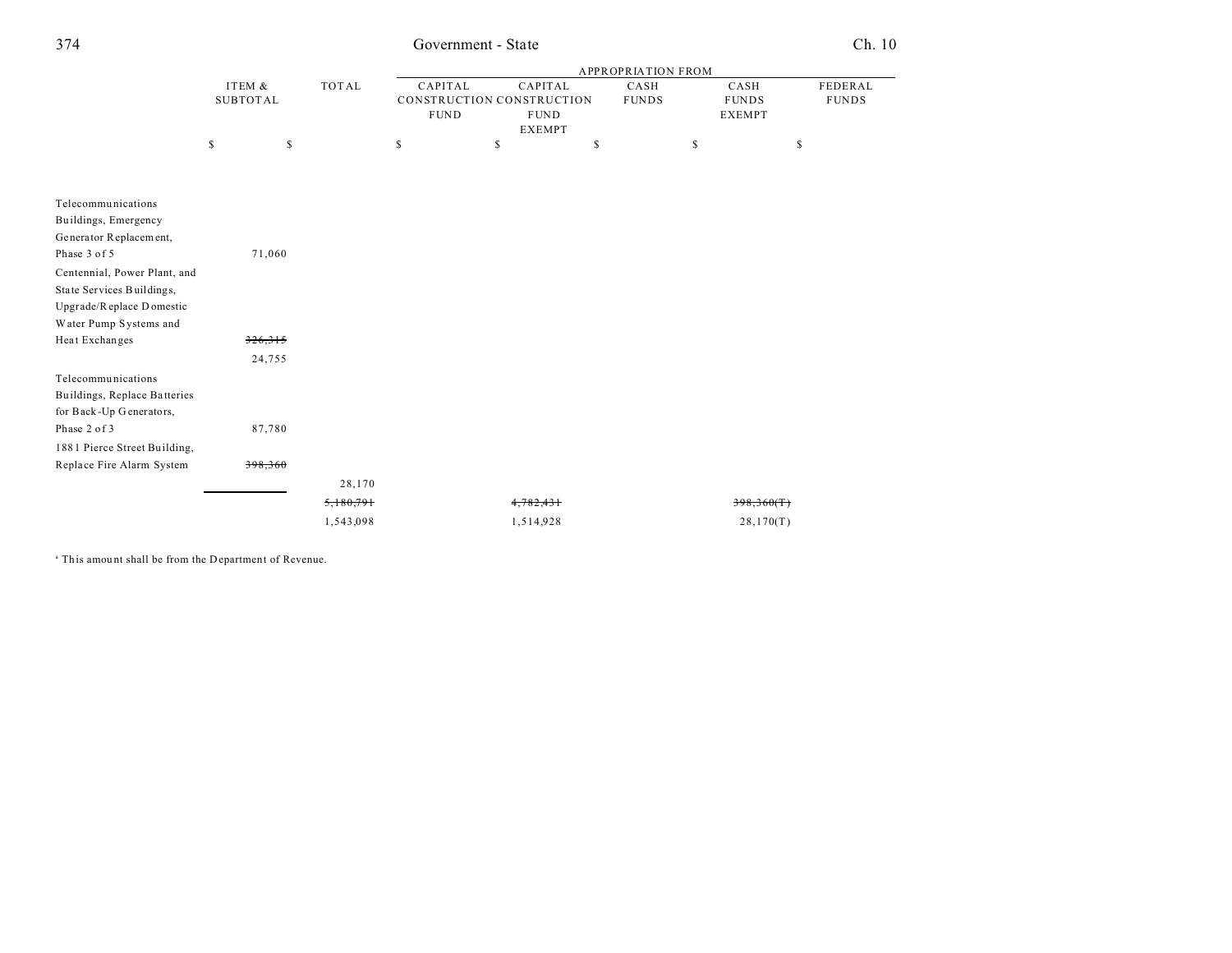| | ITEM & SUBTOTAL | TOTAL | APPROPRIATION FROM | | | | |
|---|---|---|---|---|---|---|---|
| | | | CAPITAL CONSTRUCTION FUND | CAPITAL CONSTRUCTION FUND EXEMPT | CASH FUNDS | CASH FUNDS EXEMPT | FEDERAL FUNDS |
| | $ | $ | $ | $ | $ | $ | $ |
| Telecommunications Buildings, Emergency Generator Replacement, Phase 3 of 5 | 71,060 | | | | | | |
| Centennial, Power Plant, and State Services Buildings, Upgrade/Replace Domestic Water Pump Systems and Heat Exchanges | ~~326,315~~ 24,755 | | | | | | |
| Telecommunications Buildings, Replace Batteries for Back-Up Generators, Phase 2 of 3 | 87,780 | | | | | | |
| 1881 Pierce Street Building, Replace Fire Alarm System | ~~398,360~~ | 28,170 | | | | | |
| | | ~~5,180,791~~ 1,543,098 | | ~~4,782,431~~ 1,514,928 | | ~~398,360(T)~~ 28,170(T) | |

[a] This amount shall be from the Department of Revenue.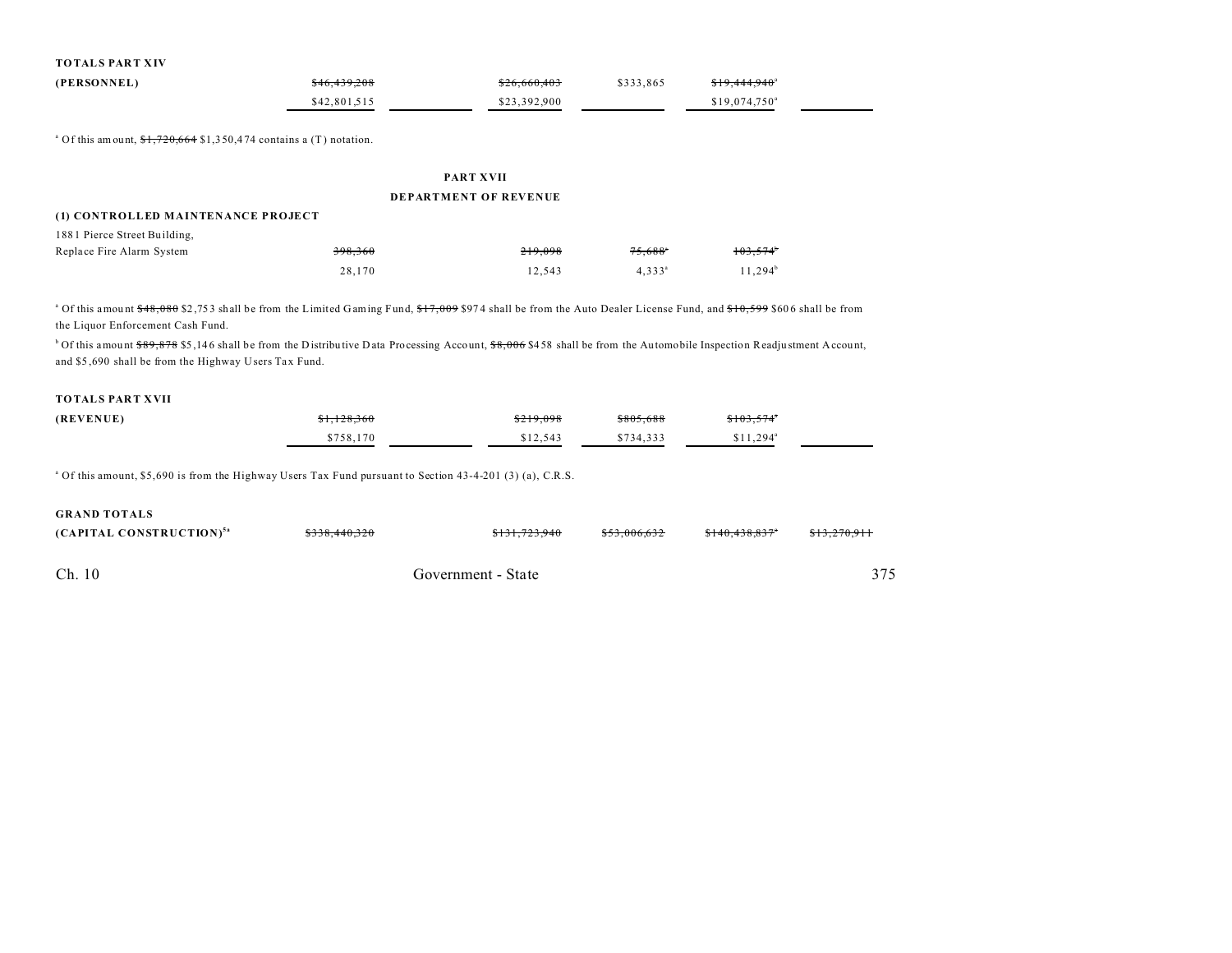| | | | | | | |
|---|---|---|---|---|---|---|
| **TOTALS PART XIV** | | | | | | |
| **(PERSONNEL)** | ~~$46,439,208~~ | | ~~$26,660,403~~ | $333,865 | ~~$19,444,940~~[a] | |
| | $42,801,515 | | $23,392,900 | | $19,074,750[a] | |

[a] Of this amount, ~~$1,720,664~~ $1,350,474 contains a (T) notation.

## PART XVII
## DEPARTMENT OF REVENUE

### (1) CONTROLLED MAINTENANCE PROJECT

| | | | | | | |
|---|---|---|---|---|---|---|
| 1881 Pierce Street Building, Replace Fire Alarm System | ~~398,360~~ | | ~~219,098~~ | ~~75,688~~[a] | ~~103,574~~[b] | |
| | 28,170 | | 12,543 | 4,333[a] | 11,294[b] | |

[a] Of this amount ~~$48,080~~ $2,753 shall be from the Limited Gaming Fund, ~~$17,009~~ $974 shall be from the Auto Dealer License Fund, and ~~$10,599~~ $606 shall be from the Liquor Enforcement Cash Fund.

[b] Of this amount ~~$89,878~~ $5,146 shall be from the Distributive Data Processing Account, ~~$8,006~~ $458 shall be from the Automobile Inspection Readjustment Account, and $5,690 shall be from the Highway Users Tax Fund.

| | | | | | | |
|---|---|---|---|---|---|---|
| **TOTALS PART XVII** | | | | | | |
| **(REVENUE)** | ~~$1,128,360~~ | | ~~$219,098~~ | ~~$805,688~~ | ~~$103,574~~[a] | |
| | $758,170 | | $12,543 | $734,333 | $11,294[a] | |

[a] Of this amount, $5,690 is from the Highway Users Tax Fund pursuant to Section 43-4-201 (3) (a), C.R.S.

| | | | | | | |
|---|---|---|---|---|---|---|
| **GRAND TOTALS** | | | | | | |
| **(CAPITAL CONSTRUCTION)**[5a] | ~~$338,440,320~~ | | ~~$131,723,940~~ | ~~$53,006,632~~ | ~~$140,438,837~~[a] | ~~$13,270,911~~ |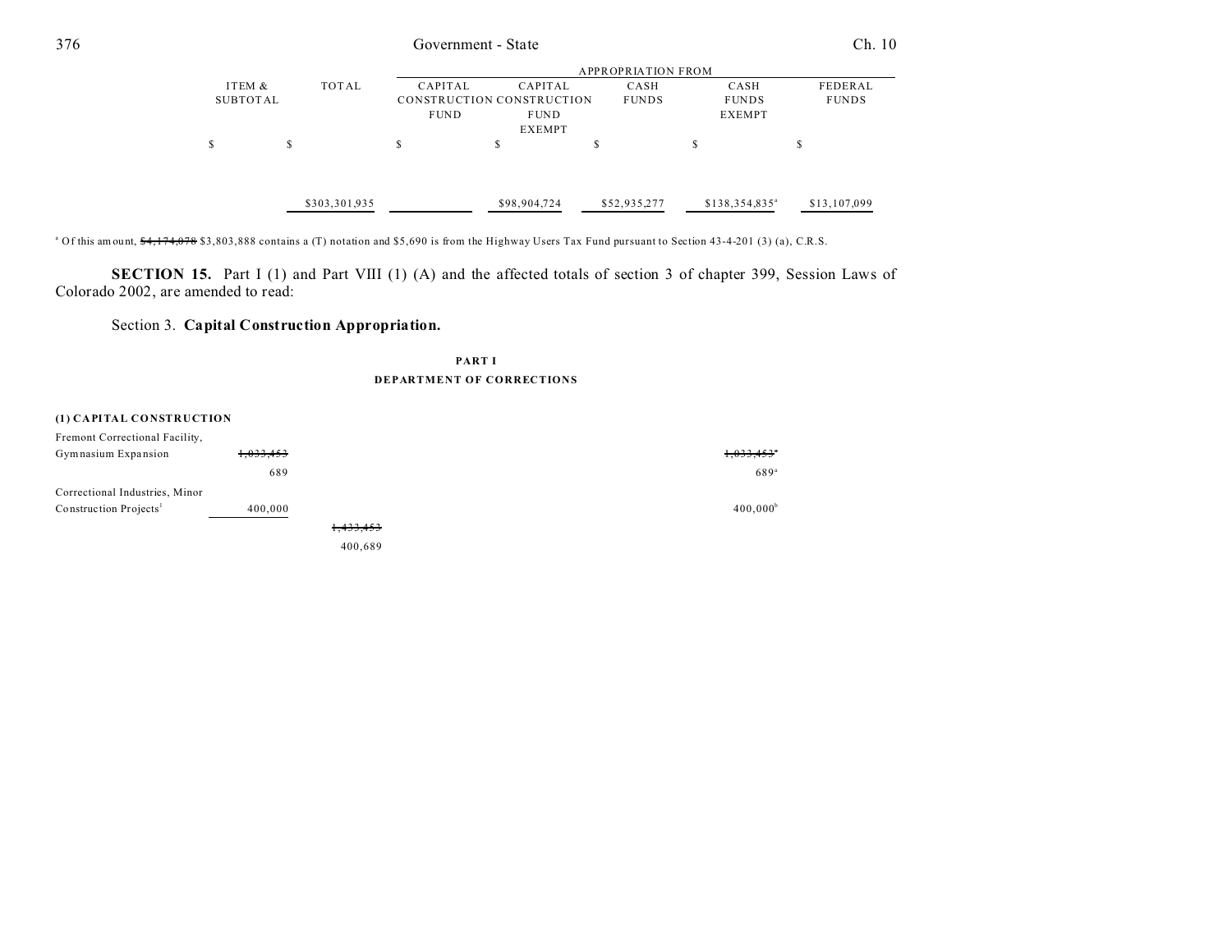| | ITEM & SUBTOTAL | TOTAL | APPROPRIATION FROM | | | | |
|---|---|---|---|---|---|---|---|
| | | | CAPITAL CONSTRUCTION FUND | CAPITAL CONSTRUCTION FUND EXEMPT | CASH FUNDS | CASH FUNDS EXEMPT | FEDERAL FUNDS |
| | $ | $ | $ | $ | $ | $ | $ |
| | | $303,301,935 | | $98,904,724 | $52,935,277 | $138,354,835[a] | $13,107,099 |

[a] Of this amount, ~~$4,174,078~~ $3,803,888 contains a (T) notation and $5,690 is from the Highway Users Tax Fund pursuant to Section 43-4-201 (3) (a), C.R.S.

**SECTION 15.** Part I (1) and Part VIII (1) (A) and the affected totals of section 3 of chapter 399, Session Laws of Colorado 2002, are amended to read:

Section 3. **Capital Construction Appropriation.**

**PART I**
**DEPARTMENT OF CORRECTIONS**

| | ITEM & SUBTOTAL | TOTAL | CAPITAL CONSTRUCTION FUND | CAPITAL CONSTRUCTION FUND EXEMPT | CASH FUNDS | CASH FUNDS EXEMPT | FEDERAL FUNDS |
|---|---|---|---|---|---|---|---|
| **(1) CAPITAL CONSTRUCTION** | | | | | | | |
| Fremont Correctional Facility, Gymnasium Expansion | ~~1,033,453~~ 689 | | | | | ~~1,033,453~~[a] 689[a] | |
| Correctional Industries, Minor Construction Projects[1] | 400,000 | | | | | 400,000[b] | |
| | | ~~1,433,453~~ 400,689 | | | | | |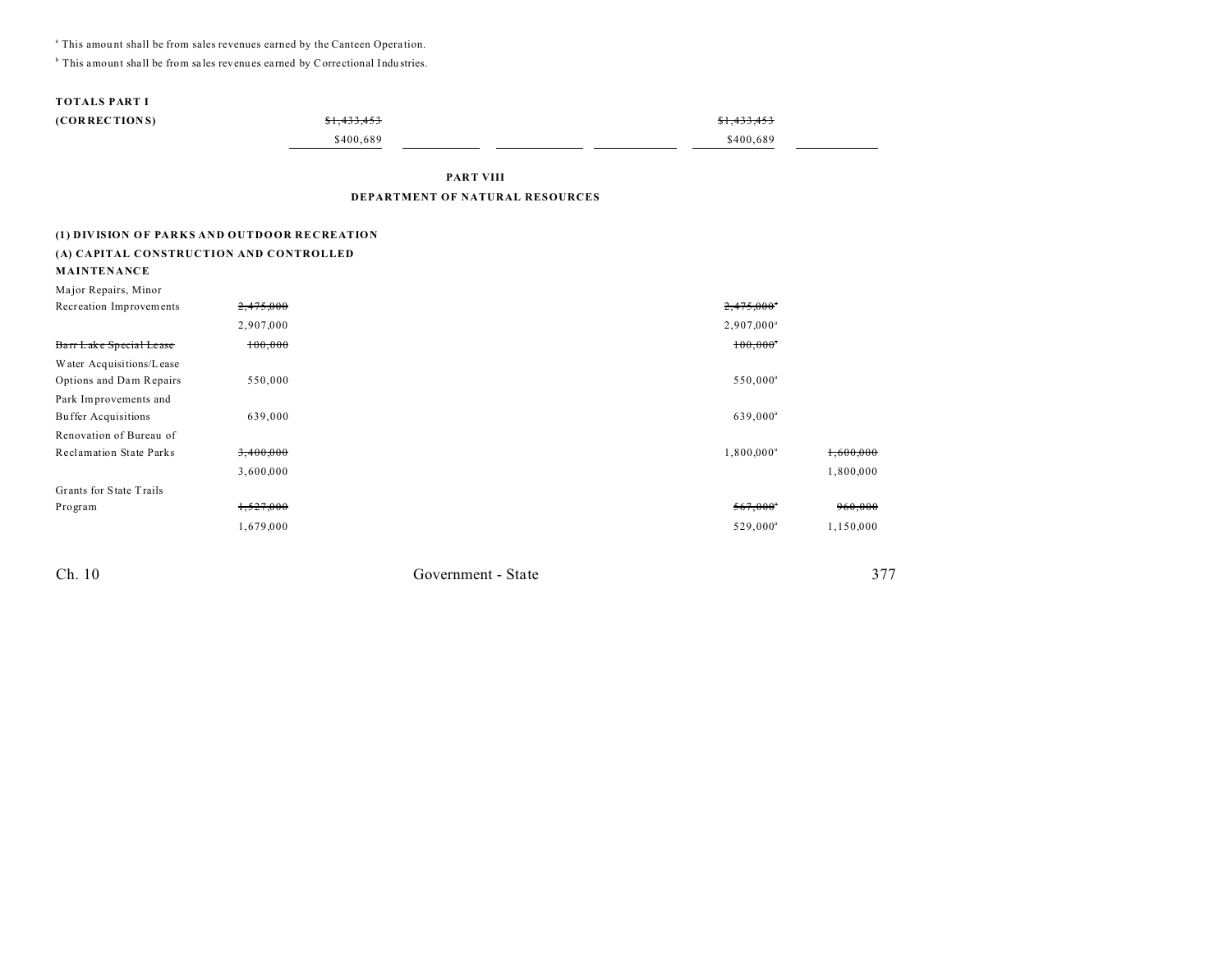[a] This amount shall be from sales revenues earned by the Canteen Operation.

[b] This amount shall be from sales revenues earned by Correctional Industries.

| | | | | | | |
|---|---|---|---|---|---|---|
| **TOTALS PART I (CORRECTIONS)** | ~~$1,433,453~~ | | | | ~~$1,433,453~~ | |
| | $400,689 | | | | $400,689 | |

**PART VIII**

**DEPARTMENT OF NATURAL RESOURCES**

**(1) DIVISION OF PARKS AND OUTDOOR RECREATION**

**(A) CAPITAL CONSTRUCTION AND CONTROLLED MAINTENANCE**

| | | | | | | |
|---|---|---|---|---|---|---|
| Major Repairs, Minor Recreation Improvements | ~~2,475,000~~ | | | | ~~2,475,000[a]~~ | |
| | 2,907,000 | | | | 2,907,000[a] | |
| ~~Barr Lake Special Lease~~ | ~~100,000~~ | | | | ~~100,000[a]~~ | |
| Water Acquisitions/Lease Options and Dam Repairs | 550,000 | | | | 550,000[a] | |
| Park Improvements and Buffer Acquisitions | 639,000 | | | | 639,000[a] | |
| Renovation of Bureau of Reclamation State Parks | ~~3,400,000~~ | | | | 1,800,000[a] | ~~1,600,000~~ |
| | 3,600,000 | | | | | 1,800,000 |
| Grants for State Trails Program | ~~1,527,000~~ | | | | ~~567,000[a]~~ | ~~960,000~~ |
| | 1,679,000 | | | | 529,000[a] | 1,150,000 |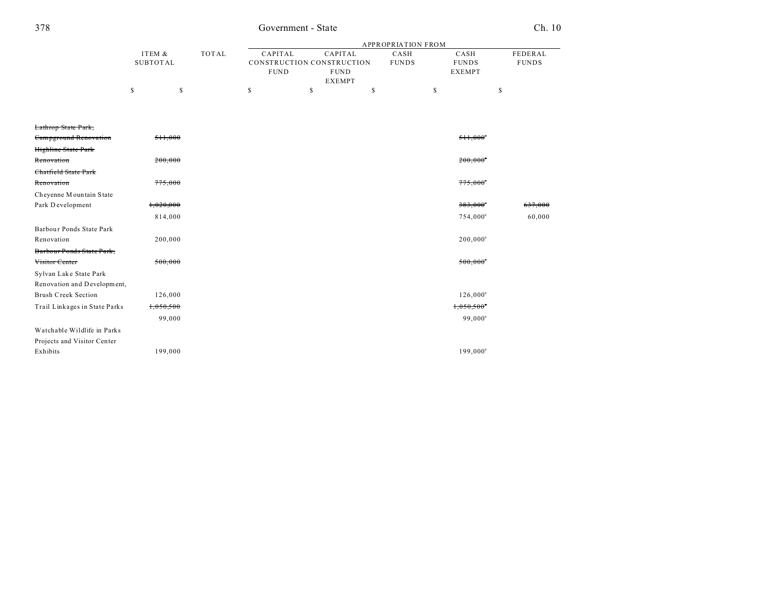| | ITEM & SUBTOTAL | TOTAL | APPROPRIATION FROM CAPITAL CONSTRUCTION FUND | CAPITAL CONSTRUCTION FUND EXEMPT | CASH FUNDS | CASH FUNDS EXEMPT | FEDERAL FUNDS |
|---|---|---|---|---|---|---|---|
| | $ | $ | $ | $ | $ | $ | $ |
| ~~Lathrop State Park, Campground Renovation~~ | ~~511,000~~ | | | | | ~~511,000~~[a] | |
| ~~Highline State Park Renovation~~ | ~~200,000~~ | | | | | ~~200,000~~[a] | |
| ~~Chatfield State Park Renovation~~ | ~~775,000~~ | | | | | ~~775,000~~[a] | |
| Cheyenne Mountain State Park Development | ~~1,020,000~~ | | | | | ~~383,000~~[a] | ~~637,000~~ |
| | 814,000 | | | | | 754,000[a] | 60,000 |
| Barbour Ponds State Park Renovation | 200,000 | | | | | 200,000[a] | |
| ~~Barbour Ponds State Park, Visitor Center~~ | ~~500,000~~ | | | | | ~~500,000~~[a] | |
| Sylvan Lake State Park Renovation and Development, Brush Creek Section | 126,000 | | | | | 126,000[a] | |
| Trail Linkages in State Parks | ~~1,050,500~~ | | | | | ~~1,050,500~~[a] | |
| | 99,000 | | | | | 99,000[a] | |
| Watchable Wildlife in Parks Projects and Visitor Center Exhibits | 199,000 | | | | | 199,000[a] | |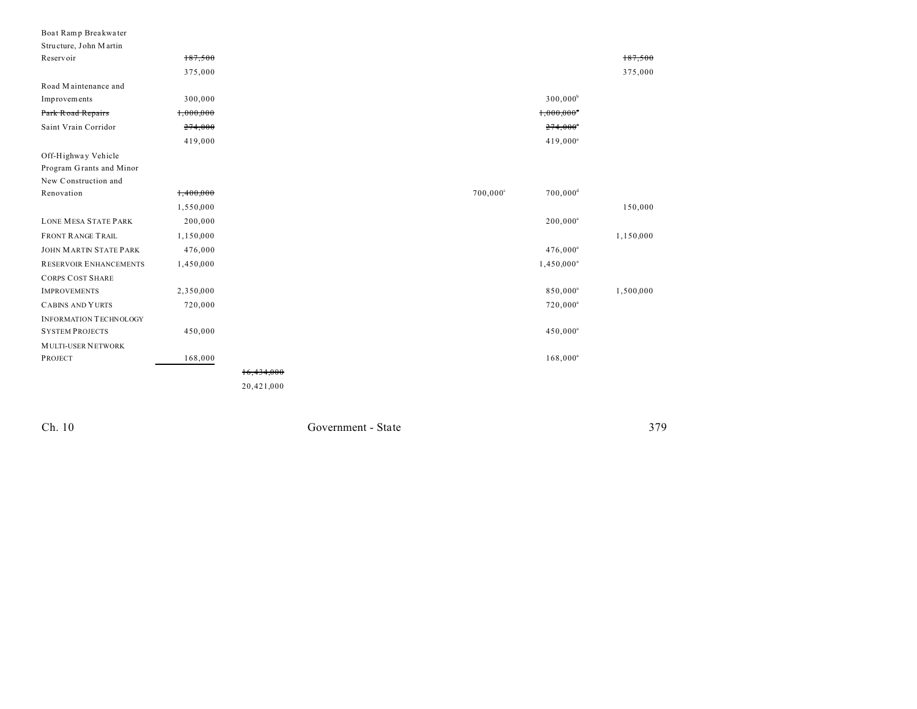| | | | | | | |
|---|---|---|---|---|---|---|
| Boat Ramp Breakwater Structure, John Martin Reservoir | ~~187,500~~ | | | | | ~~187,500~~ |
| | 375,000 | | | | | 375,000 |
| Road Maintenance and Improvements | 300,000 | | | | 300,000[b] | |
| ~~Park Road Repairs~~ | ~~1,000,000~~ | | | | ~~1,000,000~~[a] | |
| Saint Vrain Corridor | ~~274,000~~ | | | | ~~274,000~~[a] | |
| | 419,000 | | | | 419,000[a] | |
| Off-Highway Vehicle Program Grants and Minor New Construction and Renovation | ~~1,400,000~~ | | | 700,000[c] | 700,000[d] | |
| | 1,550,000 | | | | | 150,000 |
| LONE MESA STATE PARK | 200,000 | | | | 200,000[a] | |
| FRONT RANGE TRAIL | 1,150,000 | | | | | 1,150,000 |
| JOHN MARTIN STATE PARK | 476,000 | | | | 476,000[a] | |
| RESERVOIR ENHANCEMENTS | 1,450,000 | | | | 1,450,000[a] | |
| CORPS COST SHARE IMPROVEMENTS | 2,350,000 | | | | 850,000[a] | 1,500,000 |
| CABINS AND YURTS | 720,000 | | | | 720,000[a] | |
| INFORMATION TECHNOLOGY SYSTEM PROJECTS | 450,000 | | | | 450,000[a] | |
| MULTI-USER NETWORK PROJECT | 168,000 | | | | 168,000[a] | |
| | | ~~16,434,000~~ | | | | |
| | | 20,421,000 | | | | |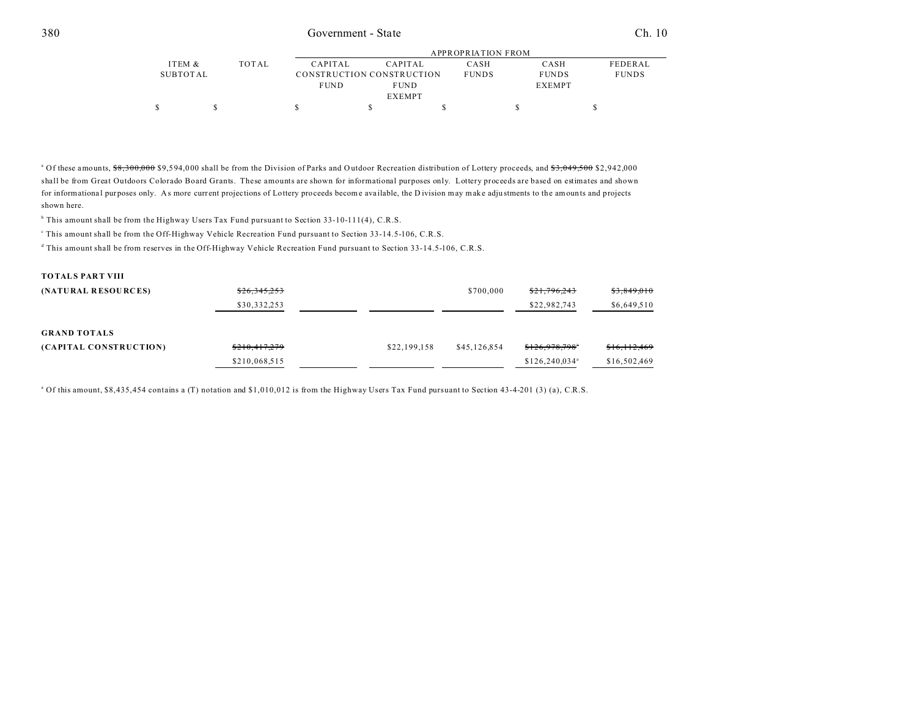| ITEM & SUBTOTAL | TOTAL | APPROPRIATION FROM CAPITAL CONSTRUCTION FUND | CAPITAL CONSTRUCTION FUND EXEMPT | CASH FUNDS | CASH FUNDS EXEMPT | FEDERAL FUNDS |
|---|---|---|---|---|---|---|
| $ | $ | $ | $ | $ | $ | $ |

[a] Of these amounts, ~~$8,300,000~~ $9,594,000 shall be from the Division of Parks and Outdoor Recreation distribution of Lottery proceeds, and ~~$3,049,500~~ $2,942,000 shall be from Great Outdoors Colorado Board Grants. These amounts are shown for informational purposes only. Lottery proceeds are based on estimates and shown for informational purposes only. As more current projections of Lottery proceeds become available, the Division may make adjustments to the amounts and projects shown here.

[b] This amount shall be from the Highway Users Tax Fund pursuant to Section 33-10-111(4), C.R.S.

[c] This amount shall be from the Off-Highway Vehicle Recreation Fund pursuant to Section 33-14.5-106, C.R.S.

[d] This amount shall be from reserves in the Off-Highway Vehicle Recreation Fund pursuant to Section 33-14.5-106, C.R.S.

| | TOTAL | CAPITAL CONSTRUCTION FUND | CAPITAL CONSTRUCTION FUND EXEMPT | CASH FUNDS | CASH FUNDS EXEMPT | FEDERAL FUNDS |
|---|---|---|---|---|---|---|
| **TOTALS PART VIII** | | | | | | |
| **(NATURAL RESOURCES)** | ~~$26,345,253~~ | | | $700,000 | ~~$21,796,243~~ | ~~$3,849,010~~ |
| | $30,332,253 | | | | $22,982,743 | $6,649,510 |
| **GRAND TOTALS** | | | | | | |
| **(CAPITAL CONSTRUCTION)** | ~~$210,417,279~~ | | $22,199,158 | $45,126,854 | ~~$126,978,798~~[a] | ~~$16,112,469~~ |
| | $210,068,515 | | | | $126,240,034[a] | $16,502,469 |

[a] Of this amount, $8,435,454 contains a (T) notation and $1,010,012 is from the Highway Users Tax Fund pursuant to Section 43-4-201 (3) (a), C.R.S.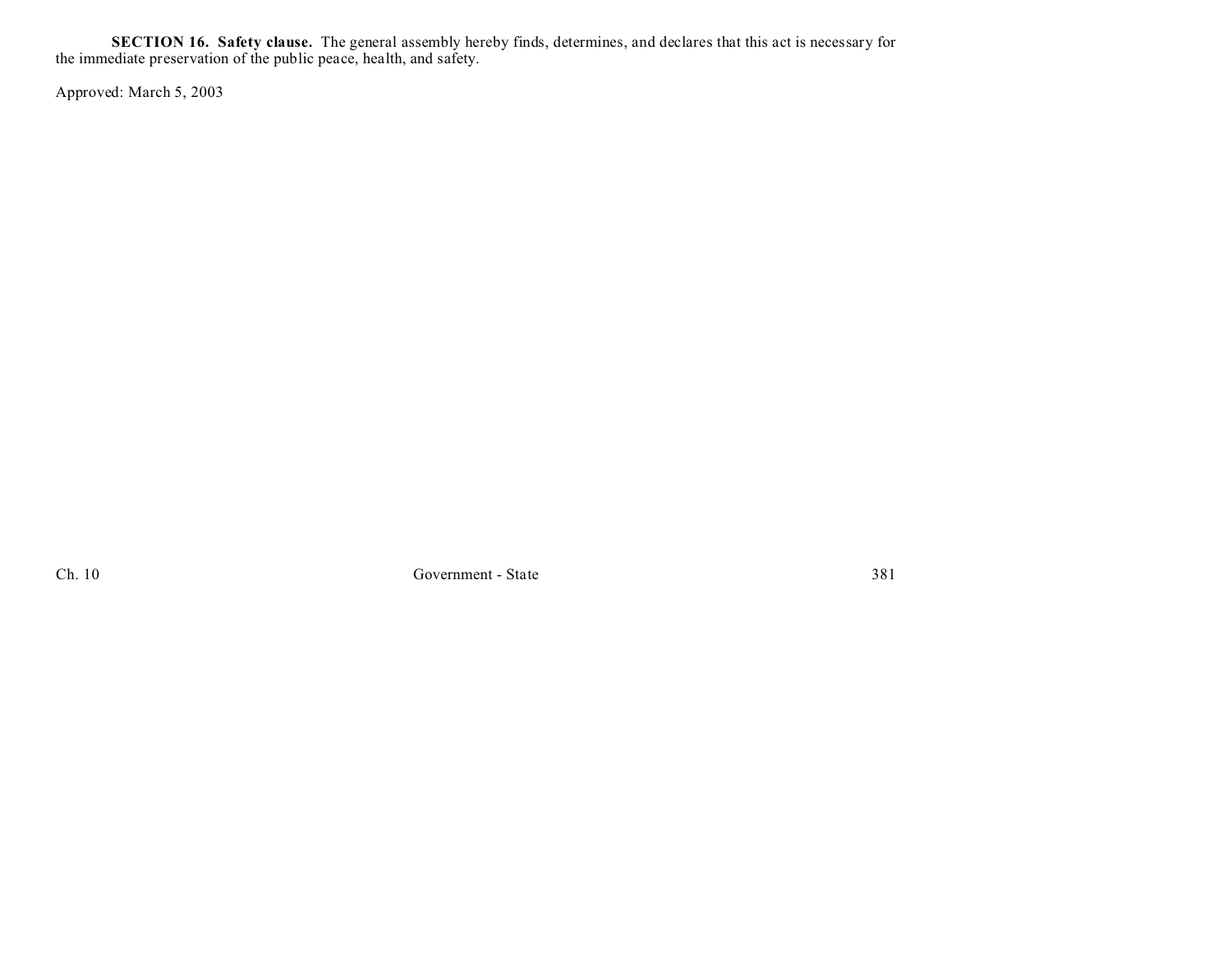**SECTION 16. Safety clause.** The general assembly hereby finds, determines, and declares that this act is necessary for the immediate preservation of the public peace, health, and safety.

Approved: March 5, 2003